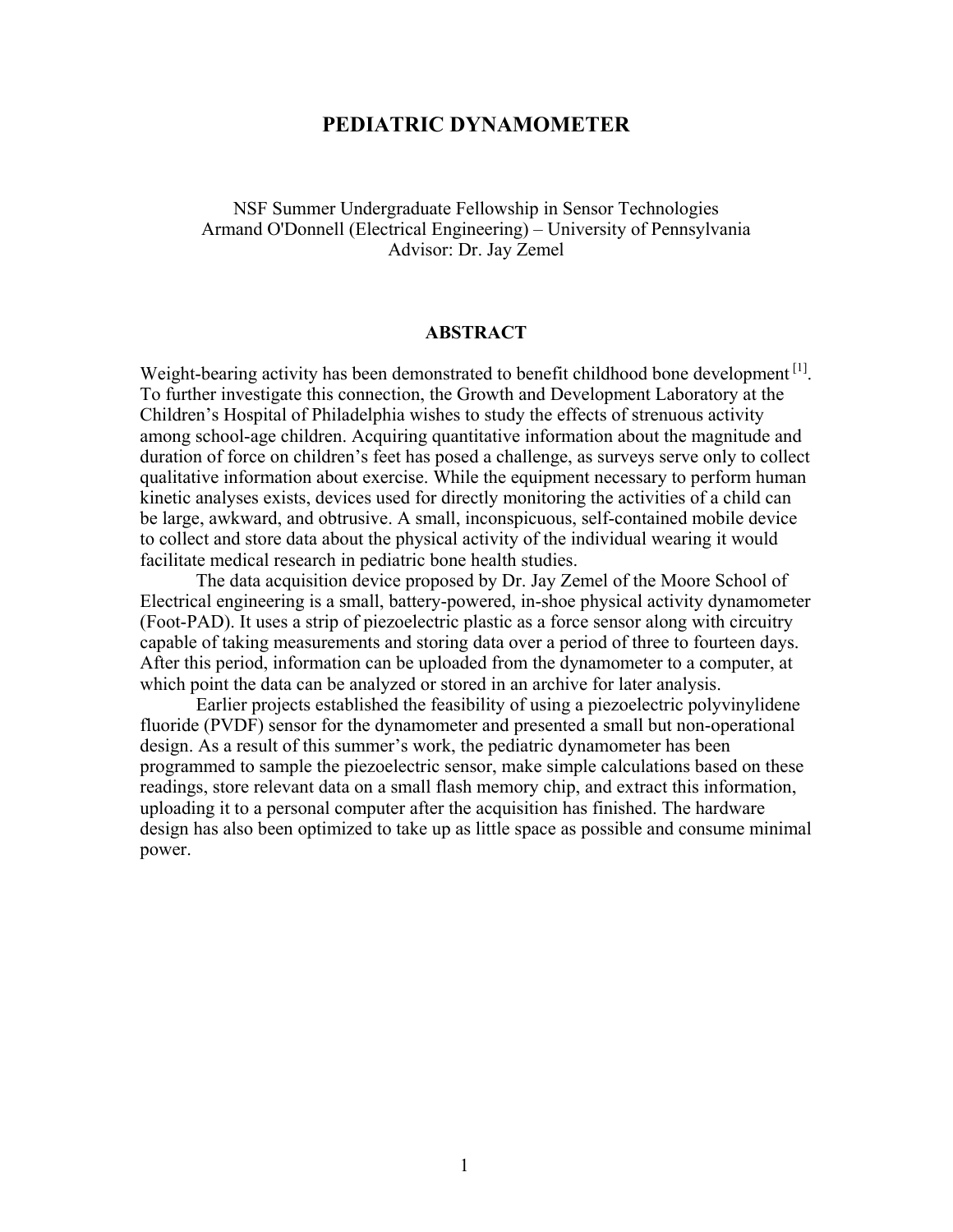# PEDIATRIC DYNAMOMETER

NSF Summer Undergraduate Fellowship in Sensor Technologies
Armand O'Donnell (Electrical Engineering) – University of Pennsylvania
Advisor: Dr. Jay Zemel

## ABSTRACT

Weight-bearing activity has been demonstrated to benefit childhood bone development [1]. To further investigate this connection, the Growth and Development Laboratory at the Children's Hospital of Philadelphia wishes to study the effects of strenuous activity among school-age children. Acquiring quantitative information about the magnitude and duration of force on children's feet has posed a challenge, as surveys serve only to collect qualitative information about exercise. While the equipment necessary to perform human kinetic analyses exists, devices used for directly monitoring the activities of a child can be large, awkward, and obtrusive. A small, inconspicuous, self-contained mobile device to collect and store data about the physical activity of the individual wearing it would facilitate medical research in pediatric bone health studies.

The data acquisition device proposed by Dr. Jay Zemel of the Moore School of Electrical engineering is a small, battery-powered, in-shoe physical activity dynamometer (Foot-PAD). It uses a strip of piezoelectric plastic as a force sensor along with circuitry capable of taking measurements and storing data over a period of three to fourteen days. After this period, information can be uploaded from the dynamometer to a computer, at which point the data can be analyzed or stored in an archive for later analysis.

Earlier projects established the feasibility of using a piezoelectric polyvinylidene fluoride (PVDF) sensor for the dynamometer and presented a small but non-operational design. As a result of this summer's work, the pediatric dynamometer has been programmed to sample the piezoelectric sensor, make simple calculations based on these readings, store relevant data on a small flash memory chip, and extract this information, uploading it to a personal computer after the acquisition has finished. The hardware design has also been optimized to take up as little space as possible and consume minimal power.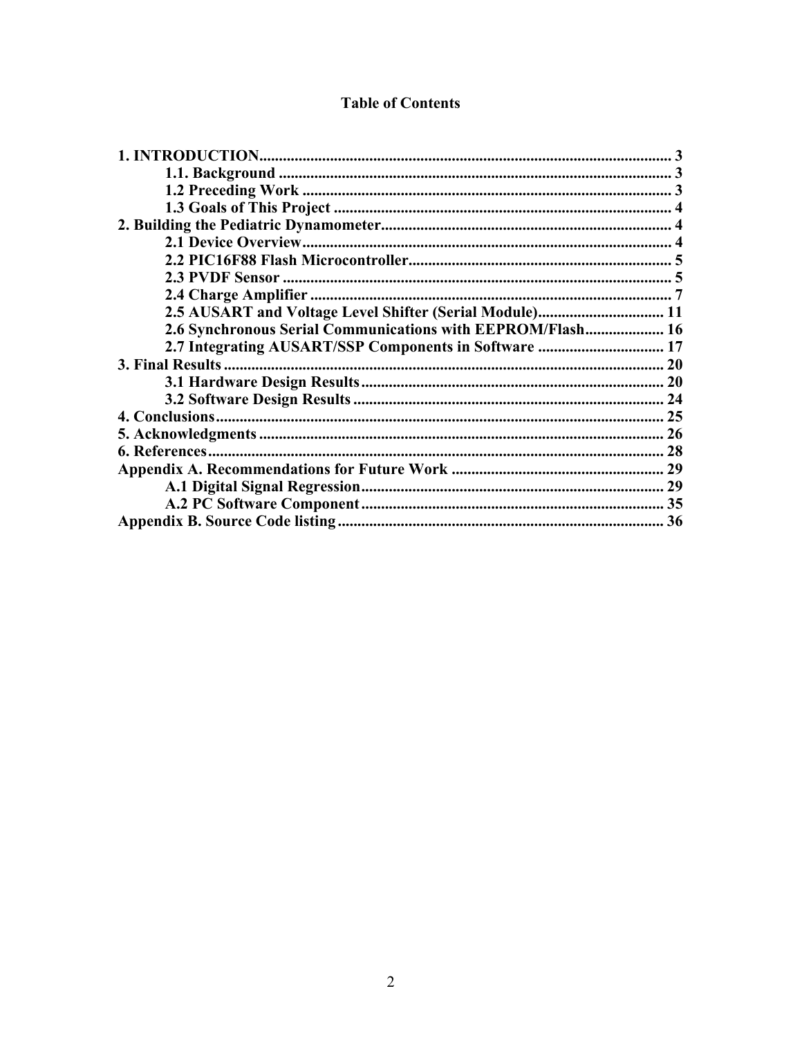**Table of Contents**

**1. INTRODUCTION** .......... 3
- **1.1. Background** .......... 3
- **1.2 Preceding Work** .......... 3
- **1.3 Goals of This Project** .......... 4

**2. Building the Pediatric Dynamometer** .......... 4
- **2.1 Device Overview** .......... 4
- **2.2 PIC16F88 Flash Microcontroller** .......... 5
- **2.3 PVDF Sensor** .......... 5
- **2.4 Charge Amplifier** .......... 7
- **2.5 AUSART and Voltage Level Shifter (Serial Module)** .......... 11
- **2.6 Synchronous Serial Communications with EEPROM/Flash** .......... 16
- **2.7 Integrating AUSART/SSP Components in Software** .......... 17

**3. Final Results** .......... 20
- **3.1 Hardware Design Results** .......... 20
- **3.2 Software Design Results** .......... 24

**4. Conclusions** .......... 25

**5. Acknowledgments** .......... 26

**6. References** .......... 28

**Appendix A. Recommendations for Future Work** .......... 29
- **A.1 Digital Signal Regression** .......... 29
- **A.2 PC Software Component** .......... 35

**Appendix B. Source Code listing** .......... 36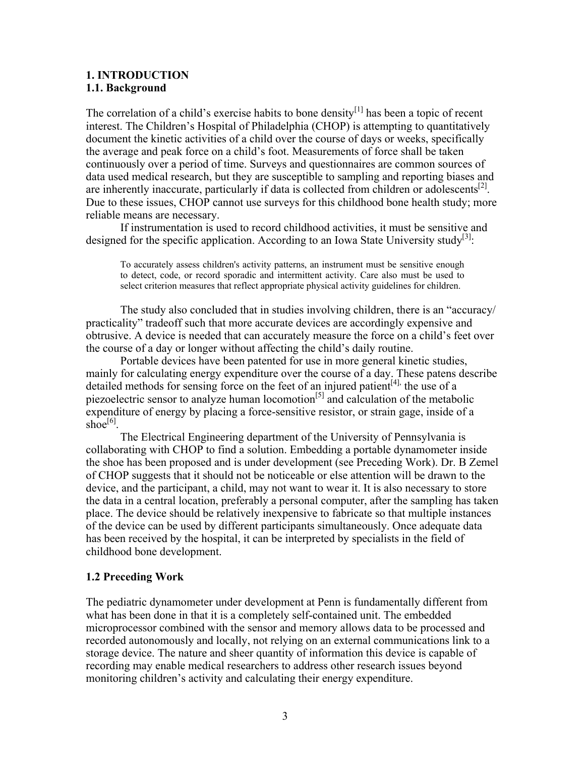# 1. INTRODUCTION

## 1.1. Background

The correlation of a child's exercise habits to bone density[1] has been a topic of recent interest. The Children's Hospital of Philadelphia (CHOP) is attempting to quantitatively document the kinetic activities of a child over the course of days or weeks, specifically the average and peak force on a child's foot. Measurements of force shall be taken continuously over a period of time. Surveys and questionnaires are common sources of data used medical research, but they are susceptible to sampling and reporting biases and are inherently inaccurate, particularly if data is collected from children or adolescents[2]. Due to these issues, CHOP cannot use surveys for this childhood bone health study; more reliable means are necessary.

If instrumentation is used to record childhood activities, it must be sensitive and designed for the specific application. According to an Iowa State University study[3]:

> To accurately assess children's activity patterns, an instrument must be sensitive enough to detect, code, or record sporadic and intermittent activity. Care also must be used to select criterion measures that reflect appropriate physical activity guidelines for children.

The study also concluded that in studies involving children, there is an "accuracy/ practicality" tradeoff such that more accurate devices are accordingly expensive and obtrusive. A device is needed that can accurately measure the force on a child's feet over the course of a day or longer without affecting the child's daily routine.

Portable devices have been patented for use in more general kinetic studies, mainly for calculating energy expenditure over the course of a day. These patens describe detailed methods for sensing force on the feet of an injured patient[4], the use of a piezoelectric sensor to analyze human locomotion[5] and calculation of the metabolic expenditure of energy by placing a force-sensitive resistor, or strain gage, inside of a shoe[6].

The Electrical Engineering department of the University of Pennsylvania is collaborating with CHOP to find a solution. Embedding a portable dynamometer inside the shoe has been proposed and is under development (see Preceding Work). Dr. B Zemel of CHOP suggests that it should not be noticeable or else attention will be drawn to the device, and the participant, a child, may not want to wear it. It is also necessary to store the data in a central location, preferably a personal computer, after the sampling has taken place. The device should be relatively inexpensive to fabricate so that multiple instances of the device can be used by different participants simultaneously. Once adequate data has been received by the hospital, it can be interpreted by specialists in the field of childhood bone development.

## 1.2 Preceding Work

The pediatric dynamometer under development at Penn is fundamentally different from what has been done in that it is a completely self-contained unit. The embedded microprocessor combined with the sensor and memory allows data to be processed and recorded autonomously and locally, not relying on an external communications link to a storage device. The nature and sheer quantity of information this device is capable of recording may enable medical researchers to address other research issues beyond monitoring children's activity and calculating their energy expenditure.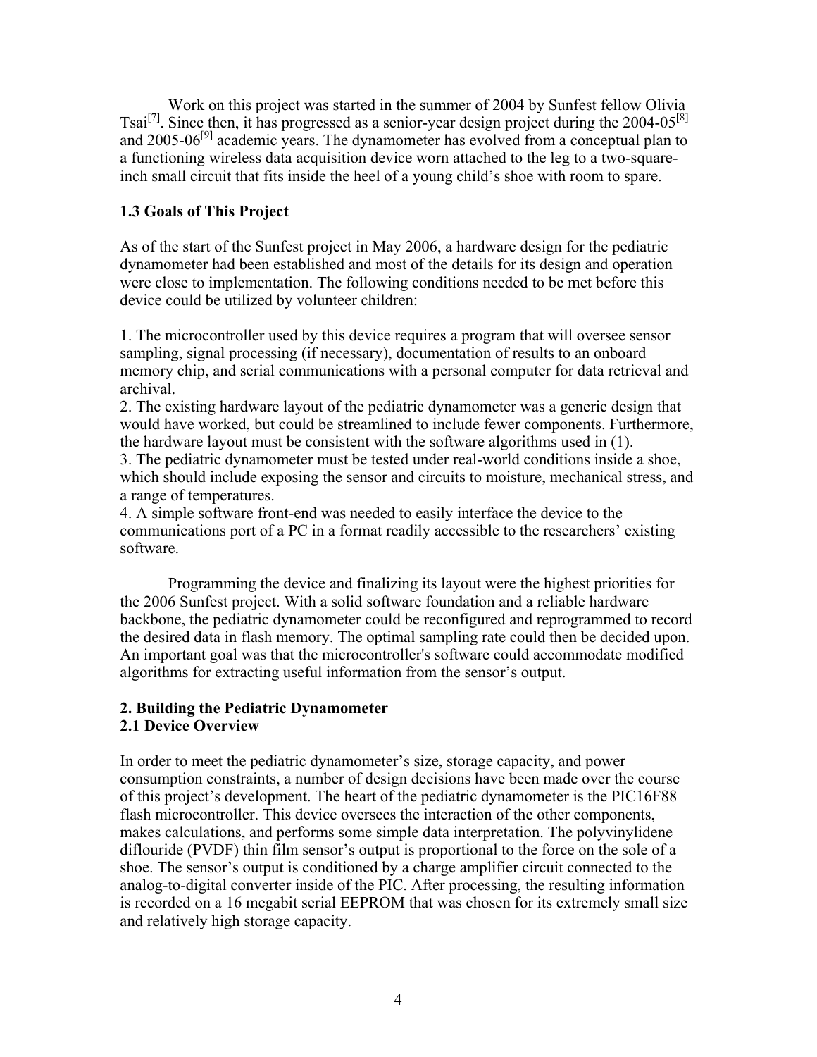Work on this project was started in the summer of 2004 by Sunfest fellow Olivia Tsai[7]. Since then, it has progressed as a senior-year design project during the 2004-05[8] and 2005-06[9] academic years. The dynamometer has evolved from a conceptual plan to a functioning wireless data acquisition device worn attached to the leg to a two-square-inch small circuit that fits inside the heel of a young child's shoe with room to spare.

### 1.3 Goals of This Project

As of the start of the Sunfest project in May 2006, a hardware design for the pediatric dynamometer had been established and most of the details for its design and operation were close to implementation. The following conditions needed to be met before this device could be utilized by volunteer children:

1. The microcontroller used by this device requires a program that will oversee sensor sampling, signal processing (if necessary), documentation of results to an onboard memory chip, and serial communications with a personal computer for data retrieval and archival.
2. The existing hardware layout of the pediatric dynamometer was a generic design that would have worked, but could be streamlined to include fewer components. Furthermore, the hardware layout must be consistent with the software algorithms used in (1).
3. The pediatric dynamometer must be tested under real-world conditions inside a shoe, which should include exposing the sensor and circuits to moisture, mechanical stress, and a range of temperatures.
4. A simple software front-end was needed to easily interface the device to the communications port of a PC in a format readily accessible to the researchers' existing software.

Programming the device and finalizing its layout were the highest priorities for the 2006 Sunfest project. With a solid software foundation and a reliable hardware backbone, the pediatric dynamometer could be reconfigured and reprogrammed to record the desired data in flash memory. The optimal sampling rate could then be decided upon. An important goal was that the microcontroller's software could accommodate modified algorithms for extracting useful information from the sensor's output.

## 2. Building the Pediatric Dynamometer

### 2.1 Device Overview

In order to meet the pediatric dynamometer's size, storage capacity, and power consumption constraints, a number of design decisions have been made over the course of this project's development. The heart of the pediatric dynamometer is the PIC16F88 flash microcontroller. This device oversees the interaction of the other components, makes calculations, and performs some simple data interpretation. The polyvinylidene diflouride (PVDF) thin film sensor's output is proportional to the force on the sole of a shoe. The sensor's output is conditioned by a charge amplifier circuit connected to the analog-to-digital converter inside of the PIC. After processing, the resulting information is recorded on a 16 megabit serial EEPROM that was chosen for its extremely small size and relatively high storage capacity.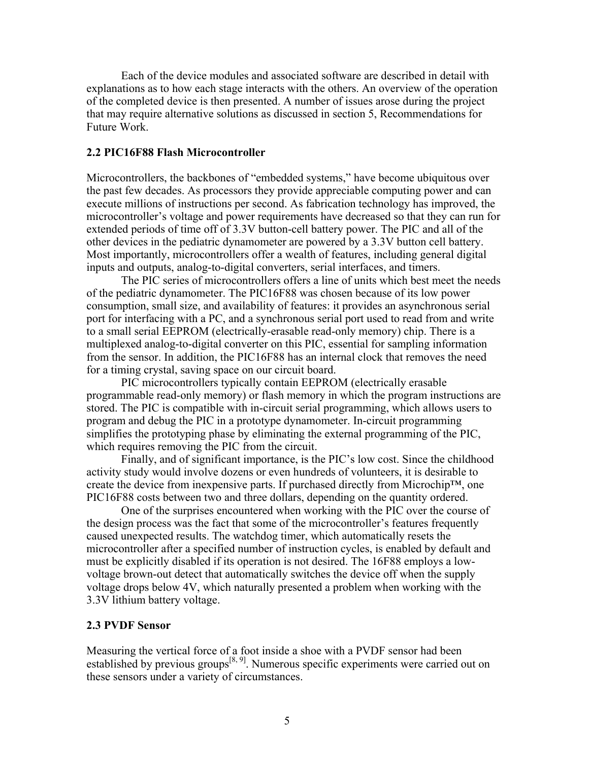Each of the device modules and associated software are described in detail with explanations as to how each stage interacts with the others. An overview of the operation of the completed device is then presented. A number of issues arose during the project that may require alternative solutions as discussed in section 5, Recommendations for Future Work.

### 2.2 PIC16F88 Flash Microcontroller

Microcontrollers, the backbones of "embedded systems," have become ubiquitous over the past few decades. As processors they provide appreciable computing power and can execute millions of instructions per second. As fabrication technology has improved, the microcontroller's voltage and power requirements have decreased so that they can run for extended periods of time off of 3.3V button-cell battery power. The PIC and all of the other devices in the pediatric dynamometer are powered by a 3.3V button cell battery. Most importantly, microcontrollers offer a wealth of features, including general digital inputs and outputs, analog-to-digital converters, serial interfaces, and timers.

The PIC series of microcontrollers offers a line of units which best meet the needs of the pediatric dynamometer. The PIC16F88 was chosen because of its low power consumption, small size, and availability of features: it provides an asynchronous serial port for interfacing with a PC, and a synchronous serial port used to read from and write to a small serial EEPROM (electrically-erasable read-only memory) chip. There is a multiplexed analog-to-digital converter on this PIC, essential for sampling information from the sensor. In addition, the PIC16F88 has an internal clock that removes the need for a timing crystal, saving space on our circuit board.

PIC microcontrollers typically contain EEPROM (electrically erasable programmable read-only memory) or flash memory in which the program instructions are stored. The PIC is compatible with in-circuit serial programming, which allows users to program and debug the PIC in a prototype dynamometer. In-circuit programming simplifies the prototyping phase by eliminating the external programming of the PIC, which requires removing the PIC from the circuit.

Finally, and of significant importance, is the PIC's low cost. Since the childhood activity study would involve dozens or even hundreds of volunteers, it is desirable to create the device from inexpensive parts. If purchased directly from Microchip™, one PIC16F88 costs between two and three dollars, depending on the quantity ordered.

One of the surprises encountered when working with the PIC over the course of the design process was the fact that some of the microcontroller's features frequently caused unexpected results. The watchdog timer, which automatically resets the microcontroller after a specified number of instruction cycles, is enabled by default and must be explicitly disabled if its operation is not desired. The 16F88 employs a low-voltage brown-out detect that automatically switches the device off when the supply voltage drops below 4V, which naturally presented a problem when working with the 3.3V lithium battery voltage.

### 2.3 PVDF Sensor

Measuring the vertical force of a foot inside a shoe with a PVDF sensor had been established by previous groups[8, 9]. Numerous specific experiments were carried out on these sensors under a variety of circumstances.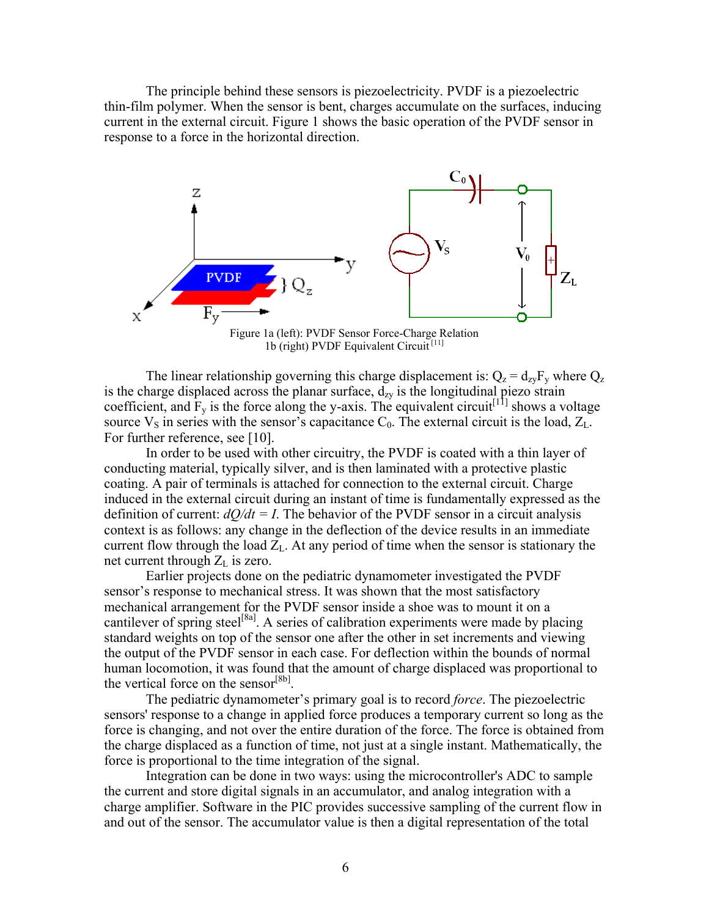The principle behind these sensors is piezoelectricity. PVDF is a piezoelectric thin-film polymer. When the sensor is bent, charges accumulate on the surfaces, inducing current in the external circuit. Figure 1 shows the basic operation of the PVDF sensor in response to a force in the horizontal direction.

z

y

x

PVDF

} $Q_z$

$F_y$

$C_0$

$V_S$

$V_0$

$Z_L$

Figure 1a (left): PVDF Sensor Force-Charge Relation
1b (right) PVDF Equivalent Circuit [11]

The linear relationship governing this charge displacement is: $Q_z = d_{zy}F_y$ where $Q_z$ is the charge displaced across the planar surface, $d_{zy}$ is the longitudinal piezo strain coefficient, and $F_y$ is the force along the y-axis. The equivalent circuit[11] shows a voltage source $V_S$ in series with the sensor's capacitance $C_0$. The external circuit is the load, $Z_L$. For further reference, see [10].

In order to be used with other circuitry, the PVDF is coated with a thin layer of conducting material, typically silver, and is then laminated with a protective plastic coating. A pair of terminals is attached for connection to the external circuit. Charge induced in the external circuit during an instant of time is fundamentally expressed as the definition of current: $dQ/dt = I$. The behavior of the PVDF sensor in a circuit analysis context is as follows: any change in the deflection of the device results in an immediate current flow through the load $Z_L$. At any period of time when the sensor is stationary the net current through $Z_L$ is zero.

Earlier projects done on the pediatric dynamometer investigated the PVDF sensor's response to mechanical stress. It was shown that the most satisfactory mechanical arrangement for the PVDF sensor inside a shoe was to mount it on a cantilever of spring steel[8a]. A series of calibration experiments were made by placing standard weights on top of the sensor one after the other in set increments and viewing the output of the PVDF sensor in each case. For deflection within the bounds of normal human locomotion, it was found that the amount of charge displaced was proportional to the vertical force on the sensor[8b].

The pediatric dynamometer's primary goal is to record *force*. The piezoelectric sensors' response to a change in applied force produces a temporary current so long as the force is changing, and not over the entire duration of the force. The force is obtained from the charge displaced as a function of time, not just at a single instant. Mathematically, the force is proportional to the time integration of the signal.

Integration can be done in two ways: using the microcontroller's ADC to sample the current and store digital signals in an accumulator, and analog integration with a charge amplifier. Software in the PIC provides successive sampling of the current flow in and out of the sensor. The accumulator value is then a digital representation of the total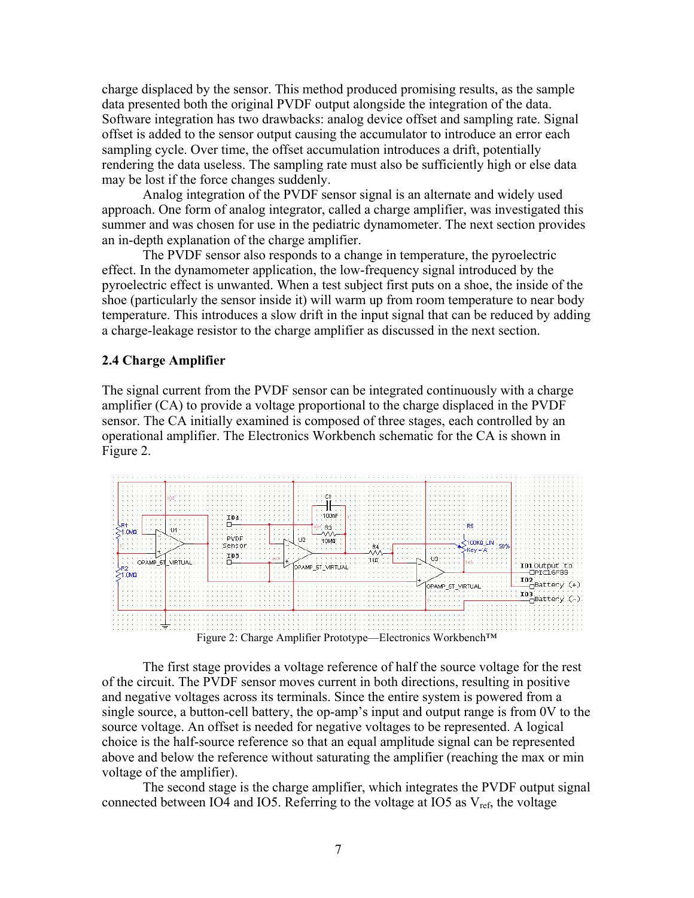charge displaced by the sensor. This method produced promising results, as the sample data presented both the original PVDF output alongside the integration of the data. Software integration has two drawbacks: analog device offset and sampling rate. Signal offset is added to the sensor output causing the accumulator to introduce an error each sampling cycle. Over time, the offset accumulation introduces a drift, potentially rendering the data useless. The sampling rate must also be sufficiently high or else data may be lost if the force changes suddenly.

Analog integration of the PVDF sensor signal is an alternate and widely used approach. One form of analog integrator, called a charge amplifier, was investigated this summer and was chosen for use in the pediatric dynamometer. The next section provides an in-depth explanation of the charge amplifier.

The PVDF sensor also responds to a change in temperature, the pyroelectric effect. In the dynamometer application, the low-frequency signal introduced by the pyroelectric effect is unwanted. When a test subject first puts on a shoe, the inside of the shoe (particularly the sensor inside it) will warm up from room temperature to near body temperature. This introduces a slow drift in the input signal that can be reduced by adding a charge-leakage resistor to the charge amplifier as discussed in the next section.

### 2.4 Charge Amplifier

The signal current from the PVDF sensor can be integrated continuously with a charge amplifier (CA) to provide a voltage proportional to the charge displaced in the PVDF sensor. The CA initially examined is composed of three stages, each controlled by an operational amplifier. The Electronics Workbench schematic for the CA is shown in Figure 2.

Figure 2: Charge Amplifier Prototype—Electronics Workbench™

The first stage provides a voltage reference of half the source voltage for the rest of the circuit. The PVDF sensor moves current in both directions, resulting in positive and negative voltages across its terminals. Since the entire system is powered from a single source, a button-cell battery, the op-amp's input and output range is from 0V to the source voltage. An offset is needed for negative voltages to be represented. A logical choice is the half-source reference so that an equal amplitude signal can be represented above and below the reference without saturating the amplifier (reaching the max or min voltage of the amplifier).

The second stage is the charge amplifier, which integrates the PVDF output signal connected between IO4 and IO5. Referring to the voltage at IO5 as $V_{ref}$, the voltage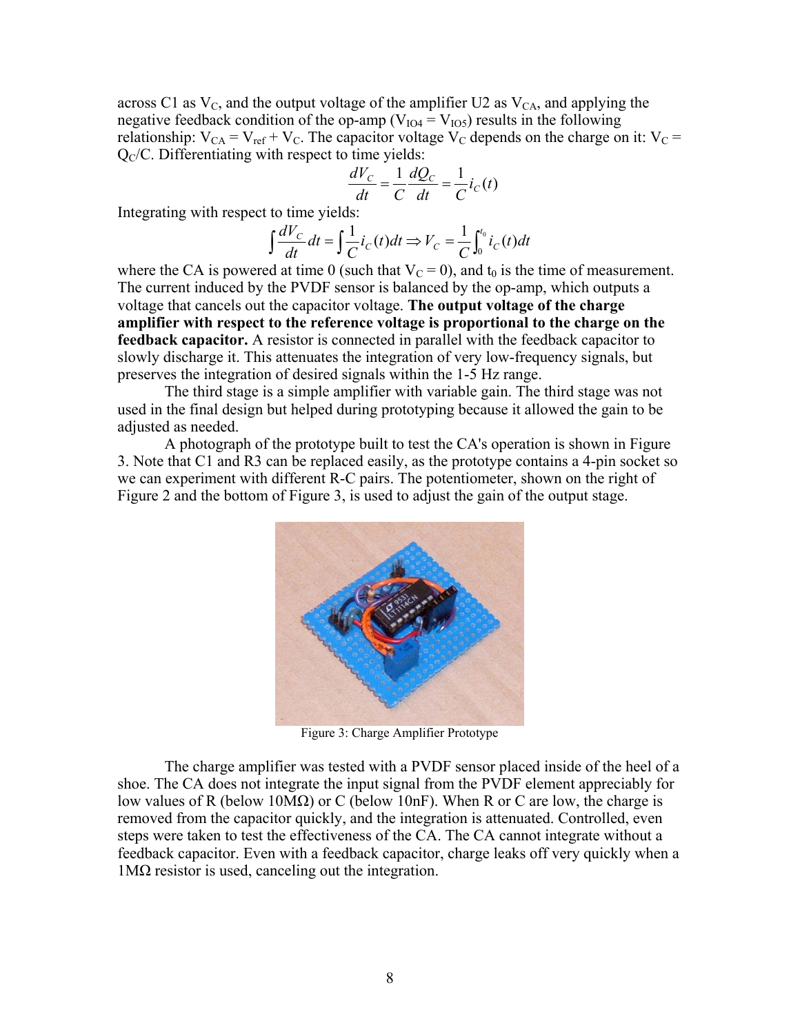across C1 as $V_C$, and the output voltage of the amplifier U2 as $V_{CA}$, and applying the negative feedback condition of the op-amp ($V_{IO4} = V_{IO5}$) results in the following relationship: $V_{CA} = V_{ref} + V_C$. The capacitor voltage $V_C$ depends on the charge on it: $V_C = Q_C/C$. Differentiating with respect to time yields:

$$\frac{dV_C}{dt} = \frac{1}{C}\frac{dQ_C}{dt} = \frac{1}{C}i_C(t)$$

Integrating with respect to time yields:

$$\int \frac{dV_C}{dt}dt = \int \frac{1}{C}i_C(t)dt \Rightarrow V_C = \frac{1}{C}\int_0^{t_0} i_C(t)dt$$

where the CA is powered at time 0 (such that $V_C = 0$), and $t_0$ is the time of measurement. The current induced by the PVDF sensor is balanced by the op-amp, which outputs a voltage that cancels out the capacitor voltage. **The output voltage of the charge amplifier with respect to the reference voltage is proportional to the charge on the feedback capacitor.** A resistor is connected in parallel with the feedback capacitor to slowly discharge it. This attenuates the integration of very low-frequency signals, but preserves the integration of desired signals within the 1-5 Hz range.

The third stage is a simple amplifier with variable gain. The third stage was not used in the final design but helped during prototyping because it allowed the gain to be adjusted as needed.

A photograph of the prototype built to test the CA's operation is shown in Figure 3. Note that C1 and R3 can be replaced easily, as the prototype contains a 4-pin socket so we can experiment with different R-C pairs. The potentiometer, shown on the right of Figure 2 and the bottom of Figure 3, is used to adjust the gain of the output stage.

Figure 3: Charge Amplifier Prototype

The charge amplifier was tested with a PVDF sensor placed inside of the heel of a shoe. The CA does not integrate the input signal from the PVDF element appreciably for low values of R (below 10MΩ) or C (below 10nF). When R or C are low, the charge is removed from the capacitor quickly, and the integration is attenuated. Controlled, even steps were taken to test the effectiveness of the CA. The CA cannot integrate without a feedback capacitor. Even with a feedback capacitor, charge leaks off very quickly when a 1MΩ resistor is used, canceling out the integration.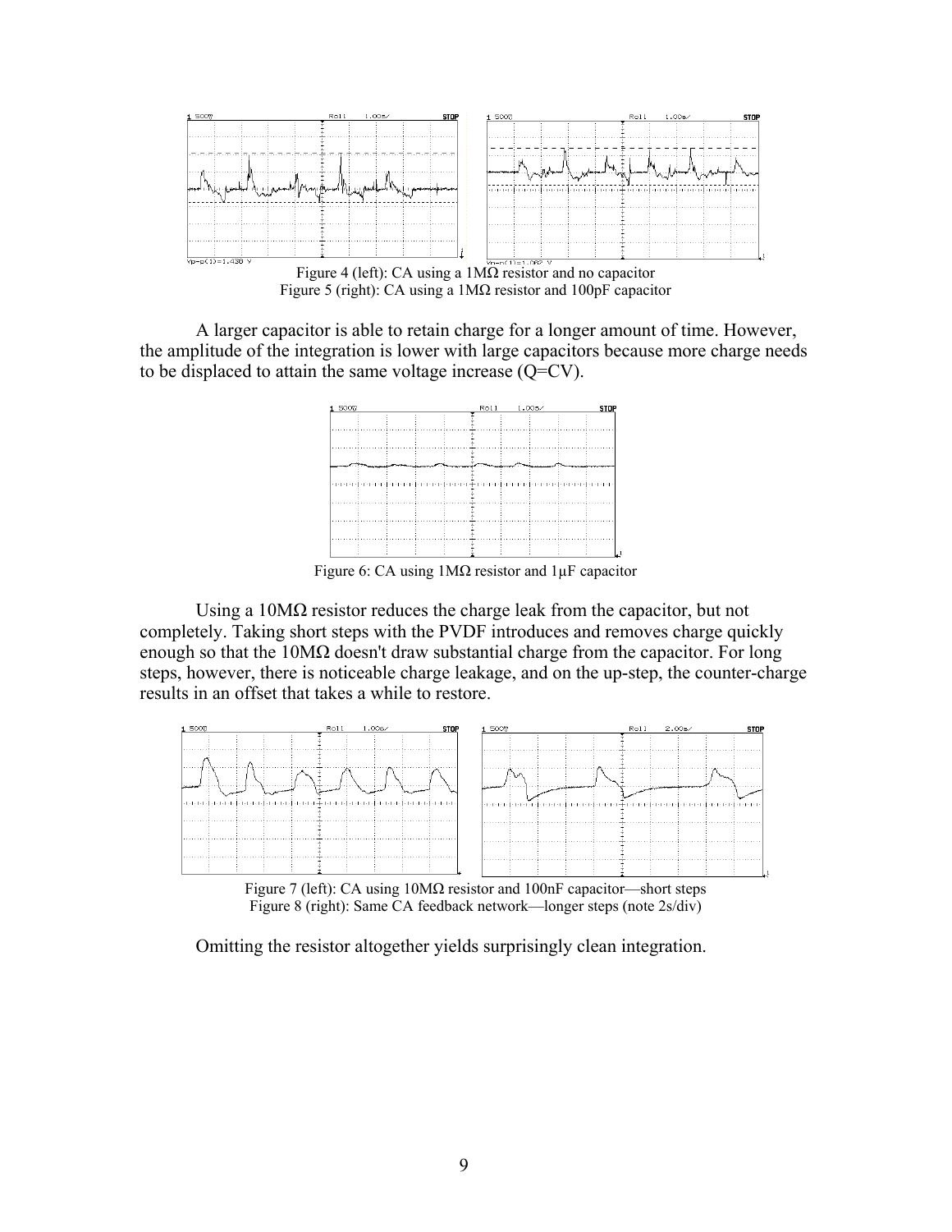1 500mV Roll 1.00s/ STOP

Vp-p(1)=1.438 V

1 500mV Roll 1.00s/ STOP

Vp-p(1)=1.082 V

Figure 4 (left): CA using a 1MΩ resistor and no capacitor
Figure 5 (right): CA using a 1MΩ resistor and 100pF capacitor

A larger capacitor is able to retain charge for a longer amount of time. However, the amplitude of the integration is lower with large capacitors because more charge needs to be displaced to attain the same voltage increase (Q=CV).

1 500mV Roll 1.00s/ STOP

Figure 6: CA using 1MΩ resistor and 1μF capacitor

Using a 10MΩ resistor reduces the charge leak from the capacitor, but not completely. Taking short steps with the PVDF introduces and removes charge quickly enough so that the 10MΩ doesn't draw substantial charge from the capacitor. For long steps, however, there is noticeable charge leakage, and on the up-step, the counter-charge results in an offset that takes a while to restore.

1 500mV Roll 1.00s/ STOP

1 500mV Roll 2.00s/ STOP

Figure 7 (left): CA using 10MΩ resistor and 100nF capacitor—short steps
Figure 8 (right): Same CA feedback network—longer steps (note 2s/div)

Omitting the resistor altogether yields surprisingly clean integration.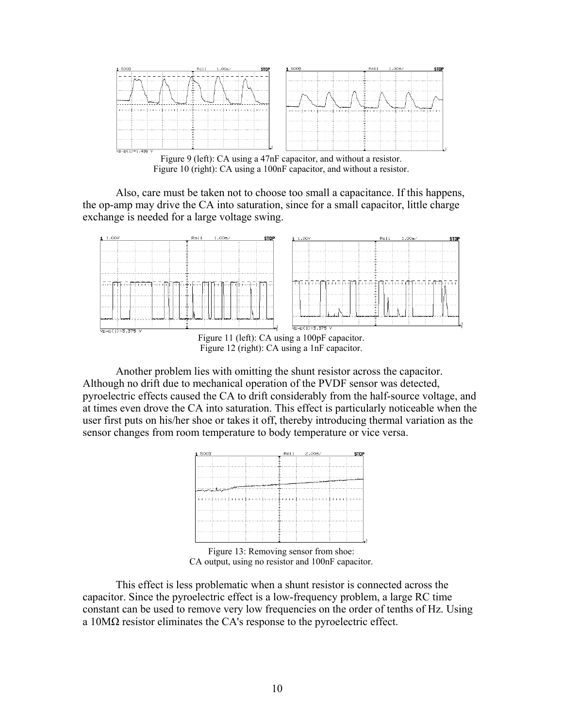1 500V Roll 1.00s/ STOP

Vp-p(1)=1.438 V

1 500V Roll 1.00s/ STOP

Figure 9 (left): CA using a 47nF capacitor, and without a resistor.
Figure 10 (right): CA using a 100nF capacitor, and without a resistor.

Also, care must be taken not to choose too small a capacitance. If this happens, the op-amp may drive the CA into saturation, since for a small capacitor, little charge exchange is needed for a large voltage swing.

1 1.00V Roll 1.00s/ STOP

Vp-p(1)=3.375 V

1 1.00V Roll 1.00s/ STOP

Vp-p(1)=3.375 V

Figure 11 (left): CA using a 100pF capacitor.
Figure 12 (right): CA using a 1nF capacitor.

Another problem lies with omitting the shunt resistor across the capacitor. Although no drift due to mechanical operation of the PVDF sensor was detected, pyroelectric effects caused the CA to drift considerably from the half-source voltage, and at times even drove the CA into saturation. This effect is particularly noticeable when the user first puts on his/her shoe or takes it off, thereby introducing thermal variation as the sensor changes from room temperature to body temperature or vice versa.

1 500V Roll 2.00s/ STOP

Figure 13: Removing sensor from shoe:
CA output, using no resistor and 100nF capacitor.

This effect is less problematic when a shunt resistor is connected across the capacitor. Since the pyroelectric effect is a low-frequency problem, a large RC time constant can be used to remove very low frequencies on the order of tenths of Hz. Using a 10MΩ resistor eliminates the CA's response to the pyroelectric effect.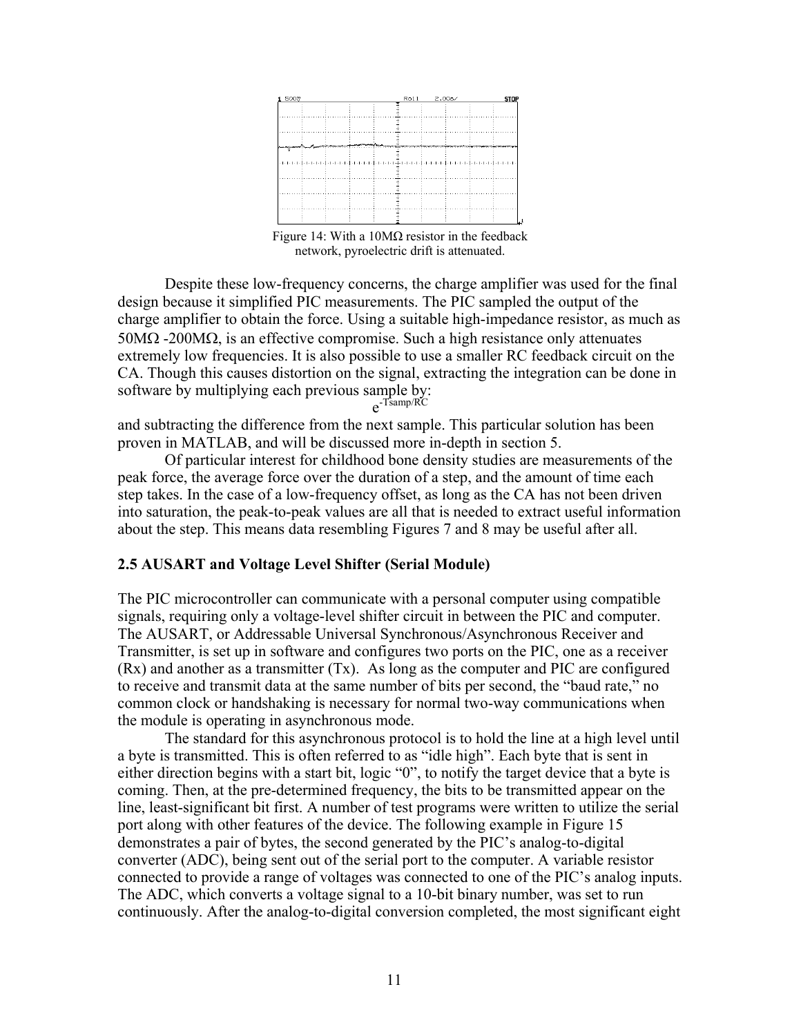1 500mV Roll 2.00s/ STOP

Figure 14: With a 10MΩ resistor in the feedback network, pyroelectric drift is attenuated.

Despite these low-frequency concerns, the charge amplifier was used for the final design because it simplified PIC measurements. The PIC sampled the output of the charge amplifier to obtain the force. Using a suitable high-impedance resistor, as much as 50MΩ -200MΩ, is an effective compromise. Such a high resistance only attenuates extremely low frequencies. It is also possible to use a smaller RC feedback circuit on the CA. Though this causes distortion on the signal, extracting the integration can be done in software by multiplying each previous sample by:

$$e^{-Tsamp/RC}$$

and subtracting the difference from the next sample. This particular solution has been proven in MATLAB, and will be discussed more in-depth in section 5.

Of particular interest for childhood bone density studies are measurements of the peak force, the average force over the duration of a step, and the amount of time each step takes. In the case of a low-frequency offset, as long as the CA has not been driven into saturation, the peak-to-peak values are all that is needed to extract useful information about the step. This means data resembling Figures 7 and 8 may be useful after all.

### 2.5 AUSART and Voltage Level Shifter (Serial Module)

The PIC microcontroller can communicate with a personal computer using compatible signals, requiring only a voltage-level shifter circuit in between the PIC and computer. The AUSART, or Addressable Universal Synchronous/Asynchronous Receiver and Transmitter, is set up in software and configures two ports on the PIC, one as a receiver (Rx) and another as a transmitter (Tx). As long as the computer and PIC are configured to receive and transmit data at the same number of bits per second, the "baud rate," no common clock or handshaking is necessary for normal two-way communications when the module is operating in asynchronous mode.

The standard for this asynchronous protocol is to hold the line at a high level until a byte is transmitted. This is often referred to as "idle high". Each byte that is sent in either direction begins with a start bit, logic "0", to notify the target device that a byte is coming. Then, at the pre-determined frequency, the bits to be transmitted appear on the line, least-significant bit first. A number of test programs were written to utilize the serial port along with other features of the device. The following example in Figure 15 demonstrates a pair of bytes, the second generated by the PIC's analog-to-digital converter (ADC), being sent out of the serial port to the computer. A variable resistor connected to provide a range of voltages was connected to one of the PIC's analog inputs. The ADC, which converts a voltage signal to a 10-bit binary number, was set to run continuously. After the analog-to-digital conversion completed, the most significant eight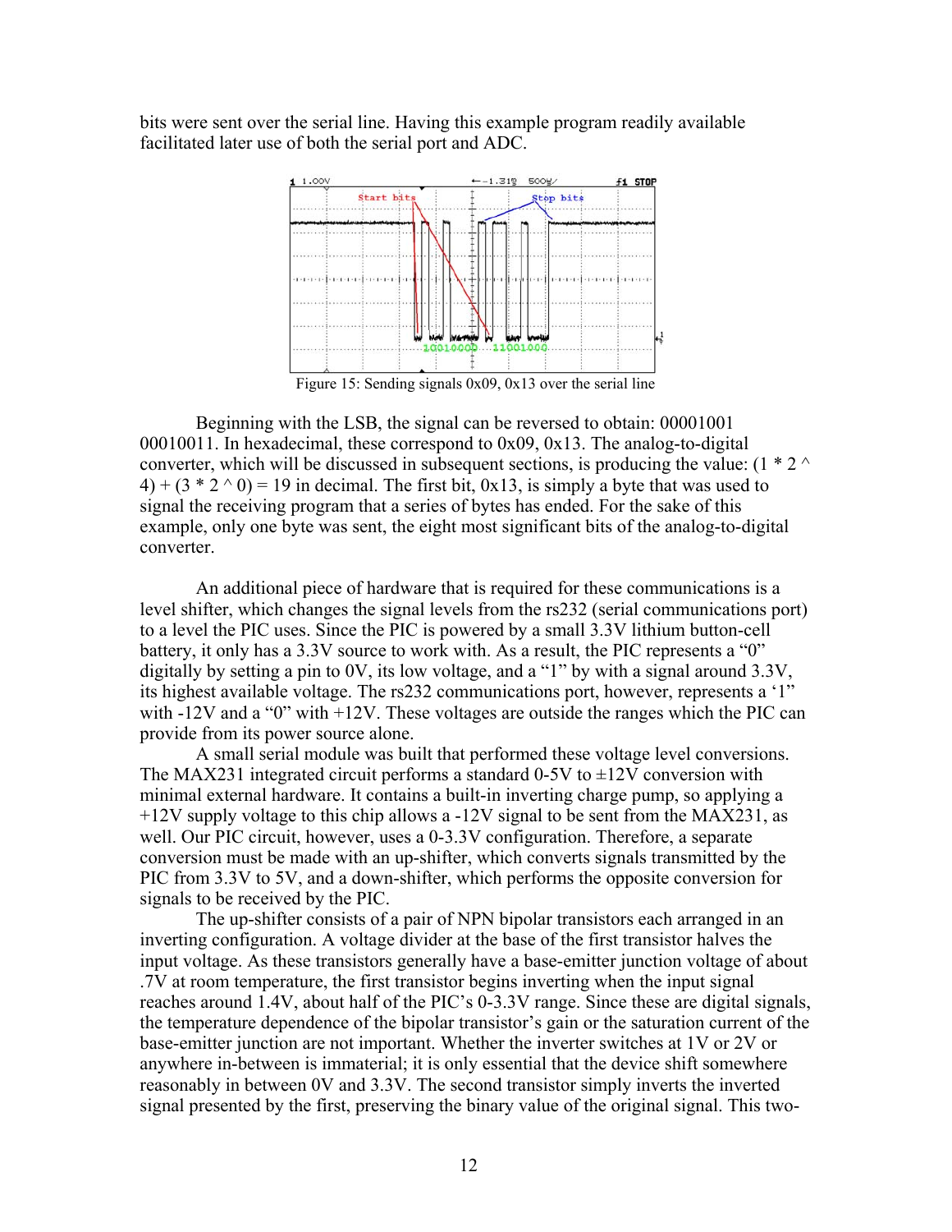bits were sent over the serial line. Having this example program readily available facilitated later use of both the serial port and ADC.

1 1.00V ←-1.310 500µ/ f1 STOP

Start bits

Stop bits

10010000 11001000

Figure 15: Sending signals 0x09, 0x13 over the serial line

Beginning with the LSB, the signal can be reversed to obtain: 00001001 00010011. In hexadecimal, these correspond to 0x09, 0x13. The analog-to-digital converter, which will be discussed in subsequent sections, is producing the value: (1 * 2 ^ 4) + (3 * 2 ^ 0) = 19 in decimal. The first bit, 0x13, is simply a byte that was used to signal the receiving program that a series of bytes has ended. For the sake of this example, only one byte was sent, the eight most significant bits of the analog-to-digital converter.

An additional piece of hardware that is required for these communications is a level shifter, which changes the signal levels from the rs232 (serial communications port) to a level the PIC uses. Since the PIC is powered by a small 3.3V lithium button-cell battery, it only has a 3.3V source to work with. As a result, the PIC represents a "0" digitally by setting a pin to 0V, its low voltage, and a "1" by with a signal around 3.3V, its highest available voltage. The rs232 communications port, however, represents a '1' with -12V and a "0" with +12V. These voltages are outside the ranges which the PIC can provide from its power source alone.

A small serial module was built that performed these voltage level conversions. The MAX231 integrated circuit performs a standard 0-5V to ±12V conversion with minimal external hardware. It contains a built-in inverting charge pump, so applying a +12V supply voltage to this chip allows a -12V signal to be sent from the MAX231, as well. Our PIC circuit, however, uses a 0-3.3V configuration. Therefore, a separate conversion must be made with an up-shifter, which converts signals transmitted by the PIC from 3.3V to 5V, and a down-shifter, which performs the opposite conversion for signals to be received by the PIC.

The up-shifter consists of a pair of NPN bipolar transistors each arranged in an inverting configuration. A voltage divider at the base of the first transistor halves the input voltage. As these transistors generally have a base-emitter junction voltage of about .7V at room temperature, the first transistor begins inverting when the input signal reaches around 1.4V, about half of the PIC's 0-3.3V range. Since these are digital signals, the temperature dependence of the bipolar transistor's gain or the saturation current of the base-emitter junction are not important. Whether the inverter switches at 1V or 2V or anywhere in-between is immaterial; it is only essential that the device shift somewhere reasonably in between 0V and 3.3V. The second transistor simply inverts the inverted signal presented by the first, preserving the binary value of the original signal. This two-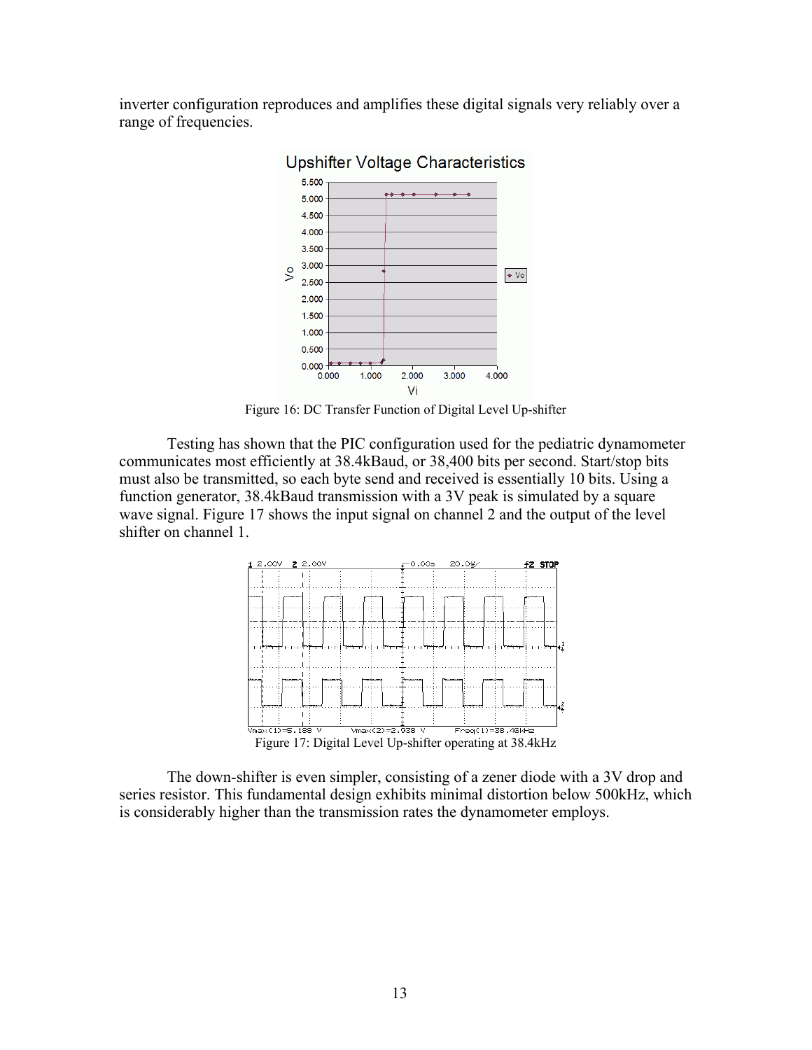inverter configuration reproduces and amplifies these digital signals very reliably over a range of frequencies.

Figure 16: DC Transfer Function of Digital Level Up-shifter

Testing has shown that the PIC configuration used for the pediatric dynamometer communicates most efficiently at 38.4kBaud, or 38,400 bits per second. Start/stop bits must also be transmitted, so each byte send and received is essentially 10 bits. Using a function generator, 38.4kBaud transmission with a 3V peak is simulated by a square wave signal. Figure 17 shows the input signal on channel 2 and the output of the level shifter on channel 1.

Figure 17: Digital Level Up-shifter operating at 38.4kHz

The down-shifter is even simpler, consisting of a zener diode with a 3V drop and series resistor. This fundamental design exhibits minimal distortion below 500kHz, which is considerably higher than the transmission rates the dynamometer employs.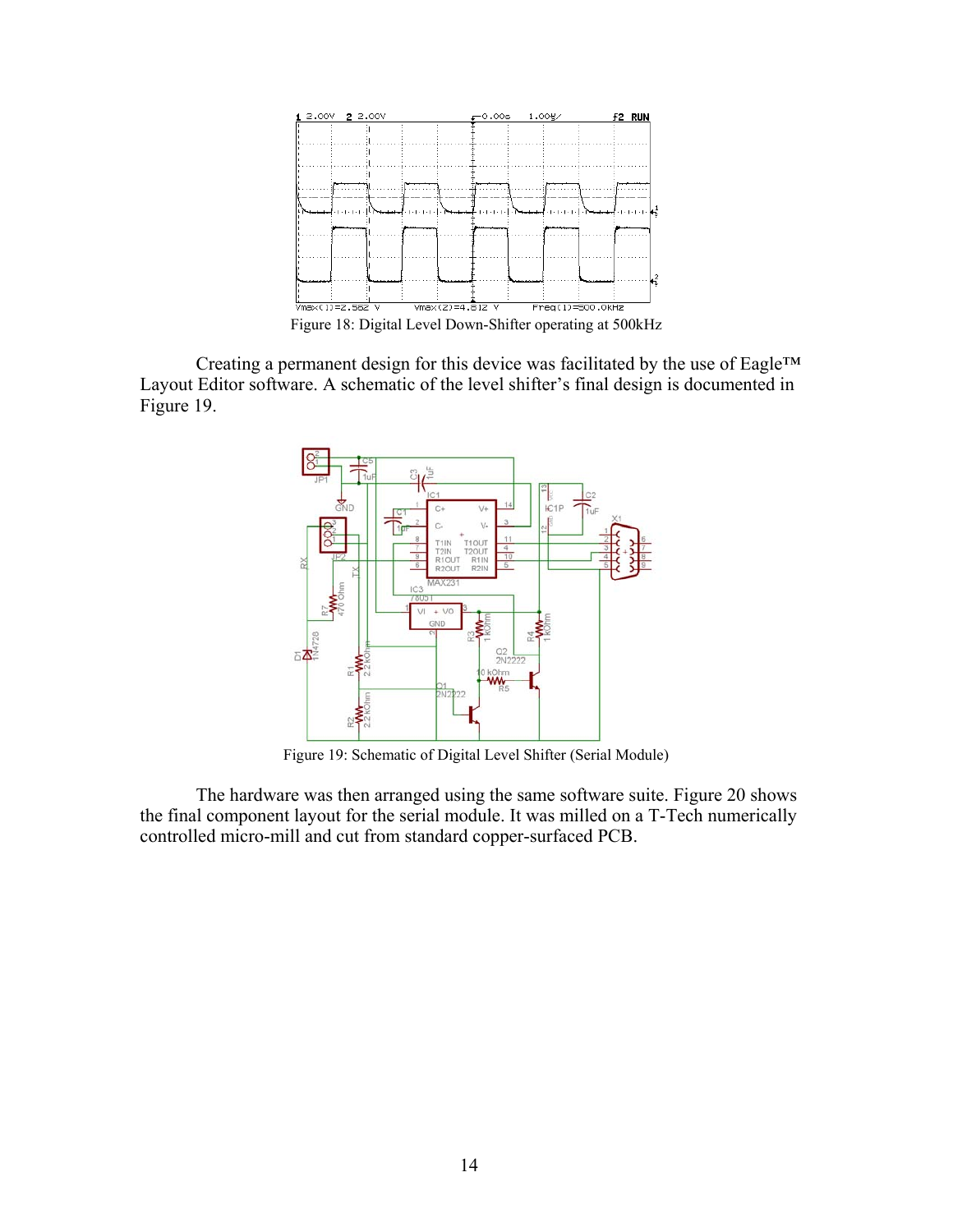1 2.00V 2 2.00V 0.00s 1.00µ/ f2 RUN

Vmax(1)=2.562 V Vmax(2)=4.812 V Freq(1)=500.0kHz

Figure 18: Digital Level Down-Shifter operating at 500kHz

Creating a permanent design for this device was facilitated by the use of Eagle™ Layout Editor software. A schematic of the level shifter's final design is documented in Figure 19.

Figure 19: Schematic of Digital Level Shifter (Serial Module)

The hardware was then arranged using the same software suite. Figure 20 shows the final component layout for the serial module. It was milled on a T-Tech numerically controlled micro-mill and cut from standard copper-surfaced PCB.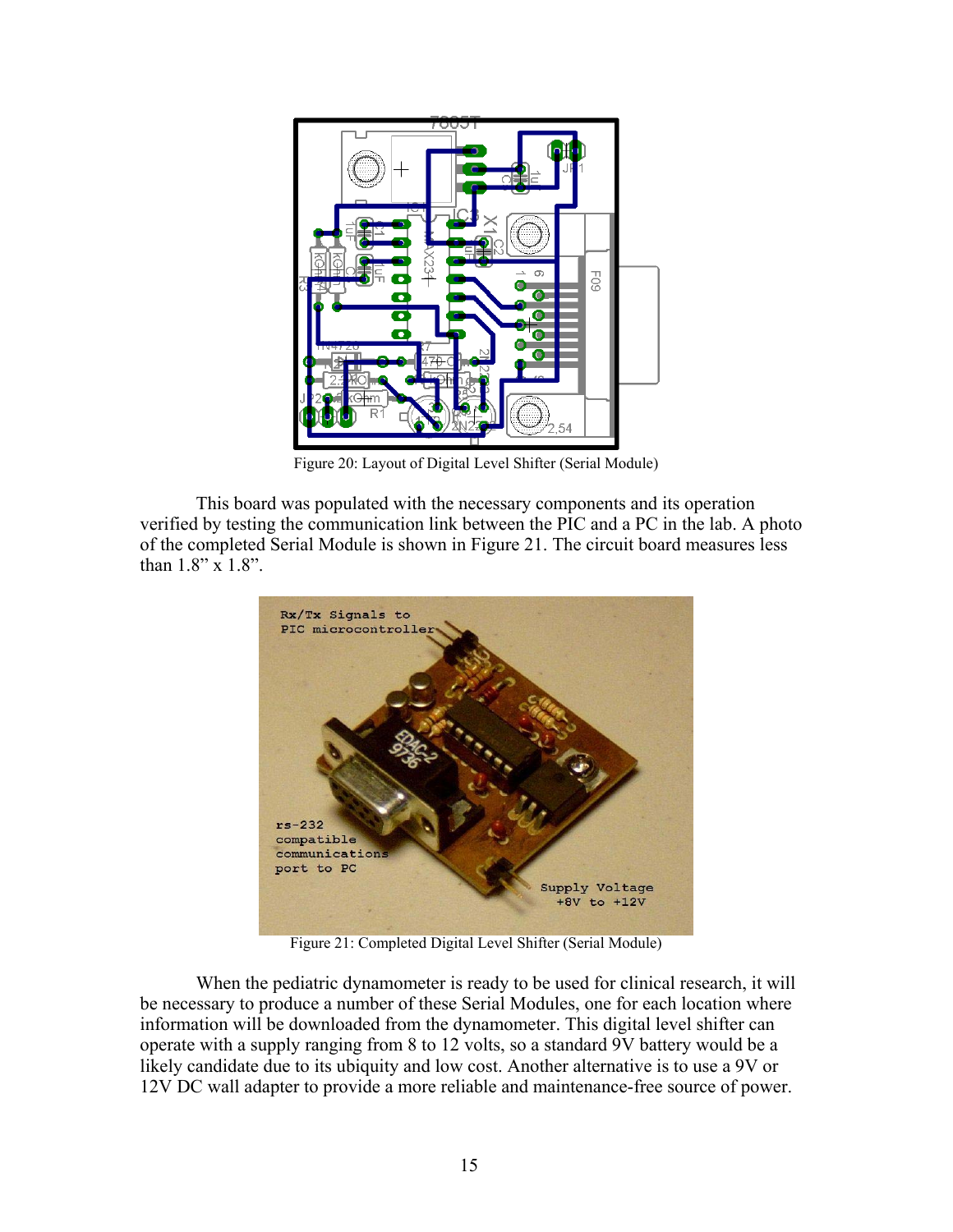Figure 20: Layout of Digital Level Shifter (Serial Module)

This board was populated with the necessary components and its operation verified by testing the communication link between the PIC and a PC in the lab. A photo of the completed Serial Module is shown in Figure 21. The circuit board measures less than 1.8" x 1.8".

Figure 21: Completed Digital Level Shifter (Serial Module)

When the pediatric dynamometer is ready to be used for clinical research, it will be necessary to produce a number of these Serial Modules, one for each location where information will be downloaded from the dynamometer. This digital level shifter can operate with a supply ranging from 8 to 12 volts, so a standard 9V battery would be a likely candidate due to its ubiquity and low cost. Another alternative is to use a 9V or 12V DC wall adapter to provide a more reliable and maintenance-free source of power.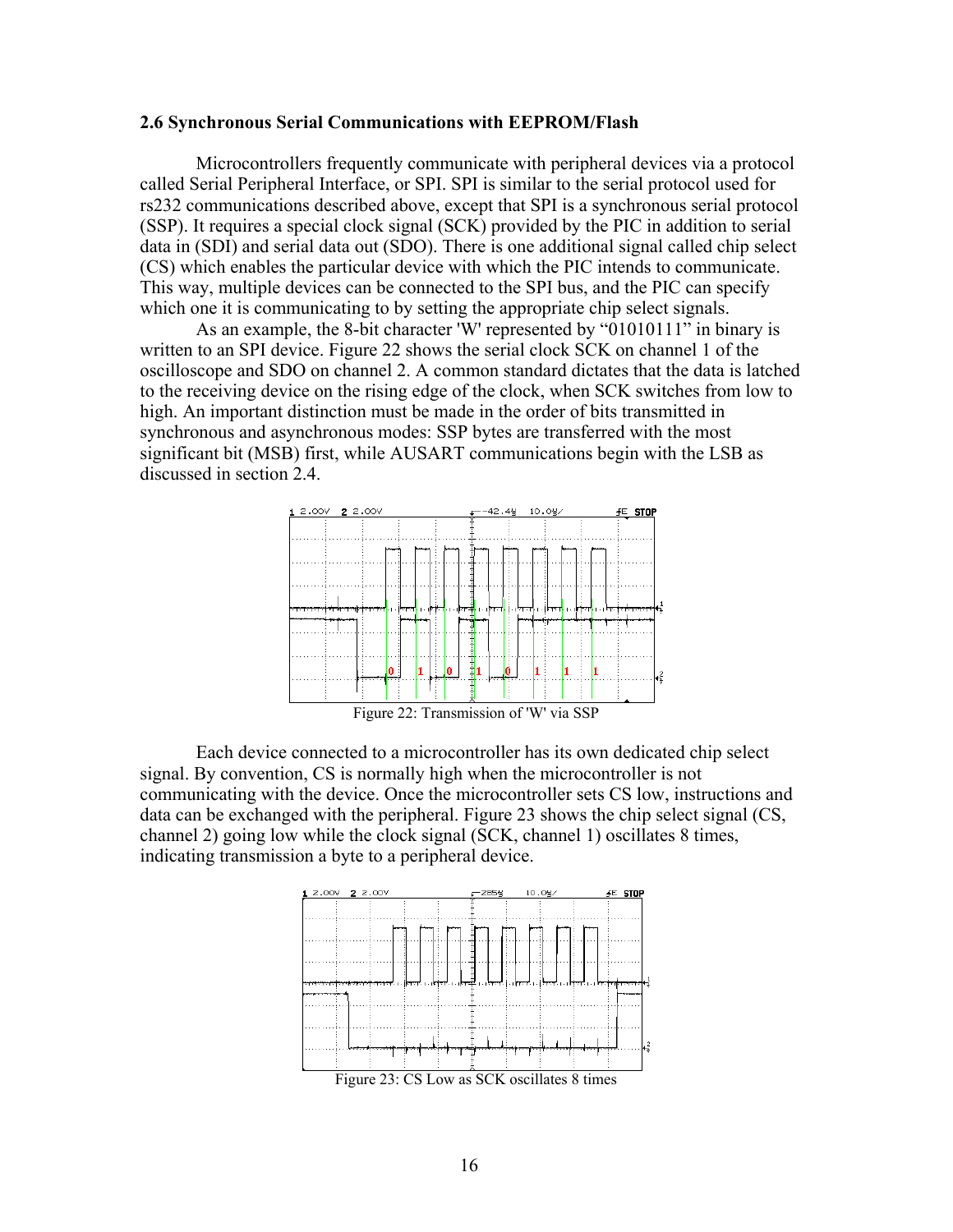### 2.6 Synchronous Serial Communications with EEPROM/Flash

Microcontrollers frequently communicate with peripheral devices via a protocol called Serial Peripheral Interface, or SPI. SPI is similar to the serial protocol used for rs232 communications described above, except that SPI is a synchronous serial protocol (SSP). It requires a special clock signal (SCK) provided by the PIC in addition to serial data in (SDI) and serial data out (SDO). There is one additional signal called chip select (CS) which enables the particular device with which the PIC intends to communicate. This way, multiple devices can be connected to the SPI bus, and the PIC can specify which one it is communicating to by setting the appropriate chip select signals.

As an example, the 8-bit character 'W' represented by "01010111" in binary is written to an SPI device. Figure 22 shows the serial clock SCK on channel 1 of the oscilloscope and SDO on channel 2. A common standard dictates that the data is latched to the receiving device on the rising edge of the clock, when SCK switches from low to high. An important distinction must be made in the order of bits transmitted in synchronous and asynchronous modes: SSP bytes are transferred with the most significant bit (MSB) first, while AUSART communications begin with the LSB as discussed in section 2.4.

1 2.00V 2 2.00V −42.4µs 10.0µs/ ƒE STOP

0 1 0 1 0 1 1 1

Figure 22: Transmission of 'W' via SSP

Each device connected to a microcontroller has its own dedicated chip select signal. By convention, CS is normally high when the microcontroller is not communicating with the device. Once the microcontroller sets CS low, instructions and data can be exchanged with the peripheral. Figure 23 shows the chip select signal (CS, channel 2) going low while the clock signal (SCK, channel 1) oscillates 8 times, indicating transmission a byte to a peripheral device.

1 2.00V 2 2.00V 285µs 10.0µs/ ƒE STOP

Figure 23: CS Low as SCK oscillates 8 times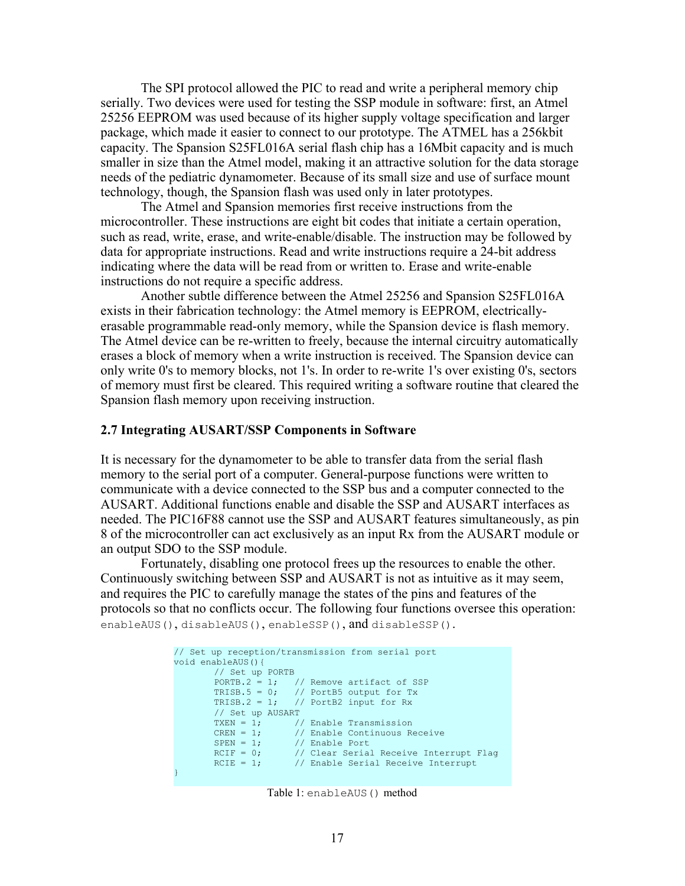The SPI protocol allowed the PIC to read and write a peripheral memory chip serially. Two devices were used for testing the SSP module in software: first, an Atmel 25256 EEPROM was used because of its higher supply voltage specification and larger package, which made it easier to connect to our prototype. The ATMEL has a 256kbit capacity. The Spansion S25FL016A serial flash chip has a 16Mbit capacity and is much smaller in size than the Atmel model, making it an attractive solution for the data storage needs of the pediatric dynamometer. Because of its small size and use of surface mount technology, though, the Spansion flash was used only in later prototypes.

The Atmel and Spansion memories first receive instructions from the microcontroller. These instructions are eight bit codes that initiate a certain operation, such as read, write, erase, and write-enable/disable. The instruction may be followed by data for appropriate instructions. Read and write instructions require a 24-bit address indicating where the data will be read from or written to. Erase and write-enable instructions do not require a specific address.

Another subtle difference between the Atmel 25256 and Spansion S25FL016A exists in their fabrication technology: the Atmel memory is EEPROM, electrically-erasable programmable read-only memory, while the Spansion device is flash memory. The Atmel device can be re-written to freely, because the internal circuitry automatically erases a block of memory when a write instruction is received. The Spansion device can only write 0's to memory blocks, not 1's. In order to re-write 1's over existing 0's, sectors of memory must first be cleared. This required writing a software routine that cleared the Spansion flash memory upon receiving instruction.

### 2.7 Integrating AUSART/SSP Components in Software

It is necessary for the dynamometer to be able to transfer data from the serial flash memory to the serial port of a computer. General-purpose functions were written to communicate with a device connected to the SSP bus and a computer connected to the AUSART. Additional functions enable and disable the SSP and AUSART interfaces as needed. The PIC16F88 cannot use the SSP and AUSART features simultaneously, as pin 8 of the microcontroller can act exclusively as an input Rx from the AUSART module or an output SDO to the SSP module.

Fortunately, disabling one protocol frees up the resources to enable the other. Continuously switching between SSP and AUSART is not as intuitive as it may seem, and requires the PIC to carefully manage the states of the pins and features of the protocols so that no conflicts occur. The following four functions oversee this operation: `enableAUS()`, `disableAUS()`, `enableSSP()`, and `disableSSP()`.

```
// Set up reception/transmission from serial port
void enableAUS(){
        // Set up PORTB
        PORTB.2 = 1;   // Remove artifact of SSP
        TRISB.5 = 0;   // PortB5 output for Tx
        TRISB.2 = 1;   // PortB2 input for Rx
        // Set up AUSART
        TXEN = 1;      // Enable Transmission
        CREN = 1;      // Enable Continuous Receive
        SPEN = 1;      // Enable Port
        RCIF = 0;      // Clear Serial Receive Interrupt Flag
        RCIE = 1;      // Enable Serial Receive Interrupt
}
```

Table 1: `enableAUS()` method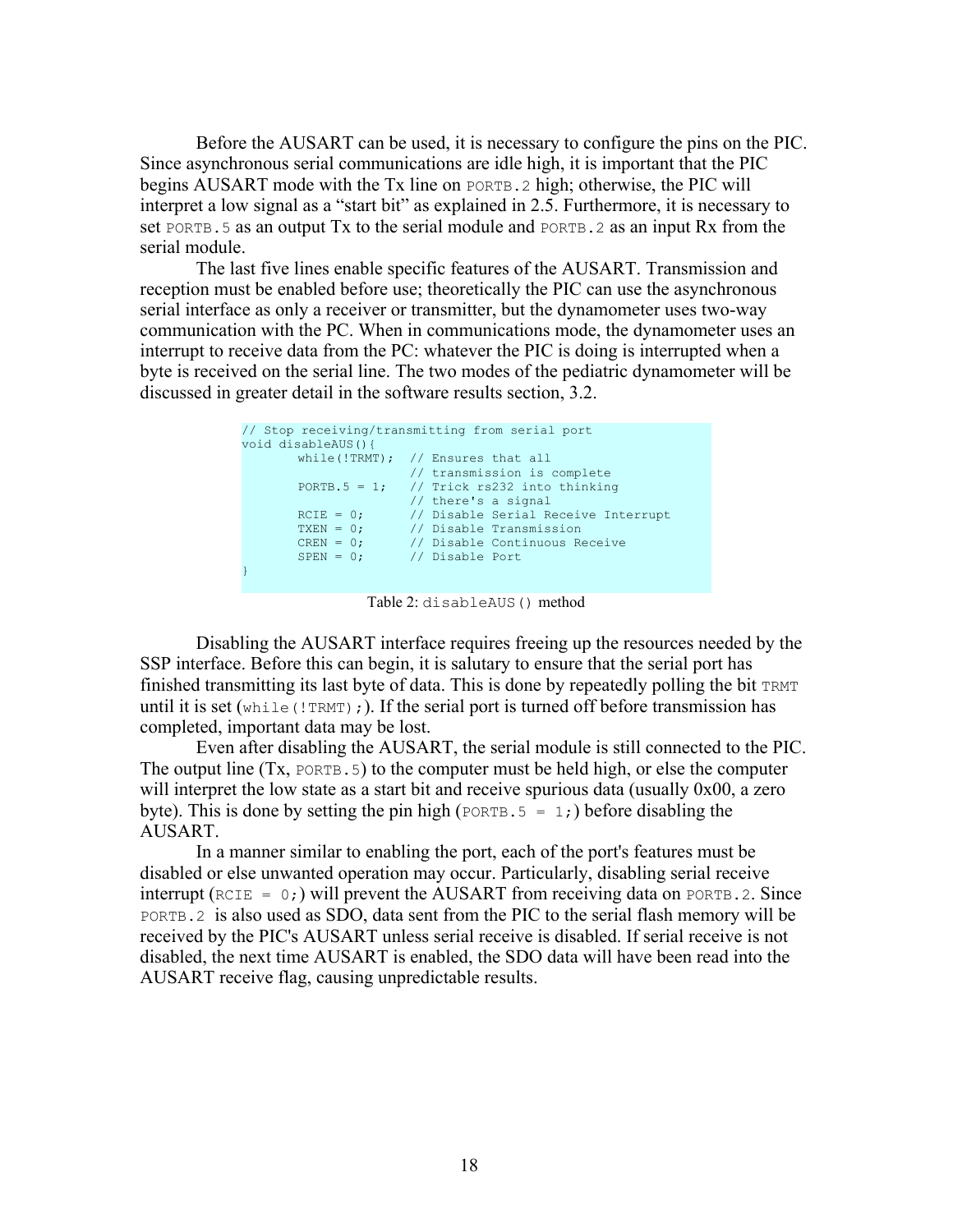Before the AUSART can be used, it is necessary to configure the pins on the PIC. Since asynchronous serial communications are idle high, it is important that the PIC begins AUSART mode with the Tx line on `PORTB.2` high; otherwise, the PIC will interpret a low signal as a "start bit" as explained in 2.5. Furthermore, it is necessary to set `PORTB.5` as an output Tx to the serial module and `PORTB.2` as an input Rx from the serial module.

The last five lines enable specific features of the AUSART. Transmission and reception must be enabled before use; theoretically the PIC can use the asynchronous serial interface as only a receiver or transmitter, but the dynamometer uses two-way communication with the PC. When in communications mode, the dynamometer uses an interrupt to receive data from the PC: whatever the PIC is doing is interrupted when a byte is received on the serial line. The two modes of the pediatric dynamometer will be discussed in greater detail in the software results section, 3.2.

```
// Stop receiving/transmitting from serial port
void disableAUS(){
        while(!TRMT);  // Ensures that all
                       // transmission is complete
        PORTB.5 = 1;   // Trick rs232 into thinking
                       // there's a signal
        RCIE = 0;      // Disable Serial Receive Interrupt
        TXEN = 0;      // Disable Transmission
        CREN = 0;      // Disable Continuous Receive
        SPEN = 0;      // Disable Port
}
```

Table 2: `disableAUS()` method

Disabling the AUSART interface requires freeing up the resources needed by the SSP interface. Before this can begin, it is salutary to ensure that the serial port has finished transmitting its last byte of data. This is done by repeatedly polling the bit `TRMT` until it is set (`while(!TRMT);`). If the serial port is turned off before transmission has completed, important data may be lost.

Even after disabling the AUSART, the serial module is still connected to the PIC. The output line (Tx, `PORTB.5`) to the computer must be held high, or else the computer will interpret the low state as a start bit and receive spurious data (usually 0x00, a zero byte). This is done by setting the pin high (`PORTB.5 = 1;`) before disabling the AUSART.

In a manner similar to enabling the port, each of the port's features must be disabled or else unwanted operation may occur. Particularly, disabling serial receive interrupt (`RCIE = 0;`) will prevent the AUSART from receiving data on `PORTB.2`. Since `PORTB.2` is also used as SDO, data sent from the PIC to the serial flash memory will be received by the PIC's AUSART unless serial receive is disabled. If serial receive is not disabled, the next time AUSART is enabled, the SDO data will have been read into the AUSART receive flag, causing unpredictable results.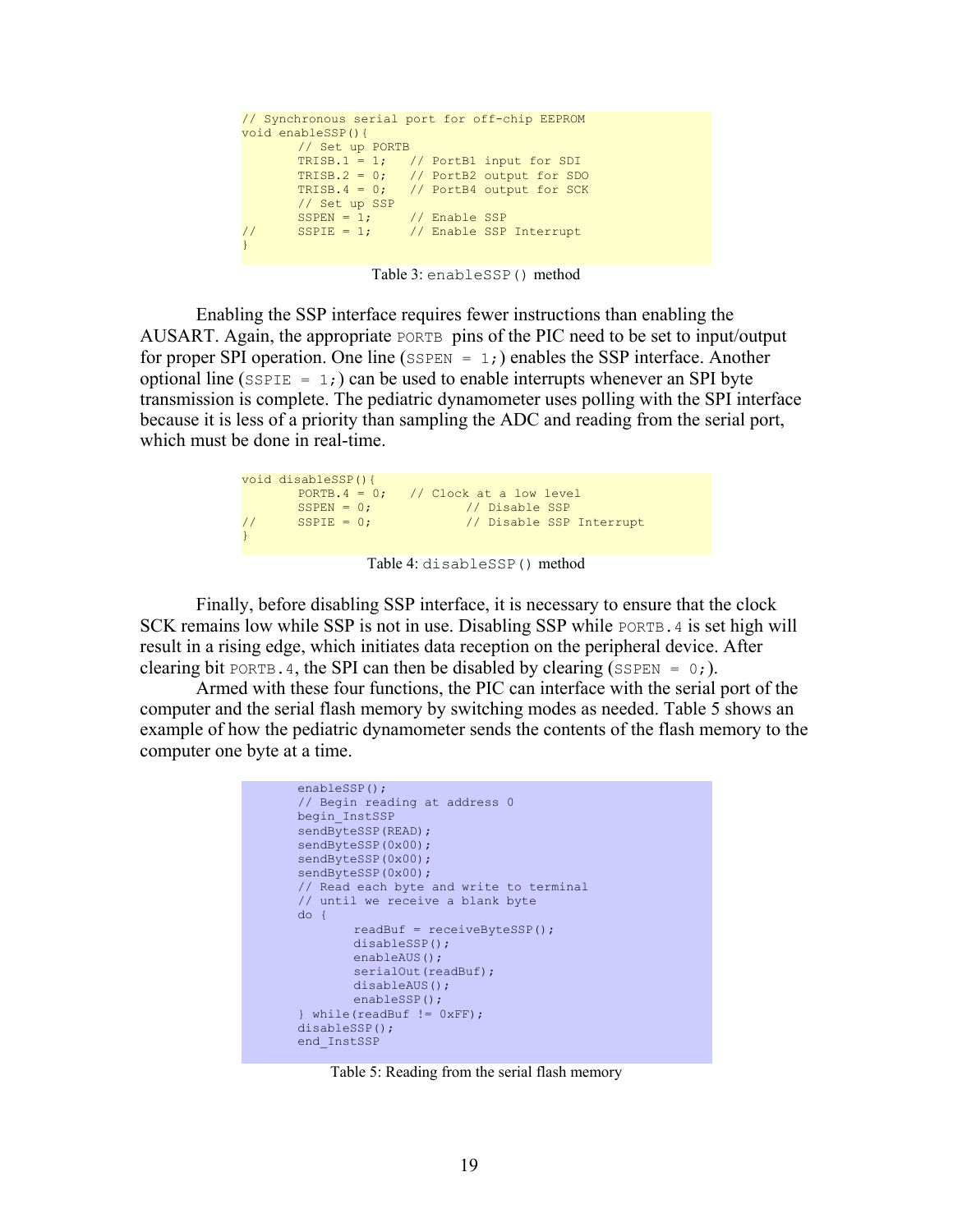```
// Synchronous serial port for off-chip EEPROM
void enableSSP(){
        // Set up PORTB
        TRISB.1 = 1;   // PortB1 input for SDI
        TRISB.2 = 0;   // PortB2 output for SDO
        TRISB.4 = 0;   // PortB4 output for SCK
        // Set up SSP
        SSPEN = 1;     // Enable SSP
//      SSPIE = 1;     // Enable SSP Interrupt
}
```

Table 3: `enableSSP()` method

Enabling the SSP interface requires fewer instructions than enabling the AUSART. Again, the appropriate `PORTB` pins of the PIC need to be set to input/output for proper SPI operation. One line (`SSPEN = 1;`) enables the SSP interface. Another optional line (`SSPIE = 1;`) can be used to enable interrupts whenever an SPI byte transmission is complete. The pediatric dynamometer uses polling with the SPI interface because it is less of a priority than sampling the ADC and reading from the serial port, which must be done in real-time.

```
void disableSSP(){
        PORTB.4 = 0;   // Clock at a low level
        SSPEN = 0;             // Disable SSP
//      SSPIE = 0;             // Disable SSP Interrupt
}
```

Table 4: `disableSSP()` method

Finally, before disabling SSP interface, it is necessary to ensure that the clock SCK remains low while SSP is not in use. Disabling SSP while `PORTB.4` is set high will result in a rising edge, which initiates data reception on the peripheral device. After clearing bit `PORTB.4`, the SPI can then be disabled by clearing (`SSPEN = 0;`).

Armed with these four functions, the PIC can interface with the serial port of the computer and the serial flash memory by switching modes as needed. Table 5 shows an example of how the pediatric dynamometer sends the contents of the flash memory to the computer one byte at a time.

```
        enableSSP();
        // Begin reading at address 0
        begin_InstSSP
        sendByteSSP(READ);
        sendByteSSP(0x00);
        sendByteSSP(0x00);
        sendByteSSP(0x00);
        // Read each byte and write to terminal
        // until we receive a blank byte
        do {
                readBuf = receiveByteSSP();
                disableSSP();
                enableAUS();
                serialOut(readBuf);
                disableAUS();
                enableSSP();
        } while(readBuf != 0xFF);
        disableSSP();
        end_InstSSP
```

Table 5: Reading from the serial flash memory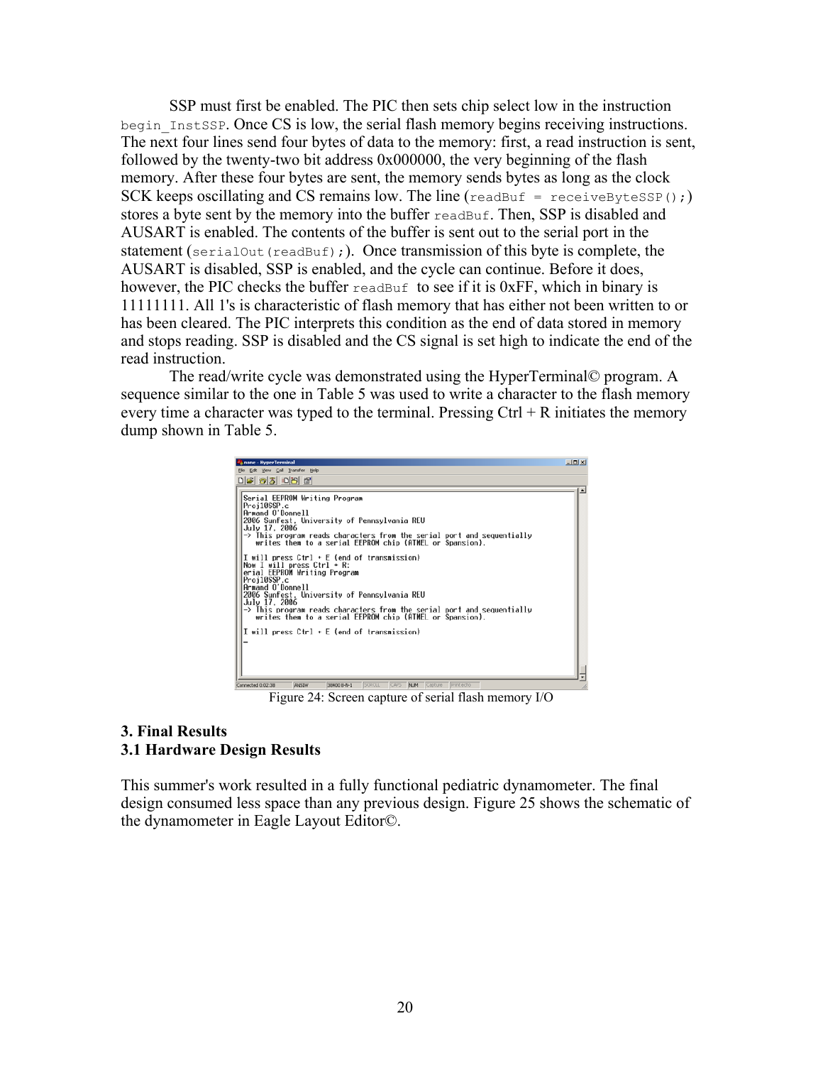SSP must first be enabled. The PIC then sets chip select low in the instruction `begin_InstSSP`. Once CS is low, the serial flash memory begins receiving instructions. The next four lines send four bytes of data to the memory: first, a read instruction is sent, followed by the twenty-two bit address 0x000000, the very beginning of the flash memory. After these four bytes are sent, the memory sends bytes as long as the clock SCK keeps oscillating and CS remains low. The line (`readBuf = receiveByteSSP();`) stores a byte sent by the memory into the buffer `readBuf`. Then, SSP is disabled and AUSART is enabled. The contents of the buffer is sent out to the serial port in the statement (`serialOut(readBuf);`). Once transmission of this byte is complete, the AUSART is disabled, SSP is enabled, and the cycle can continue. Before it does, however, the PIC checks the buffer `readBuf` to see if it is 0xFF, which in binary is 11111111. All 1's is characteristic of flash memory that has either not been written to or has been cleared. The PIC interprets this condition as the end of data stored in memory and stops reading. SSP is disabled and the CS signal is set high to indicate the end of the read instruction.

The read/write cycle was demonstrated using the HyperTerminal© program. A sequence similar to the one in Table 5 was used to write a character to the flash memory every time a character was typed to the terminal. Pressing Ctrl + R initiates the memory dump shown in Table 5.

Figure 24: Screen capture of serial flash memory I/O

## 3. Final Results

### 3.1 Hardware Design Results

This summer's work resulted in a fully functional pediatric dynamometer. The final design consumed less space than any previous design. Figure 25 shows the schematic of the dynamometer in Eagle Layout Editor©.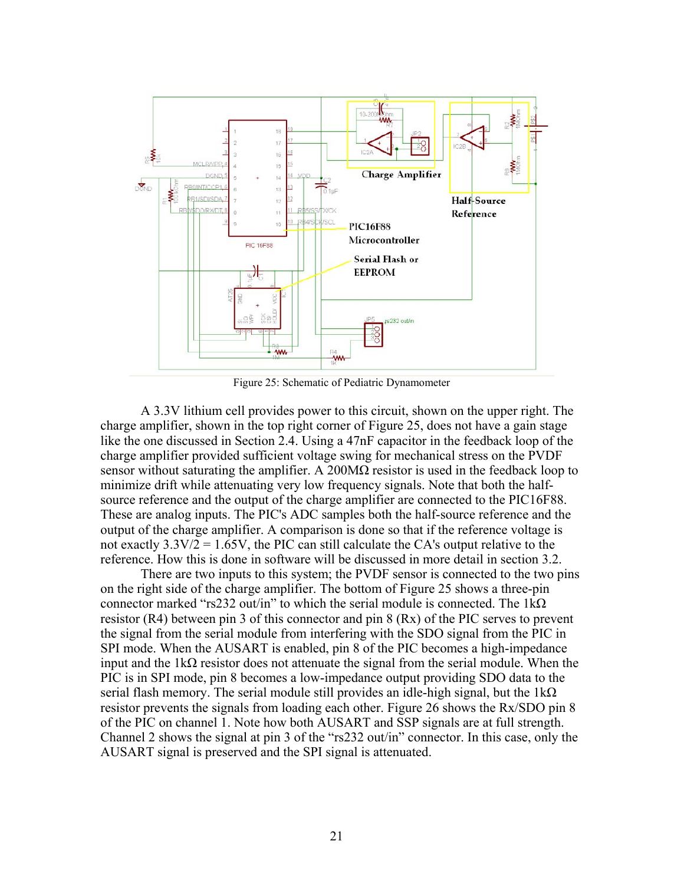Figure 25: Schematic of Pediatric Dynamometer

A 3.3V lithium cell provides power to this circuit, shown on the upper right. The charge amplifier, shown in the top right corner of Figure 25, does not have a gain stage like the one discussed in Section 2.4. Using a 47nF capacitor in the feedback loop of the charge amplifier provided sufficient voltage swing for mechanical stress on the PVDF sensor without saturating the amplifier. A 200MΩ resistor is used in the feedback loop to minimize drift while attenuating very low frequency signals. Note that both the half-source reference and the output of the charge amplifier are connected to the PIC16F88. These are analog inputs. The PIC's ADC samples both the half-source reference and the output of the charge amplifier. A comparison is done so that if the reference voltage is not exactly 3.3V/2 = 1.65V, the PIC can still calculate the CA's output relative to the reference. How this is done in software will be discussed in more detail in section 3.2.

There are two inputs to this system; the PVDF sensor is connected to the two pins on the right side of the charge amplifier. The bottom of Figure 25 shows a three-pin connector marked "rs232 out/in" to which the serial module is connected. The 1kΩ resistor (R4) between pin 3 of this connector and pin 8 (Rx) of the PIC serves to prevent the signal from the serial module from interfering with the SDO signal from the PIC in SPI mode. When the AUSART is enabled, pin 8 of the PIC becomes a high-impedance input and the 1kΩ resistor does not attenuate the signal from the serial module. When the PIC is in SPI mode, pin 8 becomes a low-impedance output providing SDO data to the serial flash memory. The serial module still provides an idle-high signal, but the 1kΩ resistor prevents the signals from loading each other. Figure 26 shows the Rx/SDO pin 8 of the PIC on channel 1. Note how both AUSART and SSP signals are at full strength. Channel 2 shows the signal at pin 3 of the "rs232 out/in" connector. In this case, only the AUSART signal is preserved and the SPI signal is attenuated.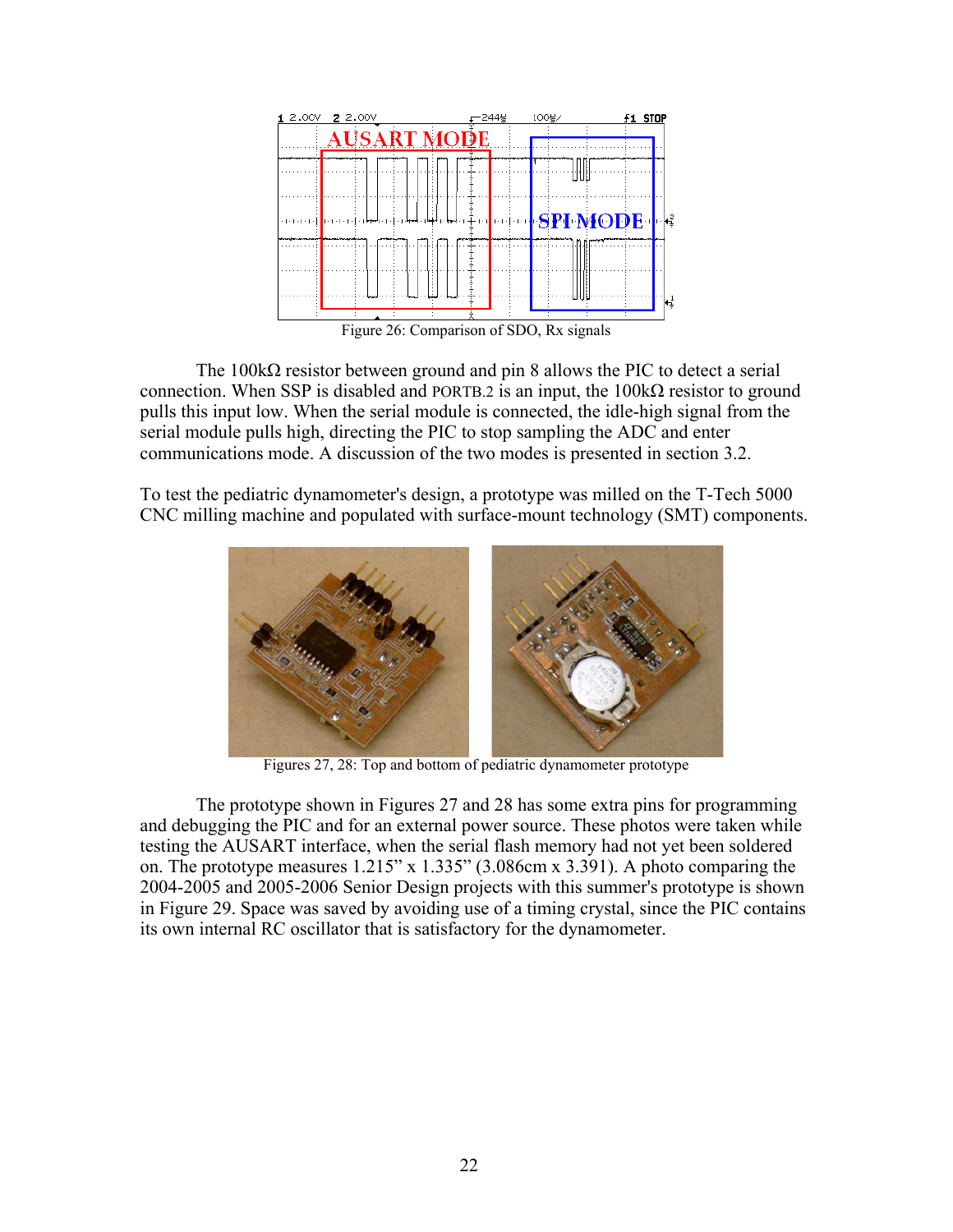1 2.00V 2 2.00V 244µs 100µs/ f1 STOP

AUSART MODE

SPI MODE

Figure 26: Comparison of SDO, Rx signals

The 100kΩ resistor between ground and pin 8 allows the PIC to detect a serial connection. When SSP is disabled and PORTB.2 is an input, the 100kΩ resistor to ground pulls this input low. When the serial module is connected, the idle-high signal from the serial module pulls high, directing the PIC to stop sampling the ADC and enter communications mode. A discussion of the two modes is presented in section 3.2.

To test the pediatric dynamometer's design, a prototype was milled on the T-Tech 5000 CNC milling machine and populated with surface-mount technology (SMT) components.

Figures 27, 28: Top and bottom of pediatric dynamometer prototype

The prototype shown in Figures 27 and 28 has some extra pins for programming and debugging the PIC and for an external power source. These photos were taken while testing the AUSART interface, when the serial flash memory had not yet been soldered on. The prototype measures 1.215" x 1.335" (3.086cm x 3.391). A photo comparing the 2004-2005 and 2005-2006 Senior Design projects with this summer's prototype is shown in Figure 29. Space was saved by avoiding use of a timing crystal, since the PIC contains its own internal RC oscillator that is satisfactory for the dynamometer.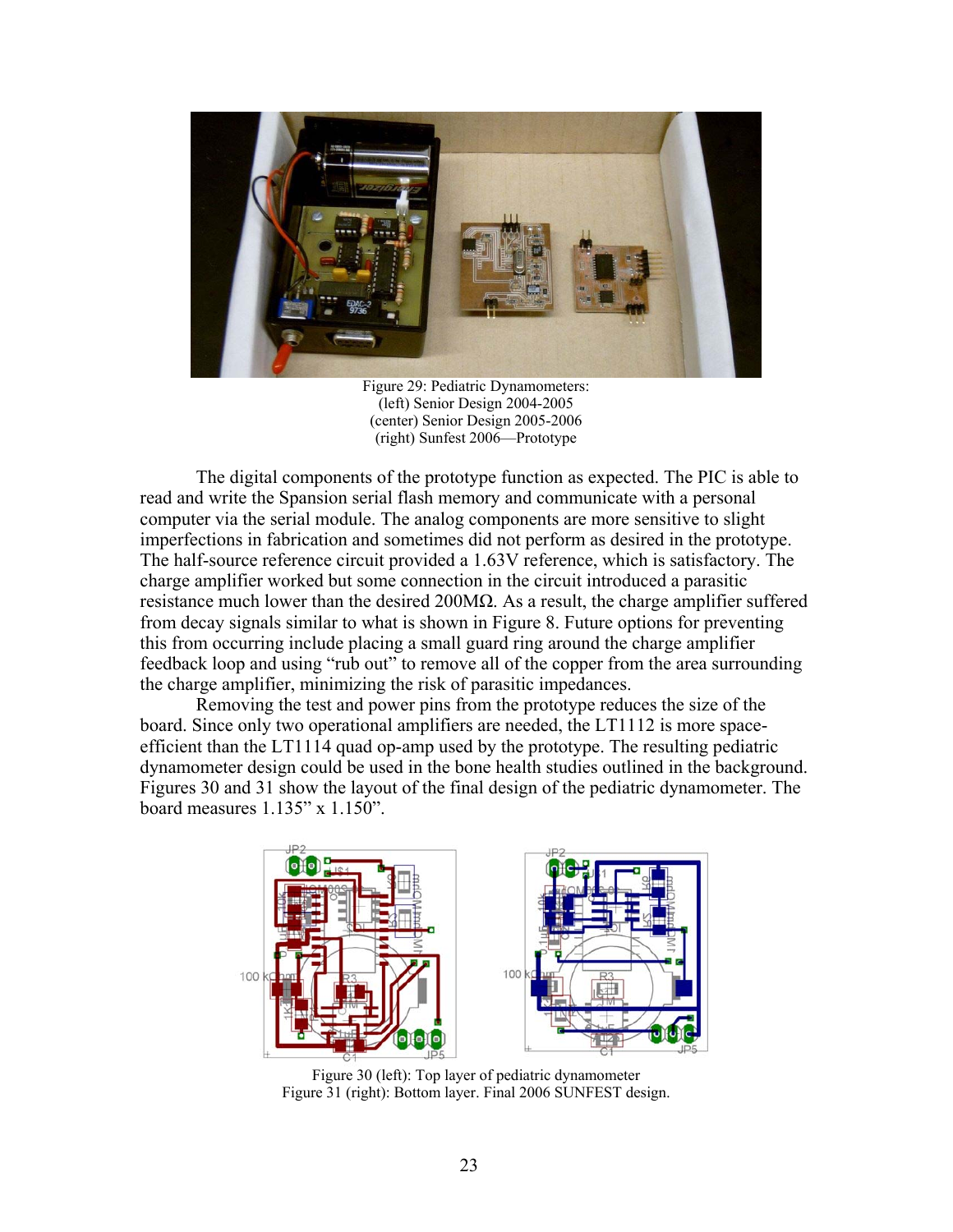Figure 29: Pediatric Dynamometers:
(left) Senior Design 2004-2005
(center) Senior Design 2005-2006
(right) Sunfest 2006—Prototype

The digital components of the prototype function as expected. The PIC is able to read and write the Spansion serial flash memory and communicate with a personal computer via the serial module. The analog components are more sensitive to slight imperfections in fabrication and sometimes did not perform as desired in the prototype. The half-source reference circuit provided a 1.63V reference, which is satisfactory. The charge amplifier worked but some connection in the circuit introduced a parasitic resistance much lower than the desired 200MΩ. As a result, the charge amplifier suffered from decay signals similar to what is shown in Figure 8. Future options for preventing this from occurring include placing a small guard ring around the charge amplifier feedback loop and using "rub out" to remove all of the copper from the area surrounding the charge amplifier, minimizing the risk of parasitic impedances.

Removing the test and power pins from the prototype reduces the size of the board. Since only two operational amplifiers are needed, the LT1112 is more space-efficient than the LT1114 quad op-amp used by the prototype. The resulting pediatric dynamometer design could be used in the bone health studies outlined in the background. Figures 30 and 31 show the layout of the final design of the pediatric dynamometer. The board measures 1.135" x 1.150".

Figure 30 (left): Top layer of pediatric dynamometer
Figure 31 (right): Bottom layer. Final 2006 SUNFEST design.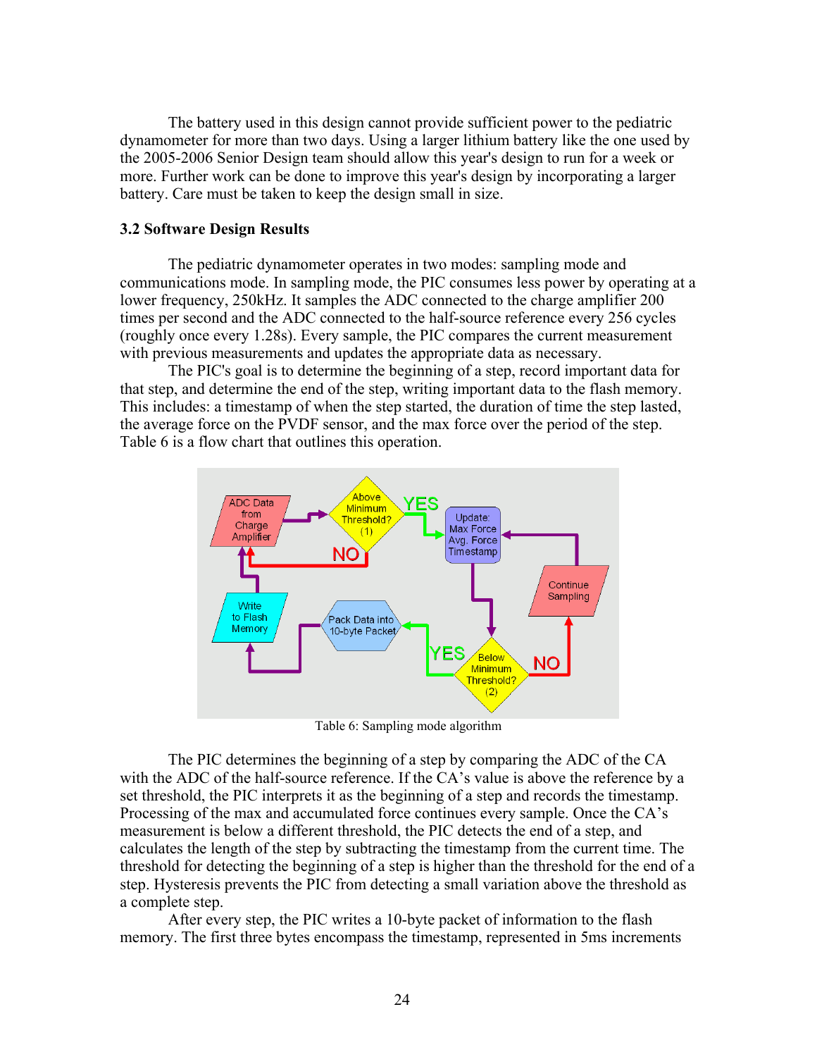The battery used in this design cannot provide sufficient power to the pediatric dynamometer for more than two days. Using a larger lithium battery like the one used by the 2005-2006 Senior Design team should allow this year's design to run for a week or more. Further work can be done to improve this year's design by incorporating a larger battery. Care must be taken to keep the design small in size.

### 3.2 Software Design Results

The pediatric dynamometer operates in two modes: sampling mode and communications mode. In sampling mode, the PIC consumes less power by operating at a lower frequency, 250kHz. It samples the ADC connected to the charge amplifier 200 times per second and the ADC connected to the half-source reference every 256 cycles (roughly once every 1.28s). Every sample, the PIC compares the current measurement with previous measurements and updates the appropriate data as necessary.

The PIC's goal is to determine the beginning of a step, record important data for that step, and determine the end of the step, writing important data to the flash memory. This includes: a timestamp of when the step started, the duration of time the step lasted, the average force on the PVDF sensor, and the max force over the period of the step. Table 6 is a flow chart that outlines this operation.

ADC Data from Charge Amplifier
Above Minimum Threshold? (1)
YES
NO
Update: Max Force Avg. Force Timestamp
Continue Sampling
Write to Flash Memory
Pack Data into 10-byte Packet
YES
Below Minimum Threshold? (2)
NO

Table 6: Sampling mode algorithm

The PIC determines the beginning of a step by comparing the ADC of the CA with the ADC of the half-source reference. If the CA's value is above the reference by a set threshold, the PIC interprets it as the beginning of a step and records the timestamp. Processing of the max and accumulated force continues every sample. Once the CA's measurement is below a different threshold, the PIC detects the end of a step, and calculates the length of the step by subtracting the timestamp from the current time. The threshold for detecting the beginning of a step is higher than the threshold for the end of a step. Hysteresis prevents the PIC from detecting a small variation above the threshold as a complete step.

After every step, the PIC writes a 10-byte packet of information to the flash memory. The first three bytes encompass the timestamp, represented in 5ms increments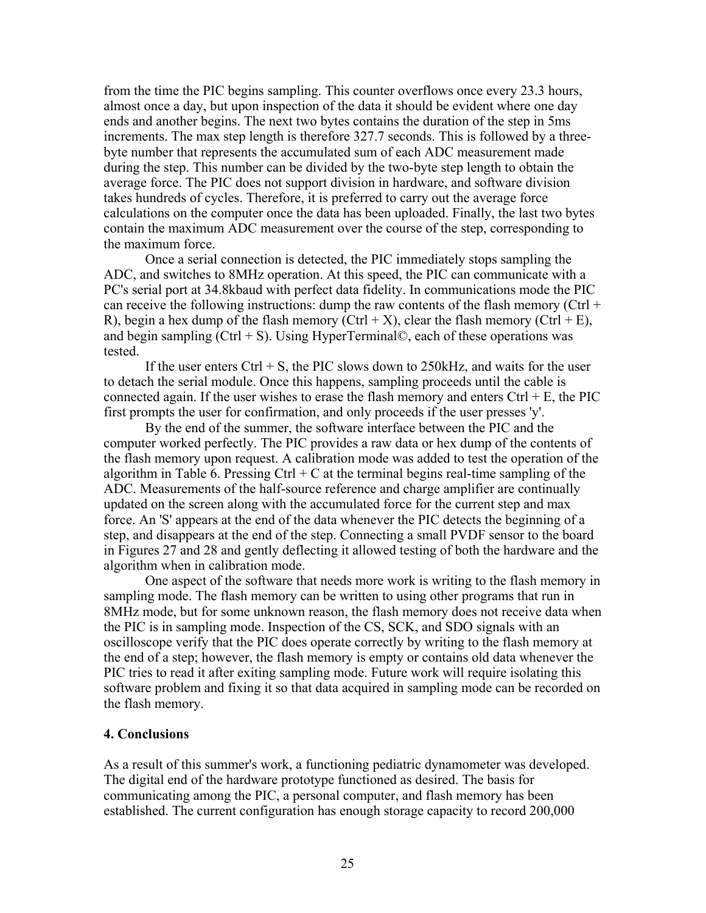from the time the PIC begins sampling. This counter overflows once every 23.3 hours, almost once a day, but upon inspection of the data it should be evident where one day ends and another begins. The next two bytes contains the duration of the step in 5ms increments. The max step length is therefore 327.7 seconds. This is followed by a three-byte number that represents the accumulated sum of each ADC measurement made during the step. This number can be divided by the two-byte step length to obtain the average force. The PIC does not support division in hardware, and software division takes hundreds of cycles. Therefore, it is preferred to carry out the average force calculations on the computer once the data has been uploaded. Finally, the last two bytes contain the maximum ADC measurement over the course of the step, corresponding to the maximum force.

Once a serial connection is detected, the PIC immediately stops sampling the ADC, and switches to 8MHz operation. At this speed, the PIC can communicate with a PC's serial port at 34.8kbaud with perfect data fidelity. In communications mode the PIC can receive the following instructions: dump the raw contents of the flash memory (Ctrl + R), begin a hex dump of the flash memory (Ctrl + X), clear the flash memory (Ctrl + E), and begin sampling (Ctrl + S). Using HyperTerminal©, each of these operations was tested.

If the user enters Ctrl + S, the PIC slows down to 250kHz, and waits for the user to detach the serial module. Once this happens, sampling proceeds until the cable is connected again. If the user wishes to erase the flash memory and enters Ctrl + E, the PIC first prompts the user for confirmation, and only proceeds if the user presses 'y'.

By the end of the summer, the software interface between the PIC and the computer worked perfectly. The PIC provides a raw data or hex dump of the contents of the flash memory upon request. A calibration mode was added to test the operation of the algorithm in Table 6. Pressing Ctrl + C at the terminal begins real-time sampling of the ADC. Measurements of the half-source reference and charge amplifier are continually updated on the screen along with the accumulated force for the current step and max force. An 'S' appears at the end of the data whenever the PIC detects the beginning of a step, and disappears at the end of the step. Connecting a small PVDF sensor to the board in Figures 27 and 28 and gently deflecting it allowed testing of both the hardware and the algorithm when in calibration mode.

One aspect of the software that needs more work is writing to the flash memory in sampling mode. The flash memory can be written to using other programs that run in 8MHz mode, but for some unknown reason, the flash memory does not receive data when the PIC is in sampling mode. Inspection of the CS, SCK, and SDO signals with an oscilloscope verify that the PIC does operate correctly by writing to the flash memory at the end of a step; however, the flash memory is empty or contains old data whenever the PIC tries to read it after exiting sampling mode. Future work will require isolating this software problem and fixing it so that data acquired in sampling mode can be recorded on the flash memory.

## 4. Conclusions

As a result of this summer's work, a functioning pediatric dynamometer was developed. The digital end of the hardware prototype functioned as desired. The basis for communicating among the PIC, a personal computer, and flash memory has been established. The current configuration has enough storage capacity to record 200,000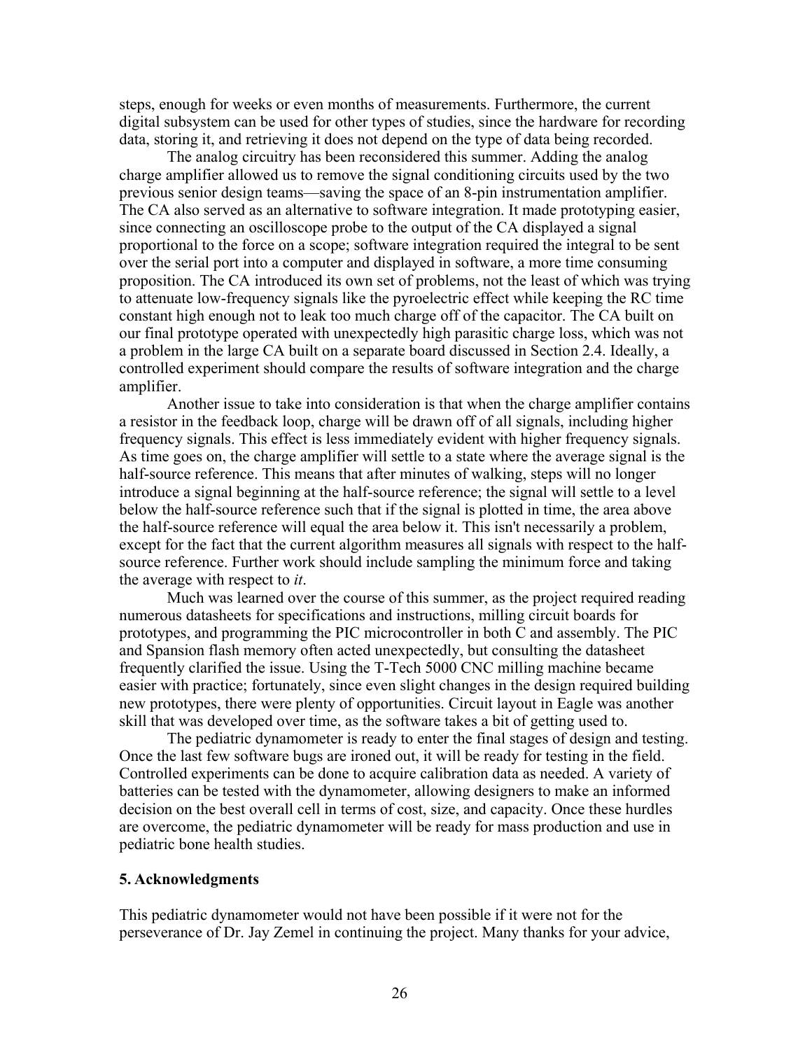steps, enough for weeks or even months of measurements. Furthermore, the current digital subsystem can be used for other types of studies, since the hardware for recording data, storing it, and retrieving it does not depend on the type of data being recorded.

The analog circuitry has been reconsidered this summer. Adding the analog charge amplifier allowed us to remove the signal conditioning circuits used by the two previous senior design teams—saving the space of an 8-pin instrumentation amplifier. The CA also served as an alternative to software integration. It made prototyping easier, since connecting an oscilloscope probe to the output of the CA displayed a signal proportional to the force on a scope; software integration required the integral to be sent over the serial port into a computer and displayed in software, a more time consuming proposition. The CA introduced its own set of problems, not the least of which was trying to attenuate low-frequency signals like the pyroelectric effect while keeping the RC time constant high enough not to leak too much charge off of the capacitor. The CA built on our final prototype operated with unexpectedly high parasitic charge loss, which was not a problem in the large CA built on a separate board discussed in Section 2.4. Ideally, a controlled experiment should compare the results of software integration and the charge amplifier.

Another issue to take into consideration is that when the charge amplifier contains a resistor in the feedback loop, charge will be drawn off of all signals, including higher frequency signals. This effect is less immediately evident with higher frequency signals. As time goes on, the charge amplifier will settle to a state where the average signal is the half-source reference. This means that after minutes of walking, steps will no longer introduce a signal beginning at the half-source reference; the signal will settle to a level below the half-source reference such that if the signal is plotted in time, the area above the half-source reference will equal the area below it. This isn't necessarily a problem, except for the fact that the current algorithm measures all signals with respect to the half-source reference. Further work should include sampling the minimum force and taking the average with respect to *it*.

Much was learned over the course of this summer, as the project required reading numerous datasheets for specifications and instructions, milling circuit boards for prototypes, and programming the PIC microcontroller in both C and assembly. The PIC and Spansion flash memory often acted unexpectedly, but consulting the datasheet frequently clarified the issue. Using the T-Tech 5000 CNC milling machine became easier with practice; fortunately, since even slight changes in the design required building new prototypes, there were plenty of opportunities. Circuit layout in Eagle was another skill that was developed over time, as the software takes a bit of getting used to.

The pediatric dynamometer is ready to enter the final stages of design and testing. Once the last few software bugs are ironed out, it will be ready for testing in the field. Controlled experiments can be done to acquire calibration data as needed. A variety of batteries can be tested with the dynamometer, allowing designers to make an informed decision on the best overall cell in terms of cost, size, and capacity. Once these hurdles are overcome, the pediatric dynamometer will be ready for mass production and use in pediatric bone health studies.

## 5. Acknowledgments

This pediatric dynamometer would not have been possible if it were not for the perseverance of Dr. Jay Zemel in continuing the project. Many thanks for your advice,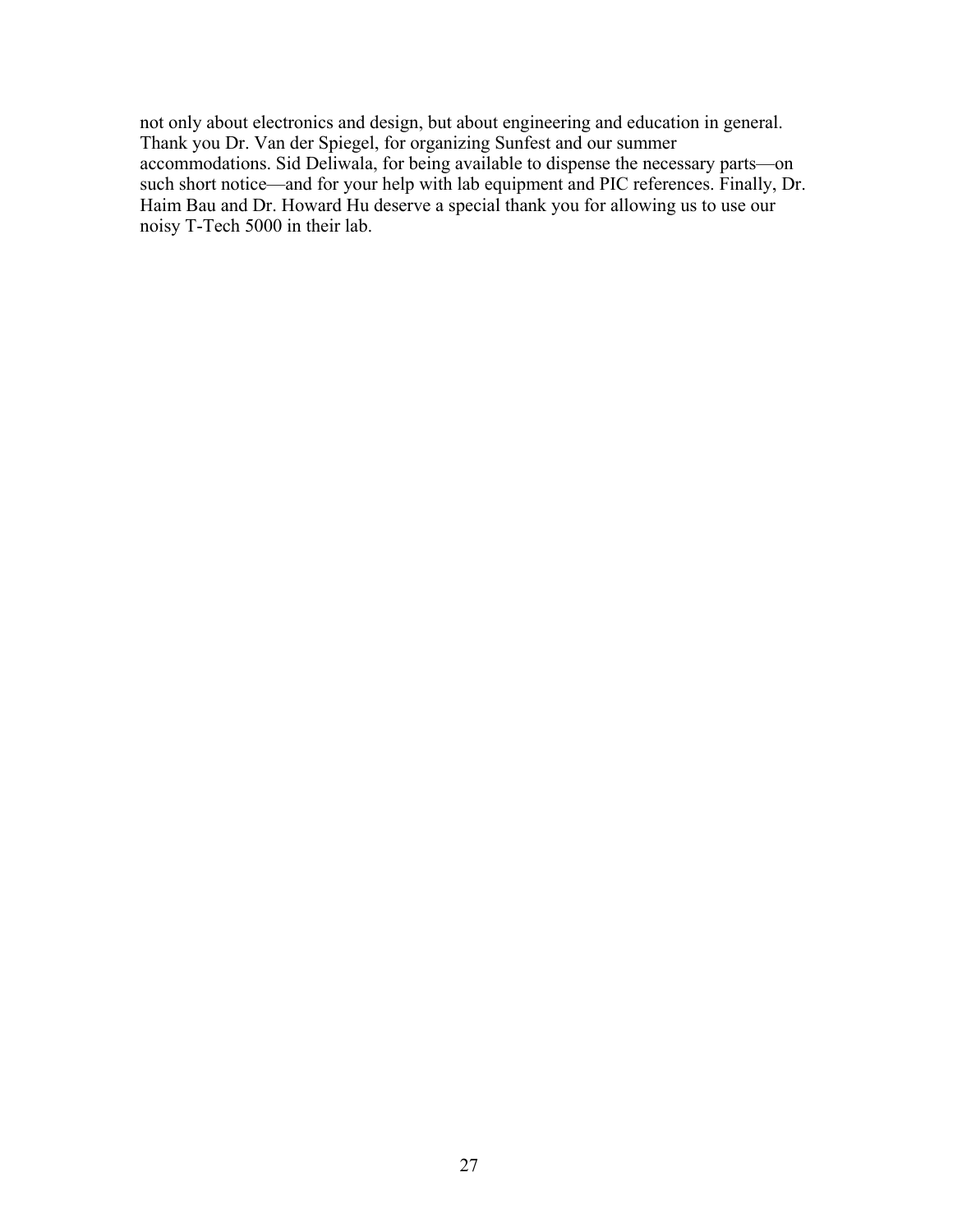not only about electronics and design, but about engineering and education in general. Thank you Dr. Van der Spiegel, for organizing Sunfest and our summer accommodations. Sid Deliwala, for being available to dispense the necessary parts—on such short notice—and for your help with lab equipment and PIC references. Finally, Dr. Haim Bau and Dr. Howard Hu deserve a special thank you for allowing us to use our noisy T-Tech 5000 in their lab.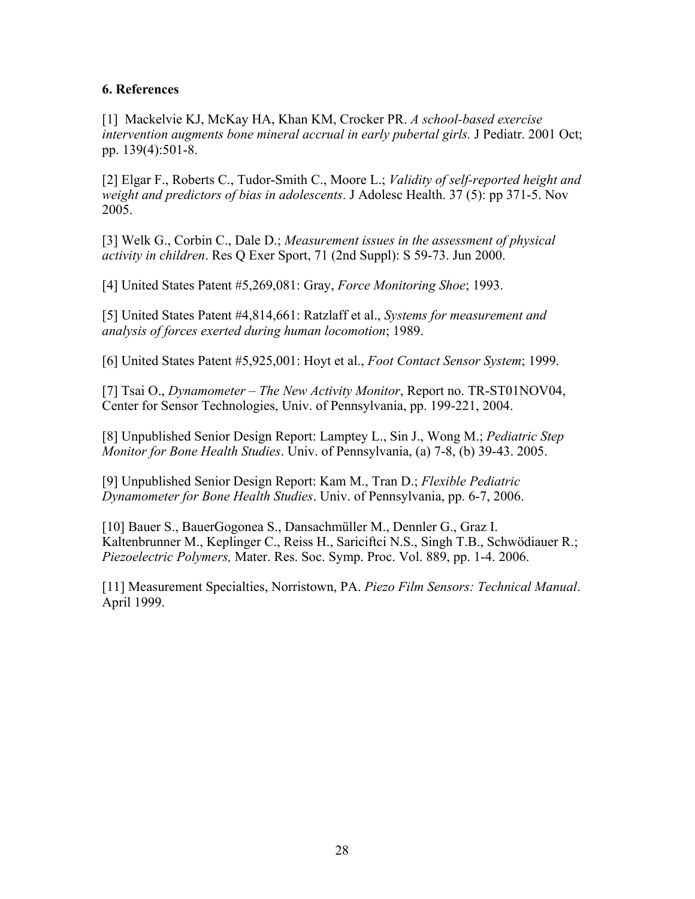### 6. References

[1] Mackelvie KJ, McKay HA, Khan KM, Crocker PR. *A school-based exercise intervention augments bone mineral accrual in early pubertal girls.* J Pediatr. 2001 Oct; pp. 139(4):501-8.

[2] Elgar F., Roberts C., Tudor-Smith C., Moore L.; *Validity of self-reported height and weight and predictors of bias in adolescents*. J Adolesc Health. 37 (5): pp 371-5. Nov 2005.

[3] Welk G., Corbin C., Dale D.; *Measurement issues in the assessment of physical activity in children*. Res Q Exer Sport, 71 (2nd Suppl): S 59-73. Jun 2000.

[4] United States Patent #5,269,081: Gray, *Force Monitoring Shoe*; 1993.

[5] United States Patent #4,814,661: Ratzlaff et al., *Systems for measurement and analysis of forces exerted during human locomotion*; 1989.

[6] United States Patent #5,925,001: Hoyt et al., *Foot Contact Sensor System*; 1999.

[7] Tsai O., *Dynamometer – The New Activity Monitor*, Report no. TR-ST01NOV04, Center for Sensor Technologies, Univ. of Pennsylvania, pp. 199-221, 2004.

[8] Unpublished Senior Design Report: Lamptey L., Sin J., Wong M.; *Pediatric Step Monitor for Bone Health Studies*. Univ. of Pennsylvania, (a) 7-8, (b) 39-43. 2005.

[9] Unpublished Senior Design Report: Kam M., Tran D.; *Flexible Pediatric Dynamometer for Bone Health Studies*. Univ. of Pennsylvania, pp. 6-7, 2006.

[10] Bauer S., BauerGogonea S., Dansachmüller M., Dennler G., Graz I. Kaltenbrunner M., Keplinger C., Reiss H., Sariciftci N.S., Singh T.B., Schwödiauer R.; *Piezoelectric Polymers,* Mater. Res. Soc. Symp. Proc. Vol. 889, pp. 1-4. 2006.

[11] Measurement Specialties, Norristown, PA. *Piezo Film Sensors: Technical Manual*. April 1999.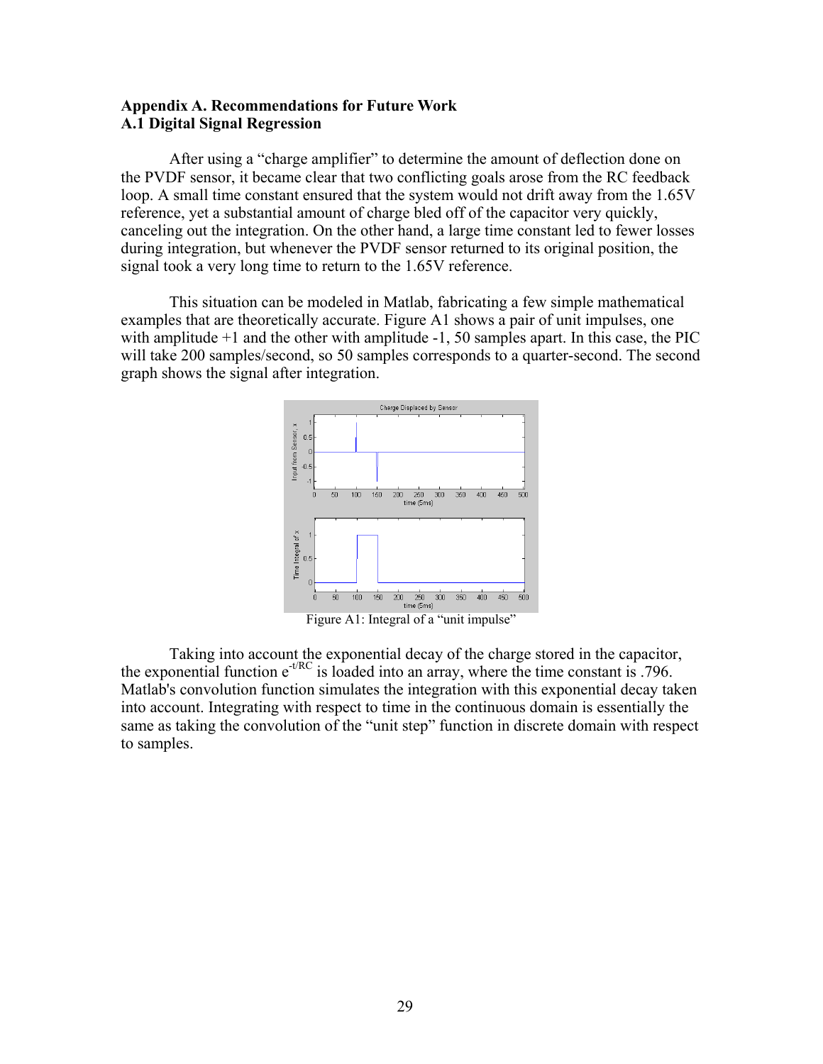## Appendix A. Recommendations for Future Work

### A.1 Digital Signal Regression

After using a "charge amplifier" to determine the amount of deflection done on the PVDF sensor, it became clear that two conflicting goals arose from the RC feedback loop. A small time constant ensured that the system would not drift away from the 1.65V reference, yet a substantial amount of charge bled off of the capacitor very quickly, canceling out the integration. On the other hand, a large time constant led to fewer losses during integration, but whenever the PVDF sensor returned to its original position, the signal took a very long time to return to the 1.65V reference.

This situation can be modeled in Matlab, fabricating a few simple mathematical examples that are theoretically accurate. Figure A1 shows a pair of unit impulses, one with amplitude +1 and the other with amplitude -1, 50 samples apart. In this case, the PIC will take 200 samples/second, so 50 samples corresponds to a quarter-second. The second graph shows the signal after integration.

Charge Displaced by Sensor
Input from Sensor, x
1
0.5
0
-0.5
-1
0 50 100 150 200 250 300 350 400 450 500
time (5ms)

Time Integral of x
1
0.5
0
0 50 100 150 200 250 300 350 400 450 500
time (5ms)

Figure A1: Integral of a "unit impulse"

Taking into account the exponential decay of the charge stored in the capacitor, the exponential function $e^{-t/RC}$ is loaded into an array, where the time constant is .796. Matlab's convolution function simulates the integration with this exponential decay taken into account. Integrating with respect to time in the continuous domain is essentially the same as taking the convolution of the "unit step" function in discrete domain with respect to samples.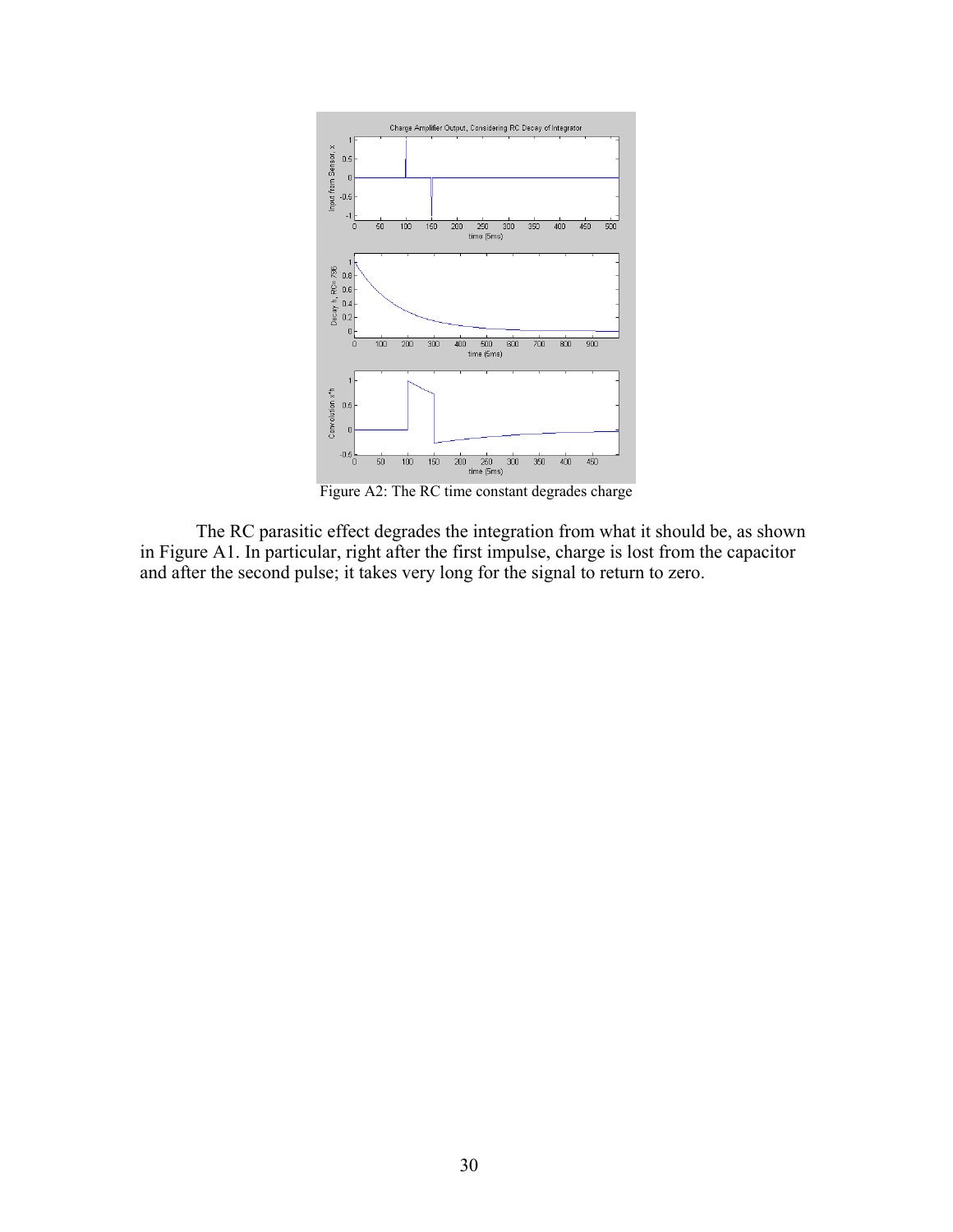Charge Amplifier Output, Considering RC Decay of Integrator

Input from Sensor, x

1
0.5
0
-0.5
-1

0 50 100 150 200 250 300 350 400 450 500

time (5ms)

Decay h, RC= 796

1
0.8
0.6
0.4
0.2
0

0 100 200 300 400 500 600 700 800 900

time (5ms)

Convolution x*h

1
0.5
0
-0.5

0 50 100 150 200 250 300 350 400 450

time (5ms)

Figure A2: The RC time constant degrades charge

The RC parasitic effect degrades the integration from what it should be, as shown in Figure A1. In particular, right after the first impulse, charge is lost from the capacitor and after the second pulse; it takes very long for the signal to return to zero.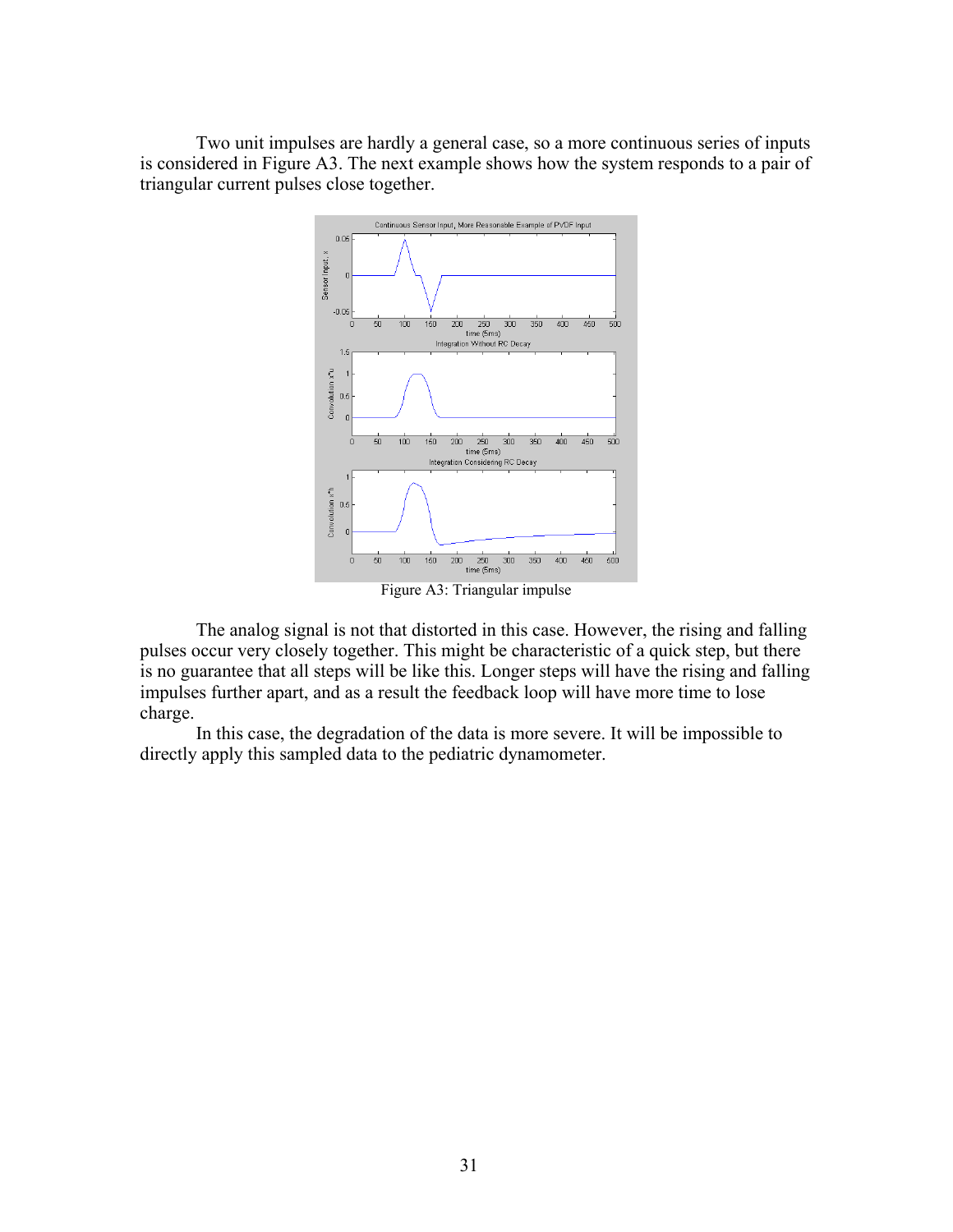Two unit impulses are hardly a general case, so a more continuous series of inputs is considered in Figure A3. The next example shows how the system responds to a pair of triangular current pulses close together.

Figure A3: Triangular impulse

The analog signal is not that distorted in this case. However, the rising and falling pulses occur very closely together. This might be characteristic of a quick step, but there is no guarantee that all steps will be like this. Longer steps will have the rising and falling impulses further apart, and as a result the feedback loop will have more time to lose charge.

In this case, the degradation of the data is more severe. It will be impossible to directly apply this sampled data to the pediatric dynamometer.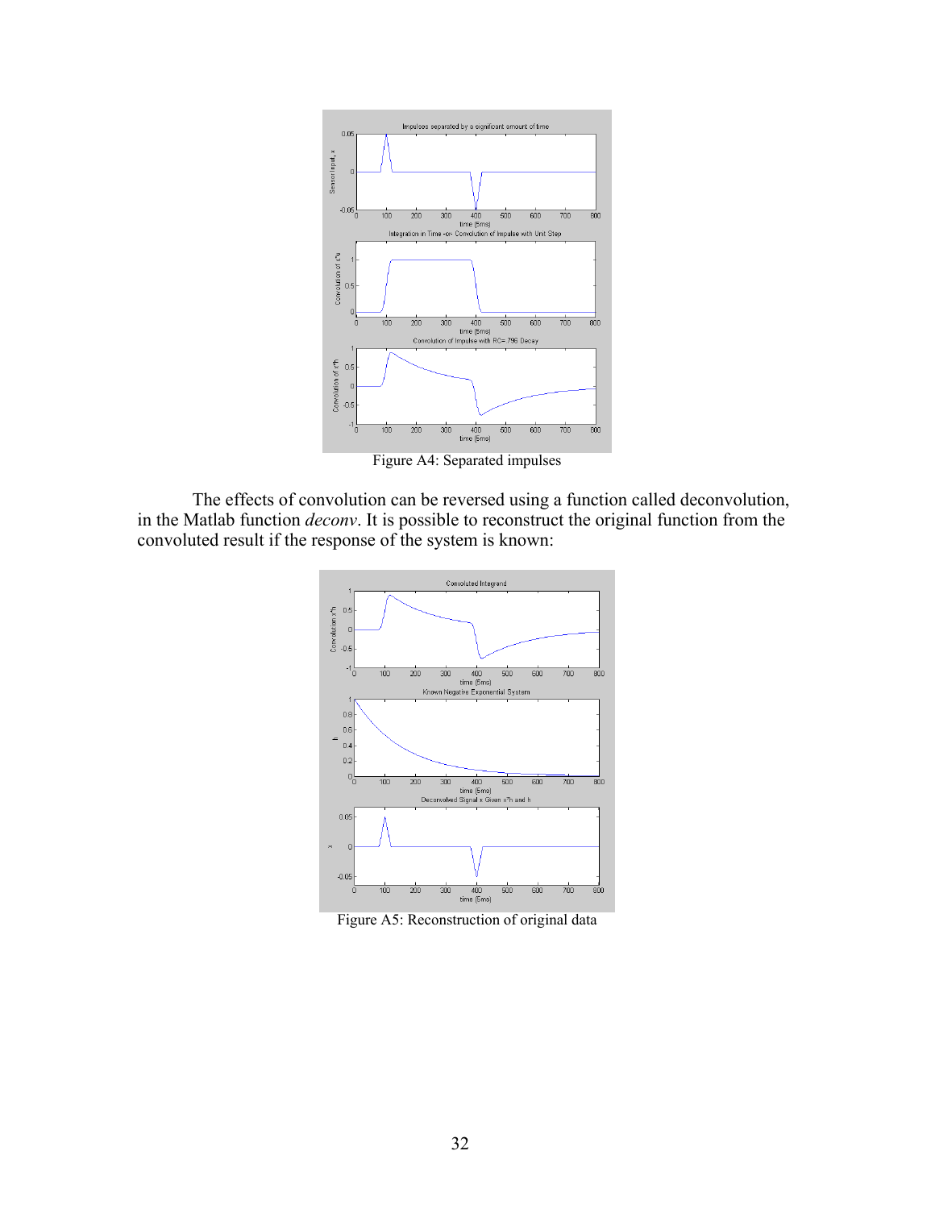Impulses separated by a significant amount of time

Sensor Input, x

0.05

0

-0.05

0 100 200 300 400 500 600 700 800

time (5ms)

Integration in Time -or- Convolution of Impulse with Unit Step

Convolution of x*u

1

0.5

0

0 100 200 300 400 500 600 700 800

time (5ms)

Convolution of Impulse with RC= 796 Decay

Convolution of x*h

1

0.5

0

-0.5

-1

0 100 200 300 400 500 600 700 800

time (5ms)

Figure A4: Separated impulses

The effects of convolution can be reversed using a function called deconvolution, in the Matlab function *deconv*. It is possible to reconstruct the original function from the convoluted result if the response of the system is known:

Convoluted Integrand

Convolution x*h

1

0.5

0

-0.5

-1

0 100 200 300 400 500 600 700 800

time (5ms)

Known Negative Exponential System

h

1

0.8

0.6

0.4

0.2

0

0 100 200 300 400 500 600 700 800

time (5ms)

Deconvolved Signal x Given x*h and h

x

0.05

0

-0.05

0 100 200 300 400 500 600 700 800

time (5ms)

Figure A5: Reconstruction of original data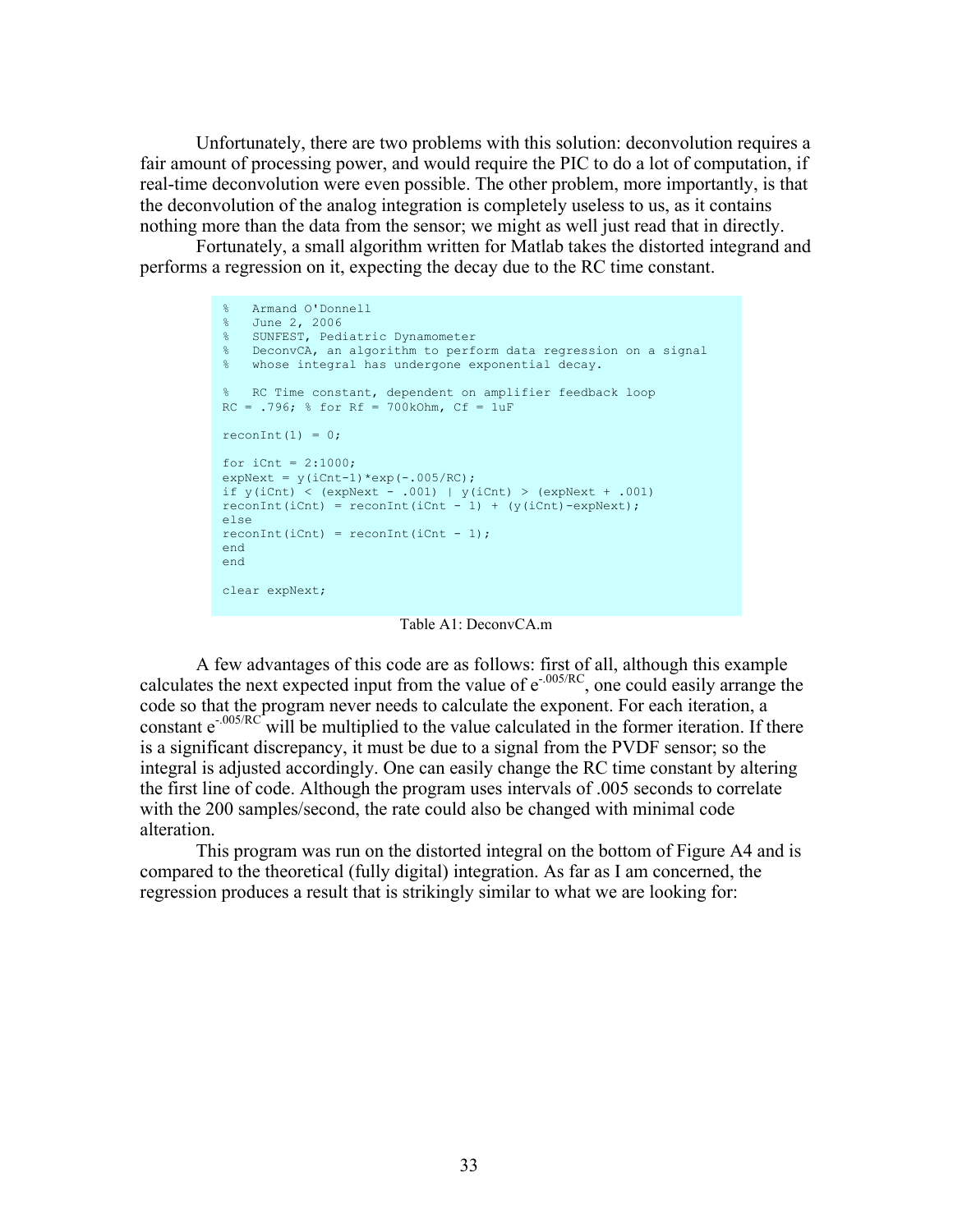Unfortunately, there are two problems with this solution: deconvolution requires a fair amount of processing power, and would require the PIC to do a lot of computation, if real-time deconvolution were even possible. The other problem, more importantly, is that the deconvolution of the analog integration is completely useless to us, as it contains nothing more than the data from the sensor; we might as well just read that in directly.

Fortunately, a small algorithm written for Matlab takes the distorted integrand and performs a regression on it, expecting the decay due to the RC time constant.

```
%   Armand O'Donnell
%   June 2, 2006
%   SUNFEST, Pediatric Dynamometer
%   DeconvCA, an algorithm to perform data regression on a signal
%   whose integral has undergone exponential decay.

%   RC Time constant, dependent on amplifier feedback loop
RC = .796; % for Rf = 700kOhm, Cf = 1uF

reconInt(1) = 0;

for iCnt = 2:1000;
expNext = y(iCnt-1)*exp(-.005/RC);
if y(iCnt) < (expNext - .001) | y(iCnt) > (expNext + .001)
reconInt(iCnt) = reconInt(iCnt - 1) + (y(iCnt)-expNext);
else
reconInt(iCnt) = reconInt(iCnt - 1);
end
end

clear expNext;
```

Table A1: DeconvCA.m

A few advantages of this code are as follows: first of all, although this example calculates the next expected input from the value of $e^{-.005/RC}$, one could easily arrange the code so that the program never needs to calculate the exponent. For each iteration, a constant $e^{-.005/RC}$ will be multiplied to the value calculated in the former iteration. If there is a significant discrepancy, it must be due to a signal from the PVDF sensor; so the integral is adjusted accordingly. One can easily change the RC time constant by altering the first line of code. Although the program uses intervals of .005 seconds to correlate with the 200 samples/second, the rate could also be changed with minimal code alteration.

This program was run on the distorted integral on the bottom of Figure A4 and is compared to the theoretical (fully digital) integration. As far as I am concerned, the regression produces a result that is strikingly similar to what we are looking for: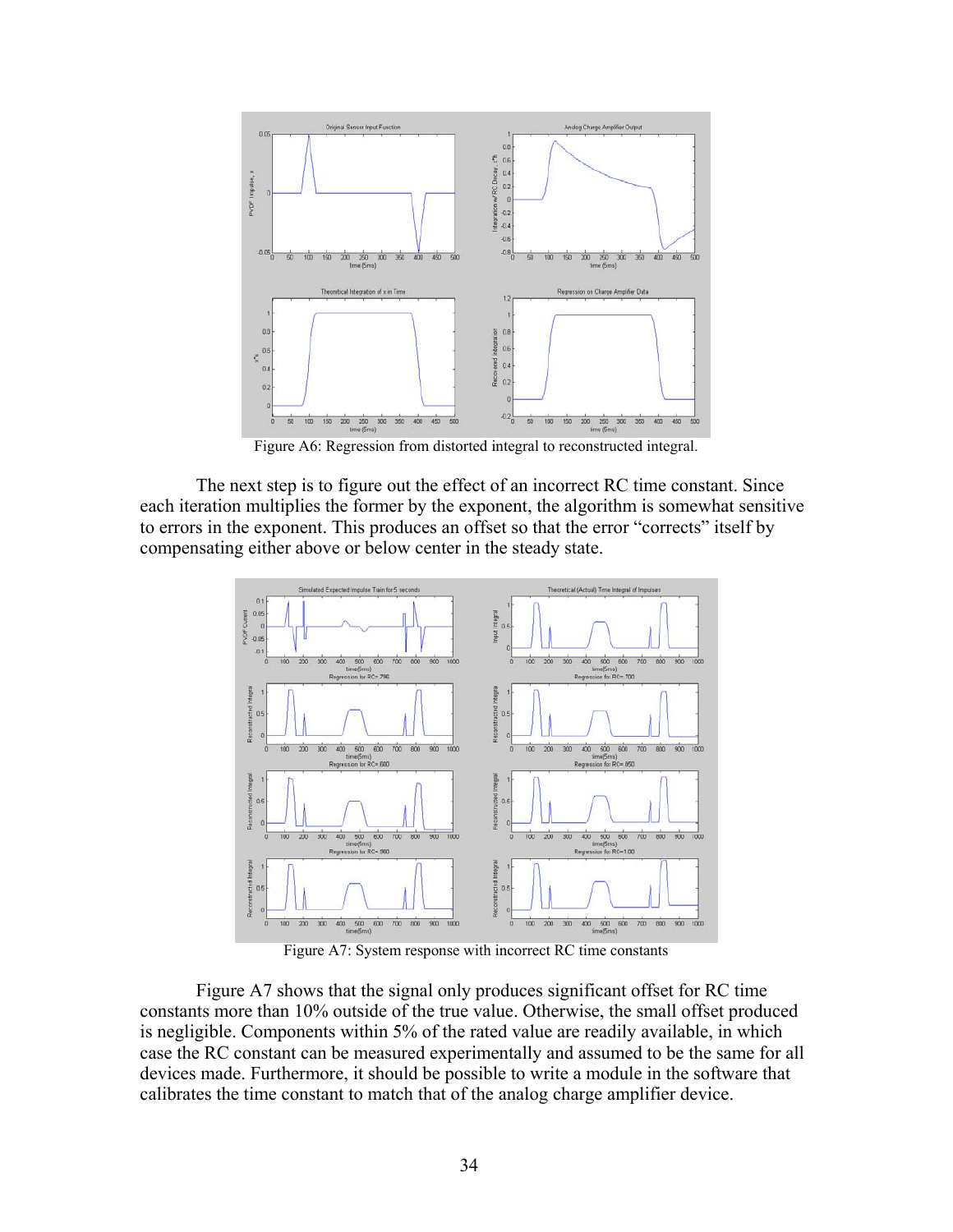Original Sensor Input Function

PVDF Impulse, x

time (5ms)

Analog Charge Amplifier Output

Integration w/ RC Decay, y

time (5ms)

Theoretical Integration of x in Time

time (5ms)

Regression on Charge Amplifier Data

Recovered Integration

time (5ms)

Figure A6: Regression from distorted integral to reconstructed integral.

The next step is to figure out the effect of an incorrect RC time constant. Since each iteration multiplies the former by the exponent, the algorithm is somewhat sensitive to errors in the exponent. This produces an offset so that the error "corrects" itself by compensating either above or below center in the steady state.

Simulated Expected Impulse Train for 5 seconds

PVDF Current

time(5ms)

Theoretical (Actual) Time Integral of Impulses

Input Integral

time(5ms)

Regression for RC=.796

Reconstructed Integral

time(5ms)

Regression for RC=.700

Reconstructed Integral

time(5ms)

Regression for RC=.600

Reconstructed Integral

time(5ms)

Regression for RC=.850

Reconstructed Integral

time(5ms)

Regression for RC=.900

Reconstructed Integral

time(5ms)

Regression for RC=1.00

Reconstructed Integral

time(5ms)

Figure A7: System response with incorrect RC time constants

Figure A7 shows that the signal only produces significant offset for RC time constants more than 10% outside of the true value. Otherwise, the small offset produced is negligible. Components within 5% of the rated value are readily available, in which case the RC constant can be measured experimentally and assumed to be the same for all devices made. Furthermore, it should be possible to write a module in the software that calibrates the time constant to match that of the analog charge amplifier device.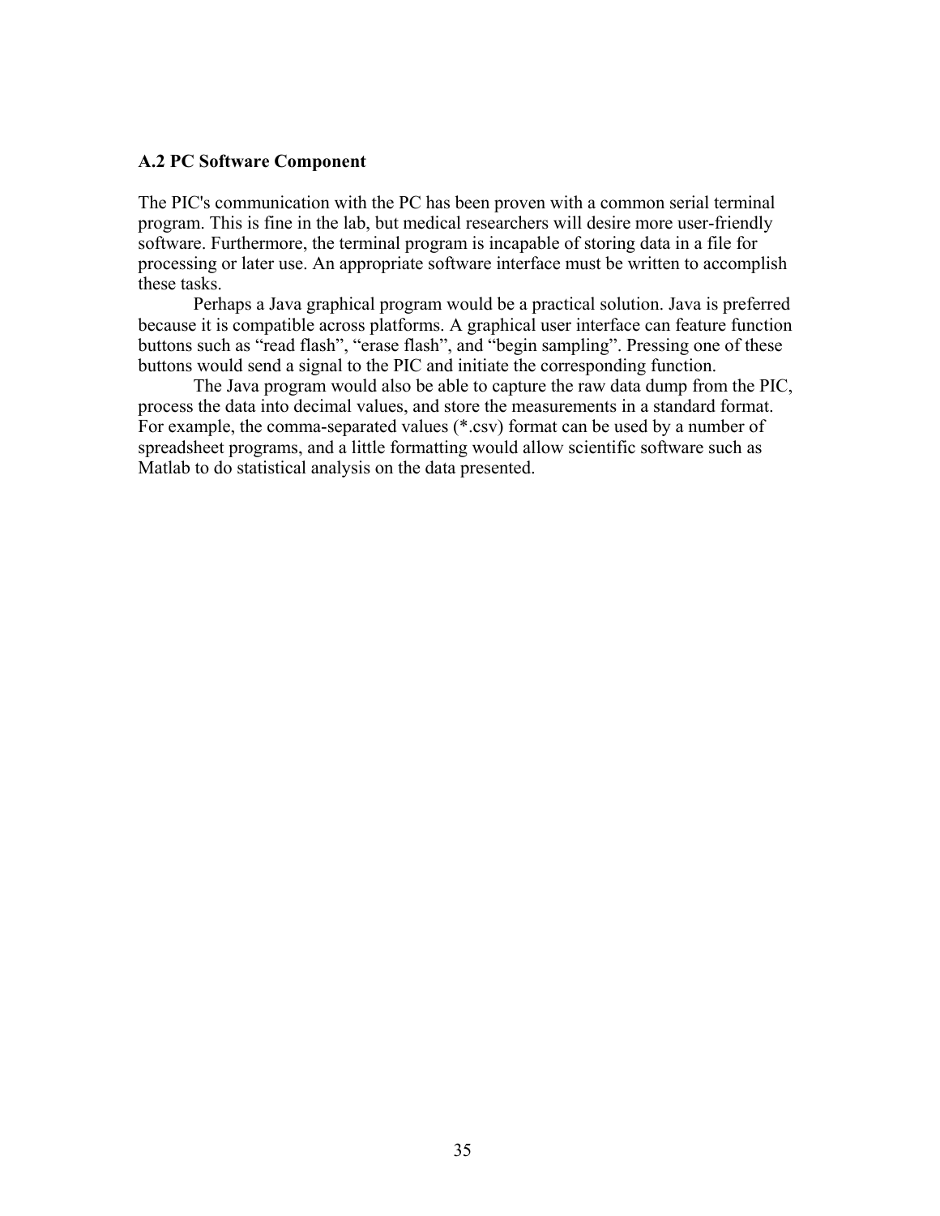### A.2 PC Software Component

The PIC's communication with the PC has been proven with a common serial terminal program. This is fine in the lab, but medical researchers will desire more user-friendly software. Furthermore, the terminal program is incapable of storing data in a file for processing or later use. An appropriate software interface must be written to accomplish these tasks.

Perhaps a Java graphical program would be a practical solution. Java is preferred because it is compatible across platforms. A graphical user interface can feature function buttons such as “read flash”, “erase flash”, and “begin sampling”. Pressing one of these buttons would send a signal to the PIC and initiate the corresponding function.

The Java program would also be able to capture the raw data dump from the PIC, process the data into decimal values, and store the measurements in a standard format. For example, the comma-separated values (*.csv) format can be used by a number of spreadsheet programs, and a little formatting would allow scientific software such as Matlab to do statistical analysis on the data presented.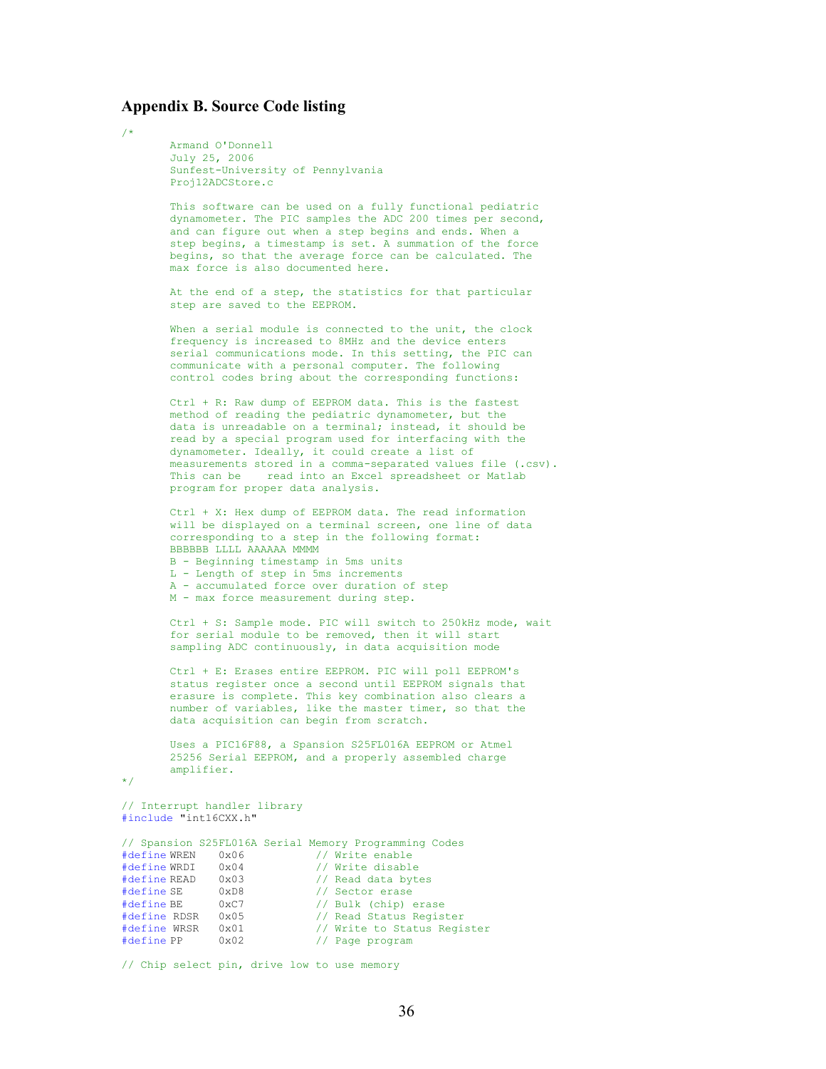### Appendix B. Source Code listing

```
/*
        Armand O'Donnell
        July 25, 2006
        Sunfest-University of Pennylvania
        Proj12ADCStore.c

        This software can be used on a fully functional pediatric
        dynamometer. The PIC samples the ADC 200 times per second,
        and can figure out when a step begins and ends. When a
        step begins, a timestamp is set. A summation of the force
        begins, so that the average force can be calculated. The
        max force is also documented here.

        At the end of a step, the statistics for that particular
        step are saved to the EEPROM.

        When a serial module is connected to the unit, the clock
        frequency is increased to 8MHz and the device enters
        serial communications mode. In this setting, the PIC can
        communicate with a personal computer. The following
        control codes bring about the corresponding functions:

        Ctrl + R: Raw dump of EEPROM data. This is the fastest
        method of reading the pediatric dynamometer, but the
        data is unreadable on a terminal; instead, it should be
        read by a special program used for interfacing with the
        dynamometer. Ideally, it could create a list of
        measurements stored in a comma-separated values file (.csv).
        This can be    read into an Excel spreadsheet or Matlab
        program for proper data analysis.

        Ctrl + X: Hex dump of EEPROM data. The read information
        will be displayed on a terminal screen, one line of data
        corresponding to a step in the following format:
        BBBBBB LLLL AAAAAA MMMM
        B - Beginning timestamp in 5ms units
        L - Length of step in 5ms increments
        A - accumulated force over duration of step
        M - max force measurement during step.

        Ctrl + S: Sample mode. PIC will switch to 250kHz mode, wait
        for serial module to be removed, then it will start
        sampling ADC continuously, in data acquisition mode

        Ctrl + E: Erases entire EEPROM. PIC will poll EEPROM's
        status register once a second until EEPROM signals that
        erasure is complete. This key combination also clears a
        number of variables, like the master timer, so that the
        data acquisition can begin from scratch.

        Uses a PIC16F88, a Spansion S25FL016A EEPROM or Atmel
        25256 Serial EEPROM, and a properly assembled charge
        amplifier.
*/

// Interrupt handler library
#include "int16CXX.h"

// Spansion S25FL016A Serial Memory Programming Codes
#define WREN    0x06          // Write enable
#define WRDI    0x04          // Write disable
#define READ    0x03          // Read data bytes
#define SE      0xD8          // Sector erase
#define BE      0xC7          // Bulk (chip) erase
#define RDSR    0x05          // Read Status Register
#define WRSR    0x01          // Write to Status Register
#define PP      0x02          // Page program

// Chip select pin, drive low to use memory
```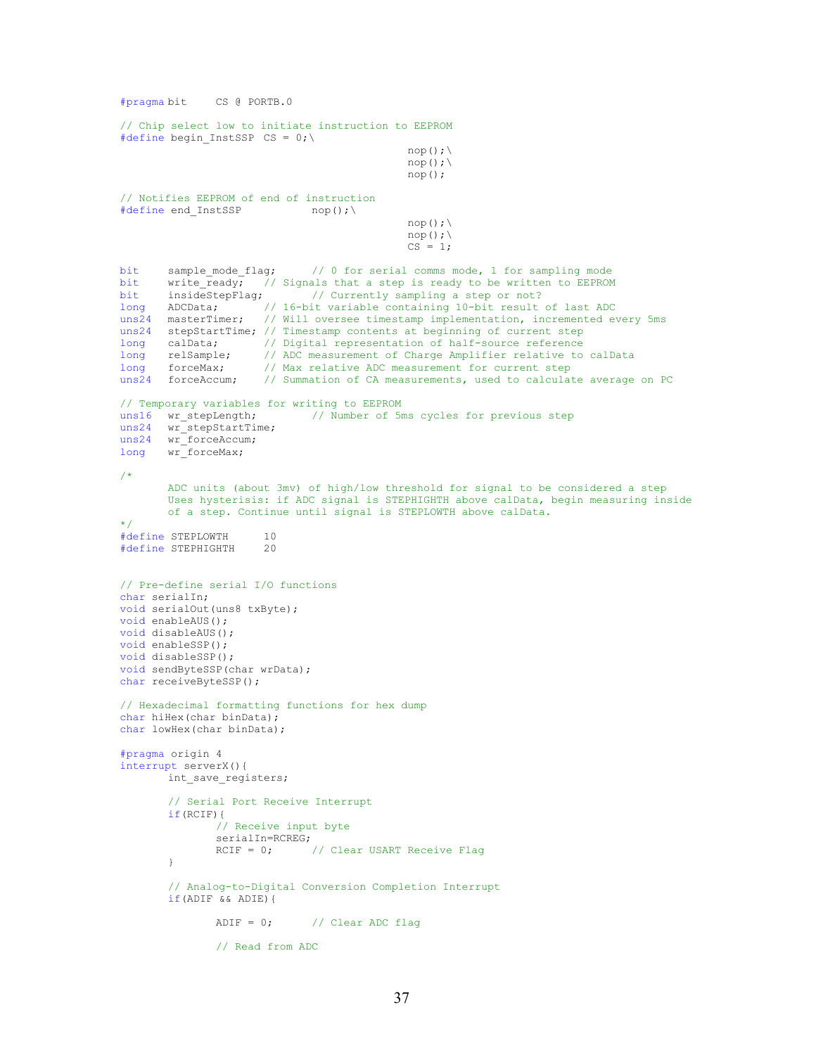```
#pragma bit    CS @ PORTB.0

// Chip select low to initiate instruction to EEPROM
#define begin_InstSSP  CS = 0;\
                                             nop();\
                                             nop();\
                                             nop();

// Notifies EEPROM of end of instruction
#define end_InstSSP           nop();\
                                             nop();\
                                             nop();\
                                             CS = 1;

bit     sample_mode_flag;     // 0 for serial comms mode, 1 for sampling mode
bit     write_ready;   // Signals that a step is ready to be written to EEPROM
bit     insideStepFlag;       // Currently sampling a step or not?
long    ADCData;       // 16-bit variable containing 10-bit result of last ADC
uns24   masterTimer;   // Will oversee timestamp implementation, incremented every 5ms
uns24   stepStartTime; // Timestamp contents at beginning of current step
long    calData;       // Digital representation of half-source reference
long    relSample;     // ADC measurement of Charge Amplifier relative to calData
long    forceMax;      // Max relative ADC measurement for current step
uns24   forceAccum;    // Summation of CA measurements, used to calculate average on PC

// Temporary variables for writing to EEPROM
uns16   wr_stepLength;        // Number of 5ms cycles for previous step
uns24   wr_stepStartTime;
uns24   wr_forceAccum;
long    wr_forceMax;

/*
        ADC units (about 3mv) of high/low threshold for signal to be considered a step
        Uses hysterisis: if ADC signal is STEPHIGHTH above calData, begin measuring inside
        of a step. Continue until signal is STEPLOWTH above calData.
*/
#define STEPLOWTH      10
#define STEPHIGHTH     20


// Pre-define serial I/O functions
char serialIn;
void serialOut(uns8 txByte);
void enableAUS();
void disableAUS();
void enableSSP();
void disableSSP();
void sendByteSSP(char wrData);
char receiveByteSSP();

// Hexadecimal formatting functions for hex dump
char hiHex(char binData);
char lowHex(char binData);

#pragma origin 4
interrupt serverX(){
        int_save_registers;

        // Serial Port Receive Interrupt
        if(RCIF){
                // Receive input byte
                serialIn=RCREG;
                RCIF = 0;      // Clear USART Receive Flag
        }

        // Analog-to-Digital Conversion Completion Interrupt
        if(ADIF && ADIE){

                ADIF = 0;      // Clear ADC flag

                // Read from ADC
```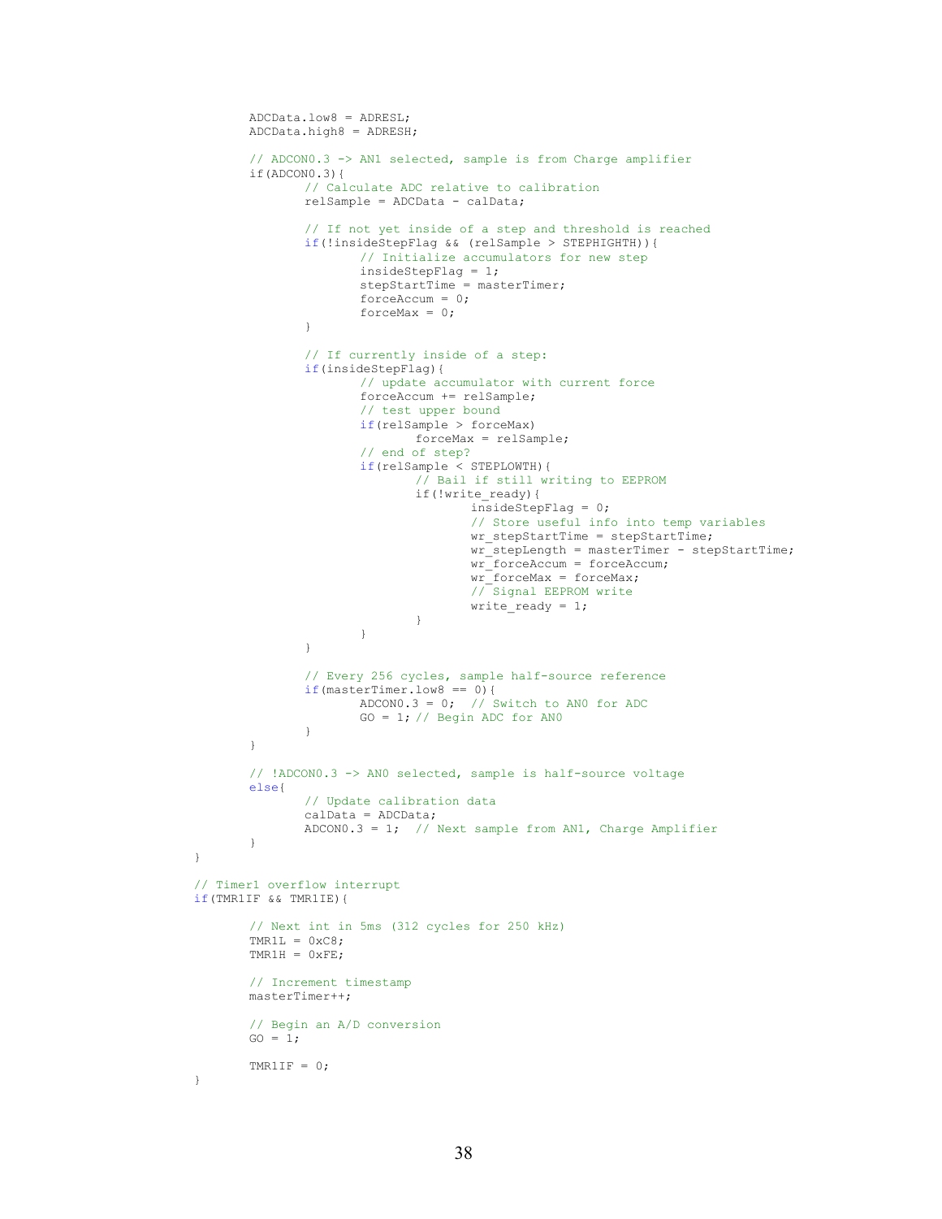```
        ADCData.low8 = ADRESL;
        ADCData.high8 = ADRESH;

        // ADCON0.3 -> AN1 selected, sample is from Charge amplifier
        if(ADCON0.3){
                // Calculate ADC relative to calibration
                relSample = ADCData - calData;

                // If not yet inside of a step and threshold is reached
                if(!insideStepFlag && (relSample > STEPHIGHTH)){
                        // Initialize accumulators for new step
                        insideStepFlag = 1;
                        stepStartTime = masterTimer;
                        forceAccum = 0;
                        forceMax = 0;
                }

                // If currently inside of a step:
                if(insideStepFlag){
                        // update accumulator with current force
                        forceAccum += relSample;
                        // test upper bound
                        if(relSample > forceMax)
                                forceMax = relSample;
                        // end of step?
                        if(relSample < STEPLOWTH){
                                // Bail if still writing to EEPROM
                                if(!write_ready){
                                        insideStepFlag = 0;
                                        // Store useful info into temp variables
                                        wr_stepStartTime = stepStartTime;
                                        wr_stepLength = masterTimer - stepStartTime;
                                        wr_forceAccum = forceAccum;
                                        wr_forceMax = forceMax;
                                        // Signal EEPROM write
                                        write_ready = 1;
                                }
                        }
                }

                // Every 256 cycles, sample half-source reference
                if(masterTimer.low8 == 0){
                        ADCON0.3 = 0;  // Switch to AN0 for ADC
                        GO = 1; // Begin ADC for AN0
                }
        }

        // !ADCON0.3 -> AN0 selected, sample is half-source voltage
        else{
                // Update calibration data
                calData = ADCData;
                ADCON0.3 = 1;  // Next sample from AN1, Charge Amplifier
        }
}

// Timer1 overflow interrupt
if(TMR1IF && TMR1IE){

        // Next int in 5ms (312 cycles for 250 kHz)
        TMR1L = 0xC8;
        TMR1H = 0xFE;

        // Increment timestamp
        masterTimer++;

        // Begin an A/D conversion
        GO = 1;

        TMR1IF = 0;
}
```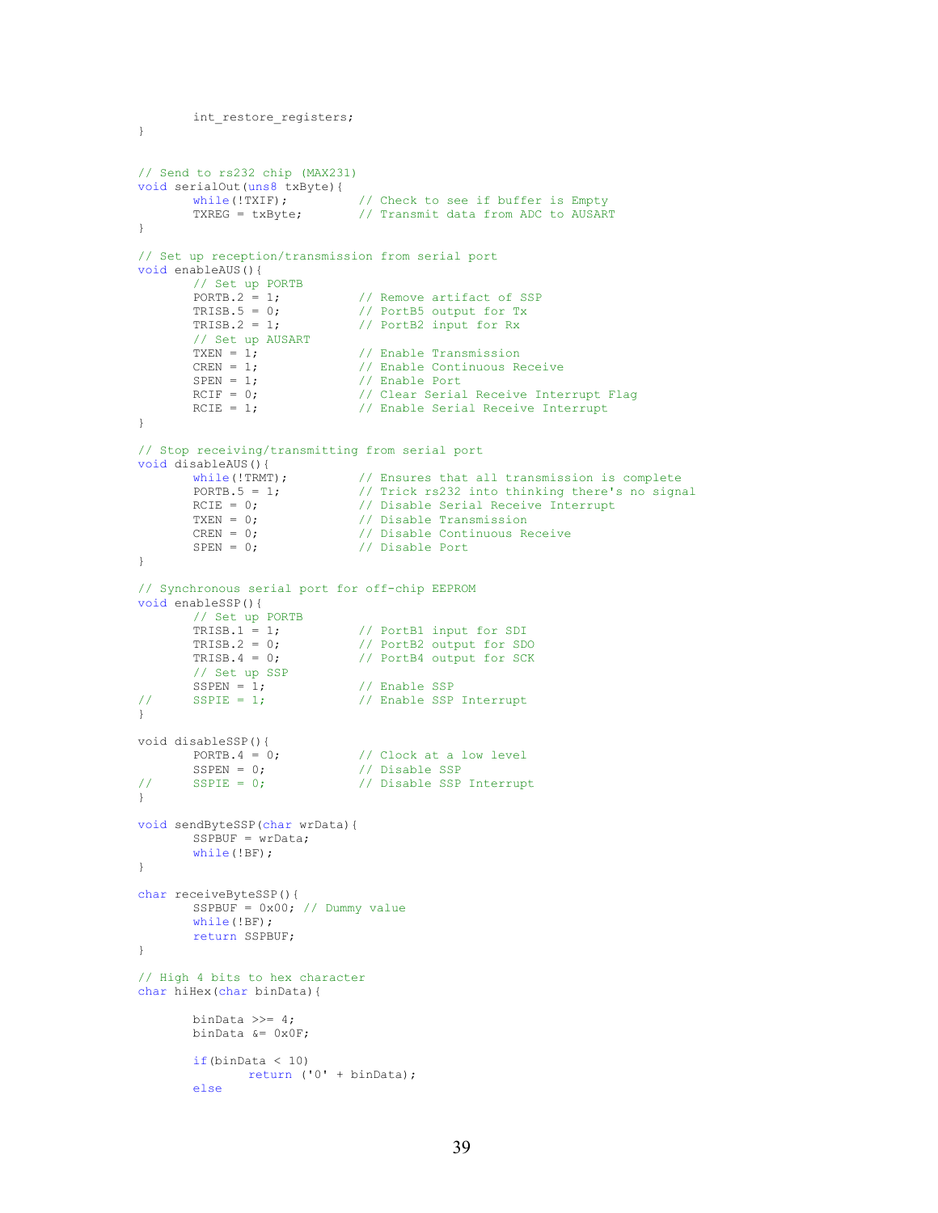```
        int_restore_registers;
}


// Send to rs232 chip (MAX231)
void serialOut(uns8 txByte){
        while(!TXIF);           // Check to see if buffer is Empty
        TXREG = txByte;         // Transmit data from ADC to AUSART
}

// Set up reception/transmission from serial port
void enableAUS(){
        // Set up PORTB
        PORTB.2 = 1;            // Remove artifact of SSP
        TRISB.5 = 0;            // PortB5 output for Tx
        TRISB.2 = 1;            // PortB2 input for Rx
        // Set up AUSART
        TXEN = 1;               // Enable Transmission
        CREN = 1;               // Enable Continuous Receive
        SPEN = 1;               // Enable Port
        RCIF = 0;               // Clear Serial Receive Interrupt Flag
        RCIE = 1;               // Enable Serial Receive Interrupt
}

// Stop receiving/transmitting from serial port
void disableAUS(){
        while(!TRMT);           // Ensures that all transmission is complete
        PORTB.5 = 1;            // Trick rs232 into thinking there's no signal
        RCIE = 0;               // Disable Serial Receive Interrupt
        TXEN = 0;               // Disable Transmission
        CREN = 0;               // Disable Continuous Receive
        SPEN = 0;               // Disable Port
}

// Synchronous serial port for off-chip EEPROM
void enableSSP(){
        // Set up PORTB
        TRISB.1 = 1;            // PortB1 input for SDI
        TRISB.2 = 0;            // PortB2 output for SDO
        TRISB.4 = 0;            // PortB4 output for SCK
        // Set up SSP
        SSPEN = 1;              // Enable SSP
//      SSPIE = 1;              // Enable SSP Interrupt
}

void disableSSP(){
        PORTB.4 = 0;            // Clock at a low level
        SSPEN = 0;              // Disable SSP
//      SSPIE = 0;              // Disable SSP Interrupt
}

void sendByteSSP(char wrData){
        SSPBUF = wrData;
        while(!BF);
}

char receiveByteSSP(){
        SSPBUF = 0x00; // Dummy value
        while(!BF);
        return SSPBUF;
}

// High 4 bits to hex character
char hiHex(char binData){

        binData >>= 4;
        binData &= 0x0F;

        if(binData < 10)
                return ('0' + binData);
        else
```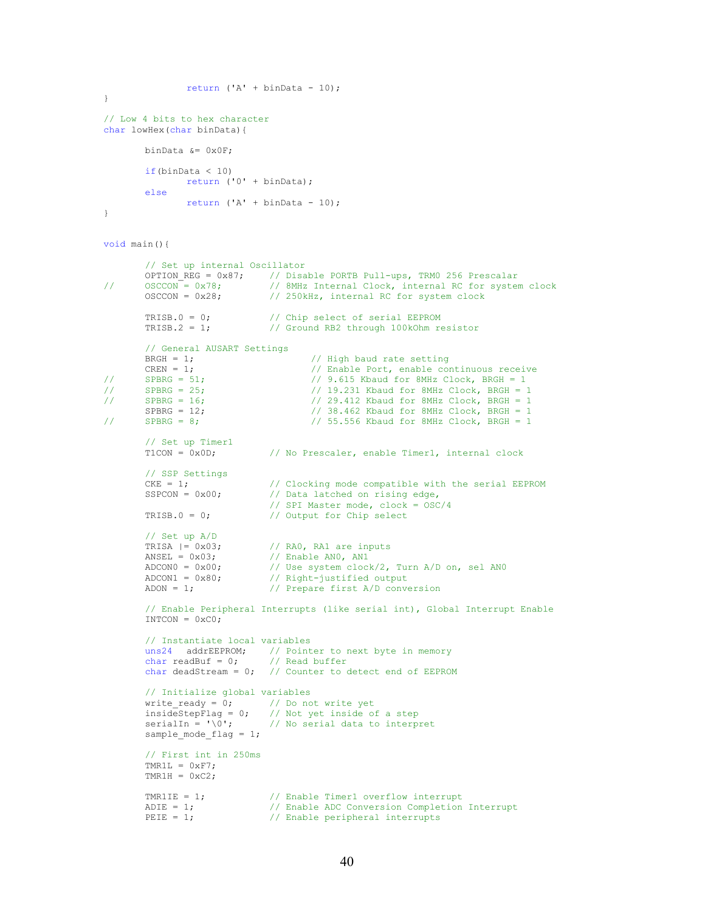```
                return ('A' + binData - 10);
}

// Low 4 bits to hex character
char lowHex(char binData){

        binData &= 0x0F;

        if(binData < 10)
                return ('0' + binData);
        else
                return ('A' + binData - 10);
}


void main(){

        // Set up internal Oscillator
        OPTION_REG = 0x87;      // Disable PORTB Pull-ups, TRM0 256 Prescalar
//      OSCCON = 0x78;          // 8MHz Internal Clock, internal RC for system clock
        OSCCON = 0x28;          // 250kHz, internal RC for system clock

        TRISB.0 = 0;            // Chip select of serial EEPROM
        TRISB.2 = 1;            // Ground RB2 through 100kOhm resistor

        // General AUSART Settings
        BRGH = 1;                       // High baud rate setting
        CREN = 1;                       // Enable Port, enable continuous receive
//      SPBRG = 51;                     // 9.615 Kbaud for 8MHz Clock, BRGH = 1
//      SPBRG = 25;                     // 19.231 Kbaud for 8MHz Clock, BRGH = 1
//      SPBRG = 16;                     // 29.412 Kbaud for 8MHz Clock, BRGH = 1
        SPBRG = 12;                     // 38.462 Kbaud for 8MHz Clock, BRGH = 1
//      SPBRG = 8;                      // 55.556 Kbaud for 8MHz Clock, BRGH = 1

        // Set up Timer1
        T1CON = 0x0D;           // No Prescaler, enable Timer1, internal clock

        // SSP Settings
        CKE = 1;                // Clocking mode compatible with the serial EEPROM
        SSPCON = 0x00;          // Data latched on rising edge,
                                // SPI Master mode, clock = OSC/4
        TRISB.0 = 0;            // Output for Chip select

        // Set up A/D
        TRISA |= 0x03;          // RA0, RA1 are inputs
        ANSEL = 0x03;           // Enable AN0, AN1
        ADCON0 = 0x00;          // Use system clock/2, Turn A/D on, sel AN0
        ADCON1 = 0x80;          // Right-justified output
        ADON = 1;               // Prepare first A/D conversion

        // Enable Peripheral Interrupts (like serial int), Global Interrupt Enable
        INTCON = 0xC0;

        // Instantiate local variables
        uns24   addrEEPROM;     // Pointer to next byte in memory
        char readBuf = 0;       // Read buffer
        char deadStream = 0;    // Counter to detect end of EEPROM

        // Initialize global variables
        write_ready = 0;        // Do not write yet
        insideStepFlag = 0;     // Not yet inside of a step
        serialIn = '\0';        // No serial data to interpret
        sample_mode_flag = 1;

        // First int in 250ms
        TMR1L = 0xF7;
        TMR1H = 0xC2;

        TMR1IE = 1;             // Enable Timer1 overflow interrupt
        ADIE = 1;               // Enable ADC Conversion Completion Interrupt
        PEIE = 1;               // Enable peripheral interrupts
```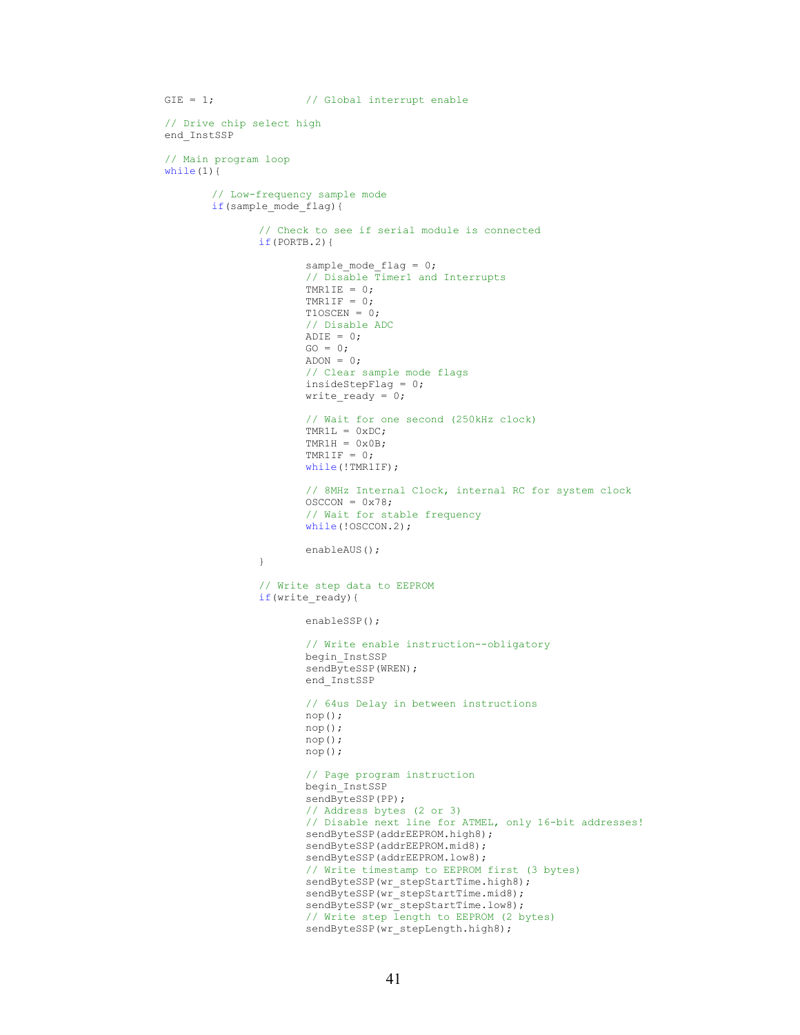```
GIE = 1;                // Global interrupt enable

// Drive chip select high
end_InstSSP

// Main program loop
while(1){

        // Low-frequency sample mode
        if(sample_mode_flag){

                // Check to see if serial module is connected
                if(PORTB.2){

                        sample_mode_flag = 0;
                        // Disable Timer1 and Interrupts
                        TMR1IE = 0;
                        TMR1IF = 0;
                        T1OSCEN = 0;
                        // Disable ADC
                        ADIE = 0;
                        GO = 0;
                        ADON = 0;
                        // Clear sample mode flags
                        insideStepFlag = 0;
                        write_ready = 0;

                        // Wait for one second (250kHz clock)
                        TMR1L = 0xDC;
                        TMR1H = 0x0B;
                        TMR1IF = 0;
                        while(!TMR1IF);

                        // 8MHz Internal Clock, internal RC for system clock
                        OSCCON = 0x78;
                        // Wait for stable frequency
                        while(!OSCCON.2);

                        enableAUS();
                }

                // Write step data to EEPROM
                if(write_ready){

                        enableSSP();

                        // Write enable instruction--obligatory
                        begin_InstSSP
                        sendByteSSP(WREN);
                        end_InstSSP

                        // 64us Delay in between instructions
                        nop();
                        nop();
                        nop();
                        nop();

                        // Page program instruction
                        begin_InstSSP
                        sendByteSSP(PP);
                        // Address bytes (2 or 3)
                        // Disable next line for ATMEL, only 16-bit addresses!
                        sendByteSSP(addrEEPROM.high8);
                        sendByteSSP(addrEEPROM.mid8);
                        sendByteSSP(addrEEPROM.low8);
                        // Write timestamp to EEPROM first (3 bytes)
                        sendByteSSP(wr_stepStartTime.high8);
                        sendByteSSP(wr_stepStartTime.mid8);
                        sendByteSSP(wr_stepStartTime.low8);
                        // Write step length to EEPROM (2 bytes)
                        sendByteSSP(wr_stepLength.high8);
```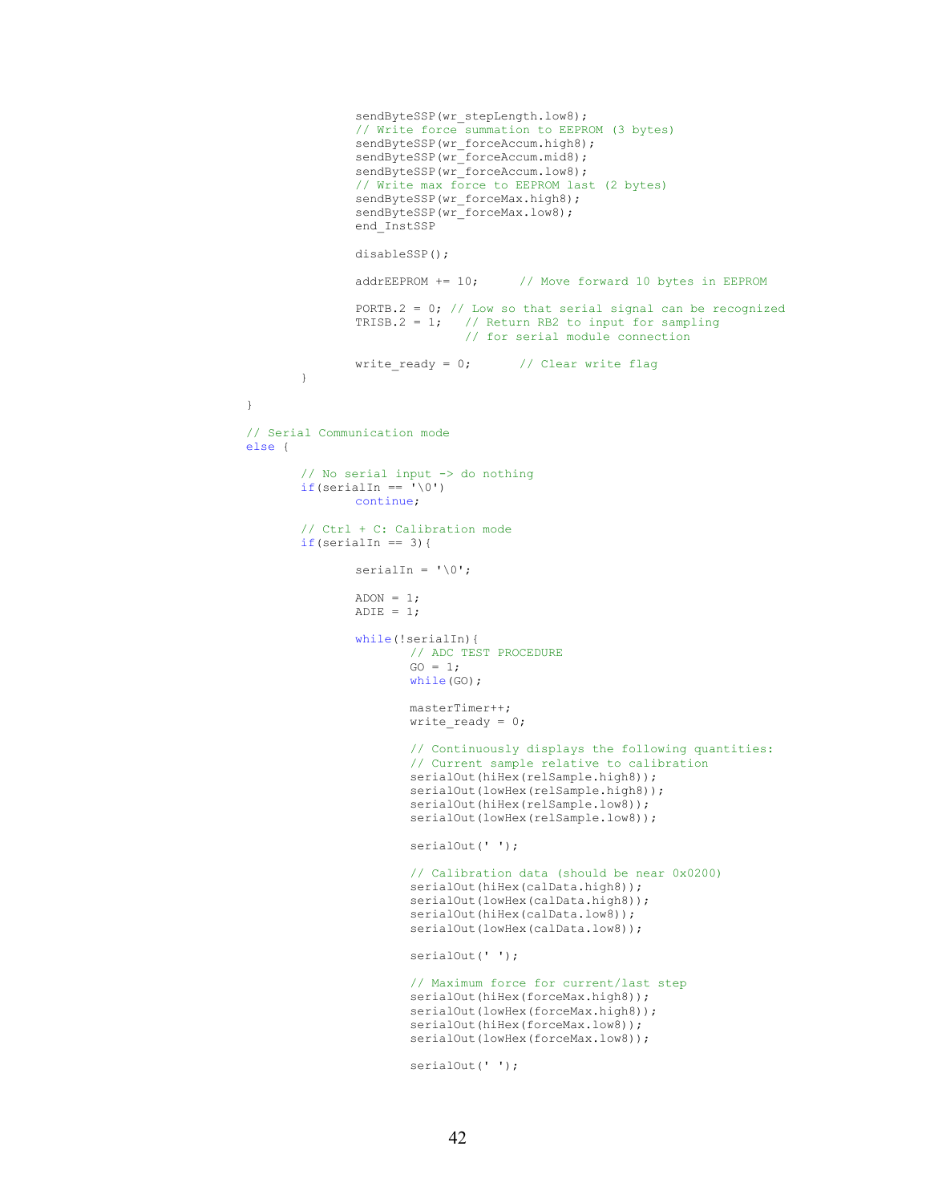```
                sendByteSSP(wr_stepLength.low8);
                // Write force summation to EEPROM (3 bytes)
                sendByteSSP(wr_forceAccum.high8);
                sendByteSSP(wr_forceAccum.mid8);
                sendByteSSP(wr_forceAccum.low8);
                // Write max force to EEPROM last (2 bytes)
                sendByteSSP(wr_forceMax.high8);
                sendByteSSP(wr_forceMax.low8);
                end_InstSSP

                disableSSP();

                addrEEPROM += 10;       // Move forward 10 bytes in EEPROM

                PORTB.2 = 0; // Low so that serial signal can be recognized
                TRISB.2 = 1;    // Return RB2 to input for sampling
                                // for serial module connection

                write_ready = 0;        // Clear write flag
        }

}

// Serial Communication mode
else {

        // No serial input -> do nothing
        if(serialIn == '\0')
                continue;

        // Ctrl + C: Calibration mode
        if(serialIn == 3){

                serialIn = '\0';

                ADON = 1;
                ADIE = 1;

                while(!serialIn){
                        // ADC TEST PROCEDURE
                        GO = 1;
                        while(GO);

                        masterTimer++;
                        write_ready = 0;

                        // Continuously displays the following quantities:
                        // Current sample relative to calibration
                        serialOut(hiHex(relSample.high8));
                        serialOut(lowHex(relSample.high8));
                        serialOut(hiHex(relSample.low8));
                        serialOut(lowHex(relSample.low8));

                        serialOut(' ');

                        // Calibration data (should be near 0x0200)
                        serialOut(hiHex(calData.high8));
                        serialOut(lowHex(calData.high8));
                        serialOut(hiHex(calData.low8));
                        serialOut(lowHex(calData.low8));

                        serialOut(' ');

                        // Maximum force for current/last step
                        serialOut(hiHex(forceMax.high8));
                        serialOut(lowHex(forceMax.high8));
                        serialOut(hiHex(forceMax.low8));
                        serialOut(lowHex(forceMax.low8));

                        serialOut(' ');
```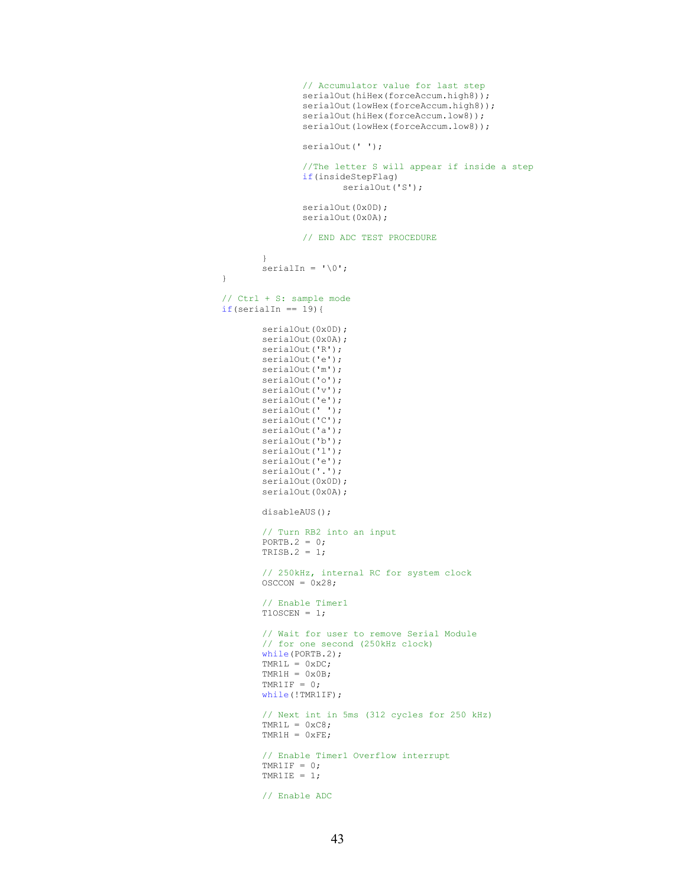```
                // Accumulator value for last step
                serialOut(hiHex(forceAccum.high8));
                serialOut(lowHex(forceAccum.high8));
                serialOut(hiHex(forceAccum.low8));
                serialOut(lowHex(forceAccum.low8));

                serialOut(' ');

                //The letter S will appear if inside a step
                if(insideStepFlag)
                        serialOut('S');

                serialOut(0x0D);
                serialOut(0x0A);

                // END ADC TEST PROCEDURE

        }
        serialIn = '\0';
}

// Ctrl + S: sample mode
if(serialIn == 19){

        serialOut(0x0D);
        serialOut(0x0A);
        serialOut('R');
        serialOut('e');
        serialOut('m');
        serialOut('o');
        serialOut('v');
        serialOut('e');
        serialOut(' ');
        serialOut('C');
        serialOut('a');
        serialOut('b');
        serialOut('l');
        serialOut('e');
        serialOut('.');
        serialOut(0x0D);
        serialOut(0x0A);

        disableAUS();

        // Turn RB2 into an input
        PORTB.2 = 0;
        TRISB.2 = 1;

        // 250kHz, internal RC for system clock
        OSCCON = 0x28;

        // Enable Timer1
        T1OSCEN = 1;

        // Wait for user to remove Serial Module
        // for one second (250kHz clock)
        while(PORTB.2);
        TMR1L = 0xDC;
        TMR1H = 0x0B;
        TMR1IF = 0;
        while(!TMR1IF);

        // Next int in 5ms (312 cycles for 250 kHz)
        TMR1L = 0xC8;
        TMR1H = 0xFE;

        // Enable Timer1 Overflow interrupt
        TMR1IF = 0;
        TMR1IE = 1;

        // Enable ADC
```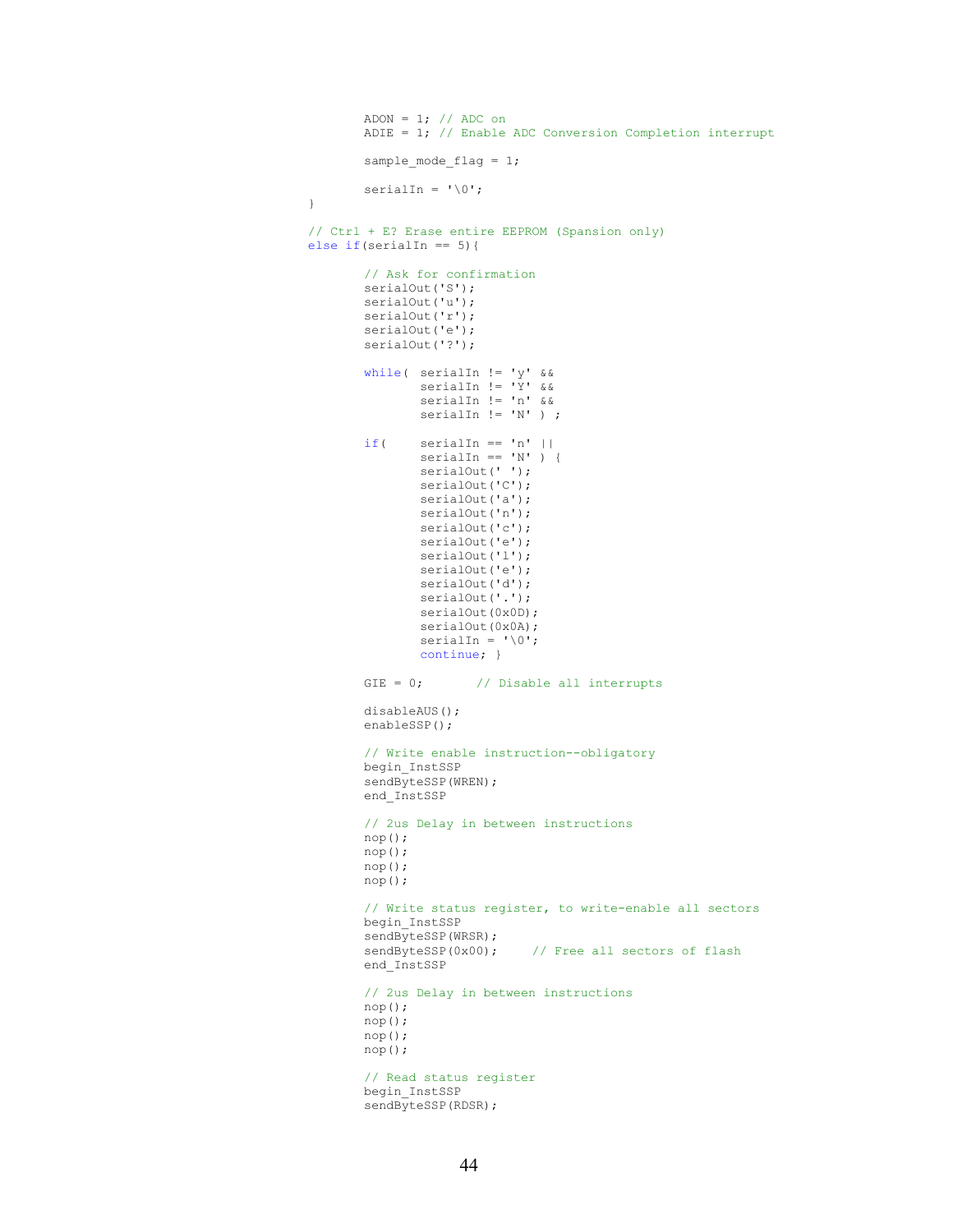```
        ADON = 1; // ADC on
        ADIE = 1; // Enable ADC Conversion Completion interrupt

        sample_mode_flag = 1;

        serialIn = '\0';
}

// Ctrl + E? Erase entire EEPROM (Spansion only)
else if(serialIn == 5){

        // Ask for confirmation
        serialOut('S');
        serialOut('u');
        serialOut('r');
        serialOut('e');
        serialOut('?');

        while(  serialIn != 'y' &&
                serialIn != 'Y' &&
                serialIn != 'n' &&
                serialIn != 'N' ) ;

        if(     serialIn == 'n' ||
                serialIn == 'N' ) {
                serialOut(' ');
                serialOut('C');
                serialOut('a');
                serialOut('n');
                serialOut('c');
                serialOut('e');
                serialOut('l');
                serialOut('e');
                serialOut('d');
                serialOut('.');
                serialOut(0x0D);
                serialOut(0x0A);
                serialIn = '\0';
                continue; }

        GIE = 0;       // Disable all interrupts

        disableAUS();
        enableSSP();

        // Write enable instruction--obligatory
        begin_InstSSP
        sendByteSSP(WREN);
        end_InstSSP

        // 2us Delay in between instructions
        nop();
        nop();
        nop();
        nop();

        // Write status register, to write-enable all sectors
        begin_InstSSP
        sendByteSSP(WRSR);
        sendByteSSP(0x00);     // Free all sectors of flash
        end_InstSSP

        // 2us Delay in between instructions
        nop();
        nop();
        nop();
        nop();

        // Read status register
        begin_InstSSP
        sendByteSSP(RDSR);
```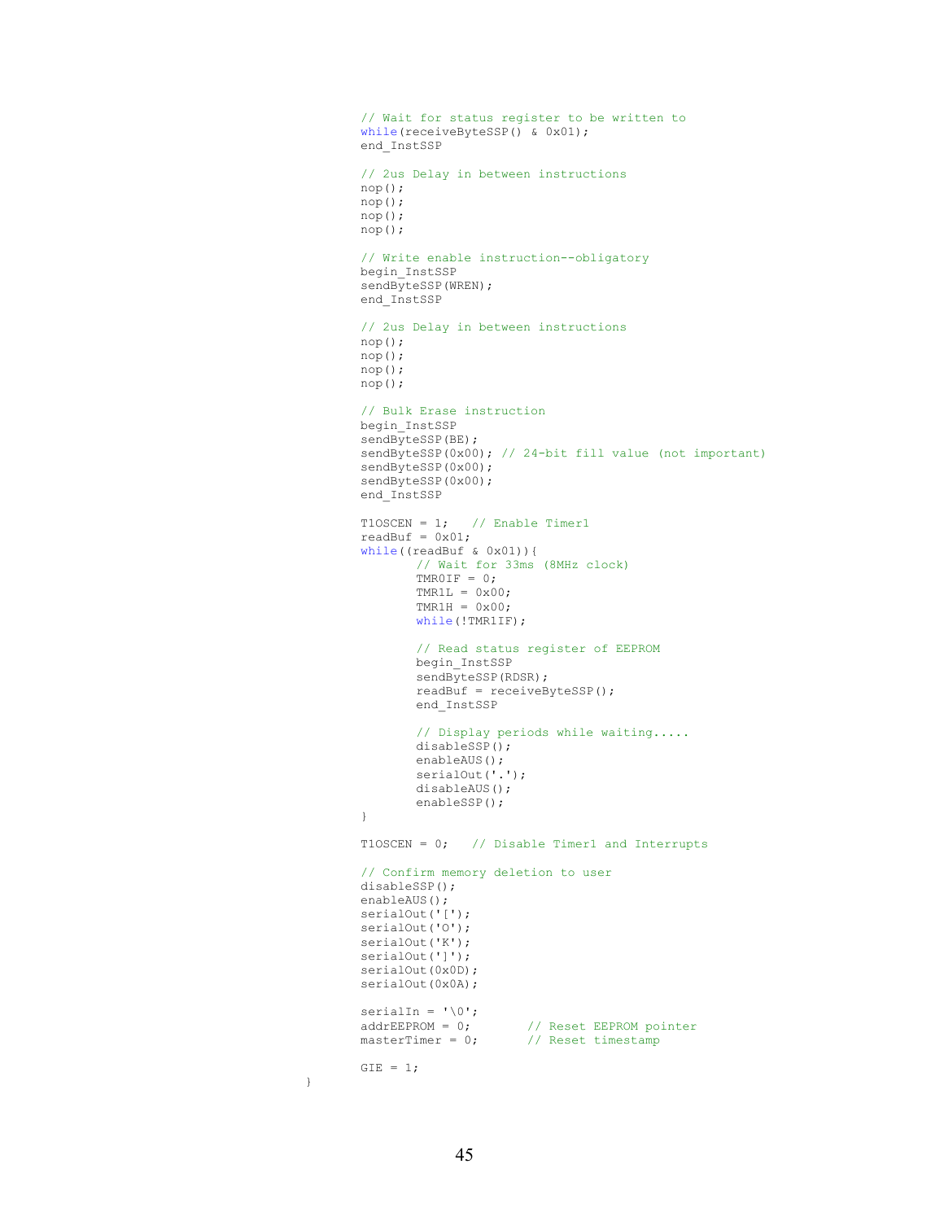```c
        // Wait for status register to be written to
        while(receiveByteSSP() & 0x01);
        end_InstSSP

        // 2us Delay in between instructions
        nop();
        nop();
        nop();
        nop();

        // Write enable instruction--obligatory
        begin_InstSSP
        sendByteSSP(WREN);
        end_InstSSP

        // 2us Delay in between instructions
        nop();
        nop();
        nop();
        nop();

        // Bulk Erase instruction
        begin_InstSSP
        sendByteSSP(BE);
        sendByteSSP(0x00); // 24-bit fill value (not important)
        sendByteSSP(0x00);
        sendByteSSP(0x00);
        end_InstSSP

        T1OSCEN = 1;   // Enable Timer1
        readBuf = 0x01;
        while((readBuf & 0x01)){
                // Wait for 33ms (8MHz clock)
                TMR0IF = 0;
                TMR1L = 0x00;
                TMR1H = 0x00;
                while(!TMR1IF);

                // Read status register of EEPROM
                begin_InstSSP
                sendByteSSP(RDSR);
                readBuf = receiveByteSSP();
                end_InstSSP

                // Display periods while waiting.....
                disableSSP();
                enableAUS();
                serialOut('.');
                disableAUS();
                enableSSP();
        }

        T1OSCEN = 0;   // Disable Timer1 and Interrupts

        // Confirm memory deletion to user
        disableSSP();
        enableAUS();
        serialOut('[');
        serialOut('O');
        serialOut('K');
        serialOut(']');
        serialOut(0x0D);
        serialOut(0x0A);

        serialIn = '\0';
        addrEEPROM = 0;        // Reset EEPROM pointer
        masterTimer = 0;       // Reset timestamp

        GIE = 1;
}
```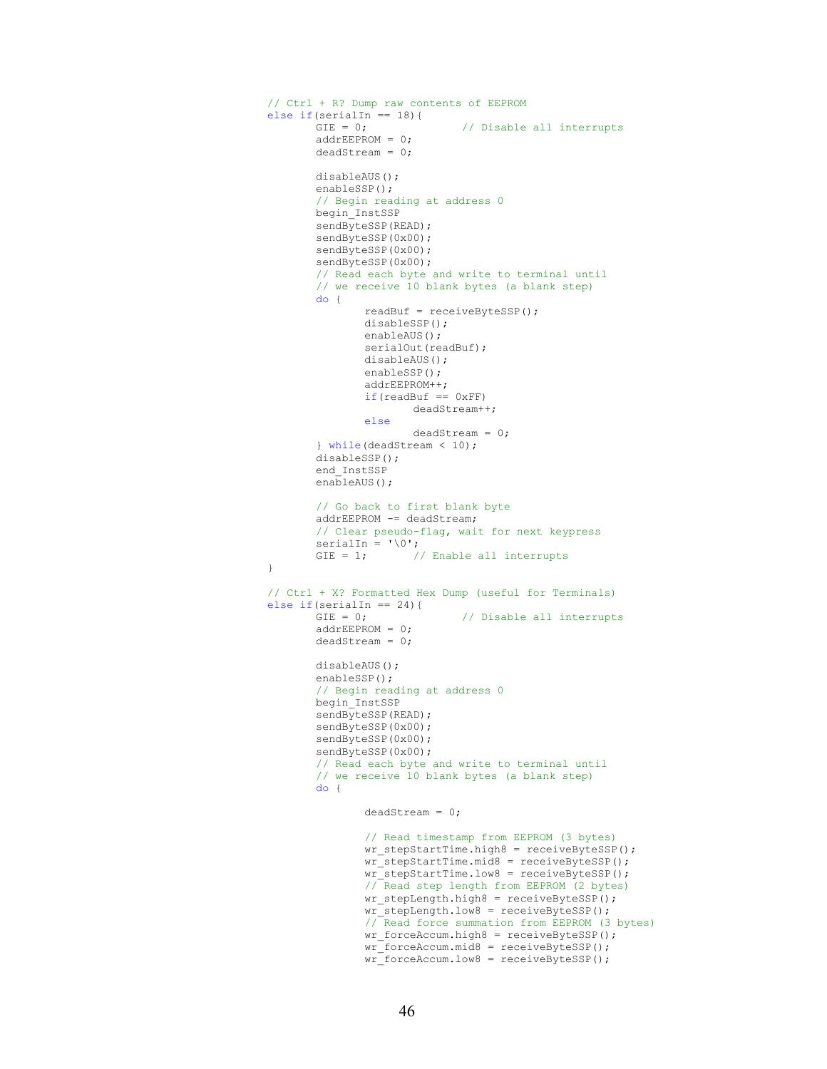```
// Ctrl + R? Dump raw contents of EEPROM
else if(serialIn == 18){
        GIE = 0;                // Disable all interrupts
        addrEEPROM = 0;
        deadStream = 0;

        disableAUS();
        enableSSP();
        // Begin reading at address 0
        begin_InstSSP
        sendByteSSP(READ);
        sendByteSSP(0x00);
        sendByteSSP(0x00);
        sendByteSSP(0x00);
        // Read each byte and write to terminal until
        // we receive 10 blank bytes (a blank step)
        do {
                readBuf = receiveByteSSP();
                disableSSP();
                enableAUS();
                serialOut(readBuf);
                disableAUS();
                enableSSP();
                addrEEPROM++;
                if(readBuf == 0xFF)
                        deadStream++;
                else
                        deadStream = 0;
        } while(deadStream < 10);
        disableSSP();
        end_InstSSP
        enableAUS();

        // Go back to first blank byte
        addrEEPROM -= deadStream;
        // Clear pseudo-flag, wait for next keypress
        serialIn = '\0';
        GIE = 1;        // Enable all interrupts
}

// Ctrl + X? Formatted Hex Dump (useful for Terminals)
else if(serialIn == 24){
        GIE = 0;                // Disable all interrupts
        addrEEPROM = 0;
        deadStream = 0;

        disableAUS();
        enableSSP();
        // Begin reading at address 0
        begin_InstSSP
        sendByteSSP(READ);
        sendByteSSP(0x00);
        sendByteSSP(0x00);
        sendByteSSP(0x00);
        // Read each byte and write to terminal until
        // we receive 10 blank bytes (a blank step)
        do {

                deadStream = 0;

                // Read timestamp from EEPROM (3 bytes)
                wr_stepStartTime.high8 = receiveByteSSP();
                wr_stepStartTime.mid8 = receiveByteSSP();
                wr_stepStartTime.low8 = receiveByteSSP();
                // Read step length from EEPROM (2 bytes)
                wr_stepLength.high8 = receiveByteSSP();
                wr_stepLength.low8 = receiveByteSSP();
                // Read force summation from EEPROM (3 bytes)
                wr_forceAccum.high8 = receiveByteSSP();
                wr_forceAccum.mid8 = receiveByteSSP();
                wr_forceAccum.low8 = receiveByteSSP();
```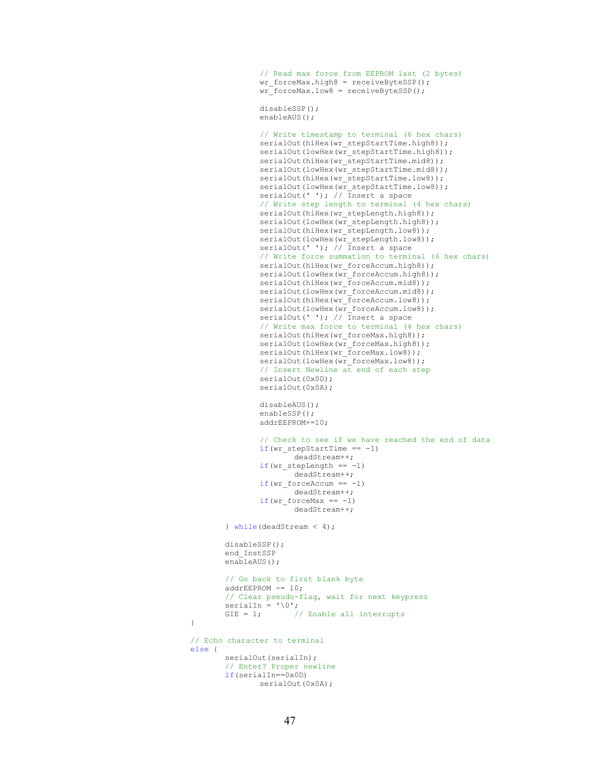```
                // Read max force from EEPROM last (2 bytes)
                wr_forceMax.high8 = receiveByteSSP();
                wr_forceMax.low8 = receiveByteSSP();

                disableSSP();
                enableAUS();

                // Write timestamp to terminal (6 hex chars)
                serialOut(hiHex(wr_stepStartTime.high8));
                serialOut(lowHex(wr_stepStartTime.high8));
                serialOut(hiHex(wr_stepStartTime.mid8));
                serialOut(lowHex(wr_stepStartTime.mid8));
                serialOut(hiHex(wr_stepStartTime.low8));
                serialOut(lowHex(wr_stepStartTime.low8));
                serialOut(' '); // Insert a space
                // Write step length to terminal (4 hex chars)
                serialOut(hiHex(wr_stepLength.high8));
                serialOut(lowHex(wr_stepLength.high8));
                serialOut(hiHex(wr_stepLength.low8));
                serialOut(lowHex(wr_stepLength.low8));
                serialOut(' '); // Insert a space
                // Write force summation to terminal (6 hex chars)
                serialOut(hiHex(wr_forceAccum.high8));
                serialOut(lowHex(wr_forceAccum.high8));
                serialOut(hiHex(wr_forceAccum.mid8));
                serialOut(lowHex(wr_forceAccum.mid8));
                serialOut(hiHex(wr_forceAccum.low8));
                serialOut(lowHex(wr_forceAccum.low8));
                serialOut(' '); // Insert a space
                // Write max force to terminal (4 hex chars)
                serialOut(hiHex(wr_forceMax.high8));
                serialOut(lowHex(wr_forceMax.high8));
                serialOut(hiHex(wr_forceMax.low8));
                serialOut(lowHex(wr_forceMax.low8));
                // Insert Newline at end of each step
                serialOut(0x0D);
                serialOut(0x0A);

                disableAUS();
                enableSSP();
                addrEEPROM+=10;

                // Check to see if we have reached the end of data
                if(wr_stepStartTime == -1)
                        deadStream++;
                if(wr_stepLength == -1)
                        deadStream++;
                if(wr_forceAccum == -1)
                        deadStream++;
                if(wr_forceMax == -1)
                        deadStream++;

        } while(deadStream < 4);

        disableSSP();
        end_InstSSP
        enableAUS();

        // Go back to first blank byte
        addrEEPROM -= 10;
        // Clear pseudo-flag, wait for next keypress
        serialIn = '\0';
        GIE = 1;        // Enable all interrupts
}

// Echo character to terminal
else {
        serialOut(serialIn);
        // Enter? Proper newline
        if(serialIn==0x0D)
                serialOut(0x0A);
```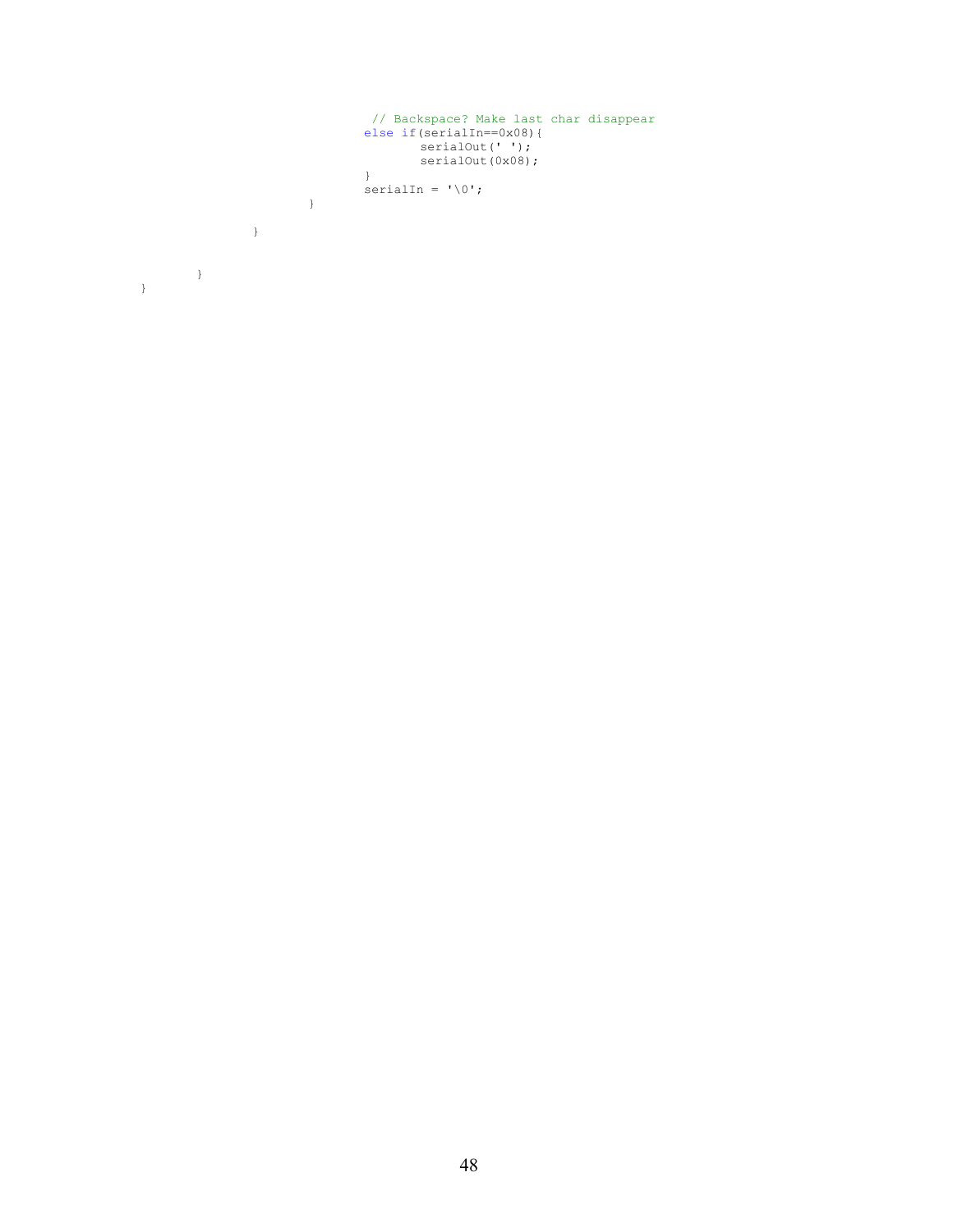```
                                // Backspace? Make last char disappear
                                else if(serialIn==0x08){
                                        serialOut(' ');
                                        serialOut(0x08);
                                }
                                serialIn = '\0';
                        }

                }


        }
}
```